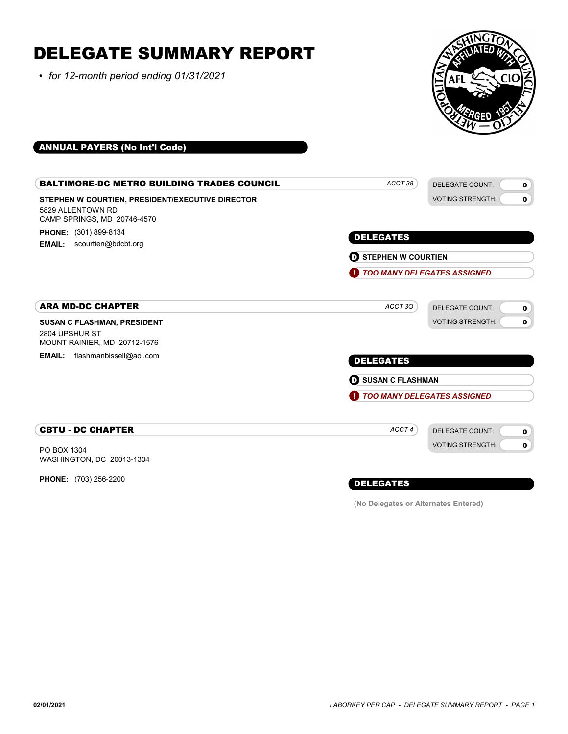# DELEGATE SUMMARY REPORT

- *for 12-month period ending 01/31/2021*

## ANNUAL PAYERS (No Int'l Code)

### BALTIMORE-DC METRO BUILDING TRADES COUNCIL

*ACCT 38*

DELEGATE COUNT: **0**
VOTING STRENGTH: **0**

**STEPHEN W COURTIEN, PRESIDENT/EXECUTIVE DIRECTOR**
5829 ALLENTOWN RD
CAMP SPRINGS, MD 20746-4570

**PHONE:** (301) 899-8134
**EMAIL:** scourtien@bdcbt.org

**DELEGATES**

- **D** **STEPHEN W COURTIEN**
- **!** ***TOO MANY DELEGATES ASSIGNED***

### ARA MD-DC CHAPTER

*ACCT 3Q*

DELEGATE COUNT: **0**
VOTING STRENGTH: **0**

**SUSAN C FLASHMAN, PRESIDENT**
2804 UPSHUR ST
MOUNT RAINIER, MD 20712-1576

**EMAIL:** flashmanbissell@aol.com

**DELEGATES**

- **D** **SUSAN C FLASHMAN**
- **!** ***TOO MANY DELEGATES ASSIGNED***

### CBTU - DC CHAPTER

*ACCT 4*

DELEGATE COUNT: **0**
VOTING STRENGTH: **0**

PO BOX 1304
WASHINGTON, DC 20013-1304

**PHONE:** (703) 256-2200

**DELEGATES**

**(No Delegates or Alternates Entered)**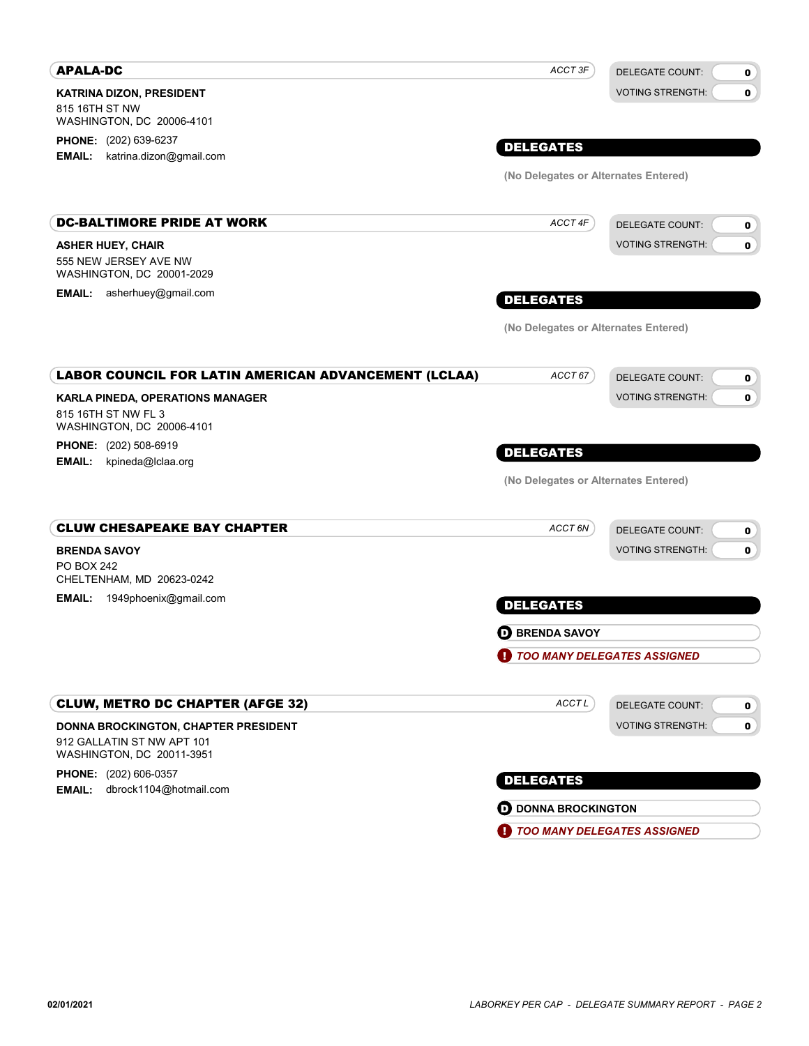## APALA-DC

*ACCT 3F*

| DELEGATE COUNT: | 0 |
|---|---|
| VOTING STRENGTH: | 0 |

**KATRINA DIZON, PRESIDENT**
815 16TH ST NW
WASHINGTON, DC 20006-4101

**PHONE:** (202) 639-6237
**EMAIL:** katrina.dizon@gmail.com

**DELEGATES**

(No Delegates or Alternates Entered)

## DC-BALTIMORE PRIDE AT WORK

*ACCT 4F*

| DELEGATE COUNT: | 0 |
|---|---|
| VOTING STRENGTH: | 0 |

**ASHER HUEY, CHAIR**
555 NEW JERSEY AVE NW
WASHINGTON, DC 20001-2029

**EMAIL:** asherhuey@gmail.com

**DELEGATES**

(No Delegates or Alternates Entered)

## LABOR COUNCIL FOR LATIN AMERICAN ADVANCEMENT (LCLAA)

*ACCT 67*

| DELEGATE COUNT: | 0 |
|---|---|
| VOTING STRENGTH: | 0 |

**KARLA PINEDA, OPERATIONS MANAGER**
815 16TH ST NW FL 3
WASHINGTON, DC 20006-4101

**PHONE:** (202) 508-6919
**EMAIL:** kpineda@lclaa.org

**DELEGATES**

(No Delegates or Alternates Entered)

## CLUW CHESAPEAKE BAY CHAPTER

*ACCT 6N*

| DELEGATE COUNT: | 0 |
|---|---|
| VOTING STRENGTH: | 0 |

**BRENDA SAVOY**
PO BOX 242
CHELTENHAM, MD 20623-0242

**EMAIL:** 1949phoenix@gmail.com

**DELEGATES**

- D BRENDA SAVOY
- ! *TOO MANY DELEGATES ASSIGNED*

## CLUW, METRO DC CHAPTER (AFGE 32)

*ACCT L*

| DELEGATE COUNT: | 0 |
|---|---|
| VOTING STRENGTH: | 0 |

**DONNA BROCKINGTON, CHAPTER PRESIDENT**
912 GALLATIN ST NW APT 101
WASHINGTON, DC 20011-3951

**PHONE:** (202) 606-0357
**EMAIL:** dbrock1104@hotmail.com

**DELEGATES**

- D DONNA BROCKINGTON
- ! *TOO MANY DELEGATES ASSIGNED*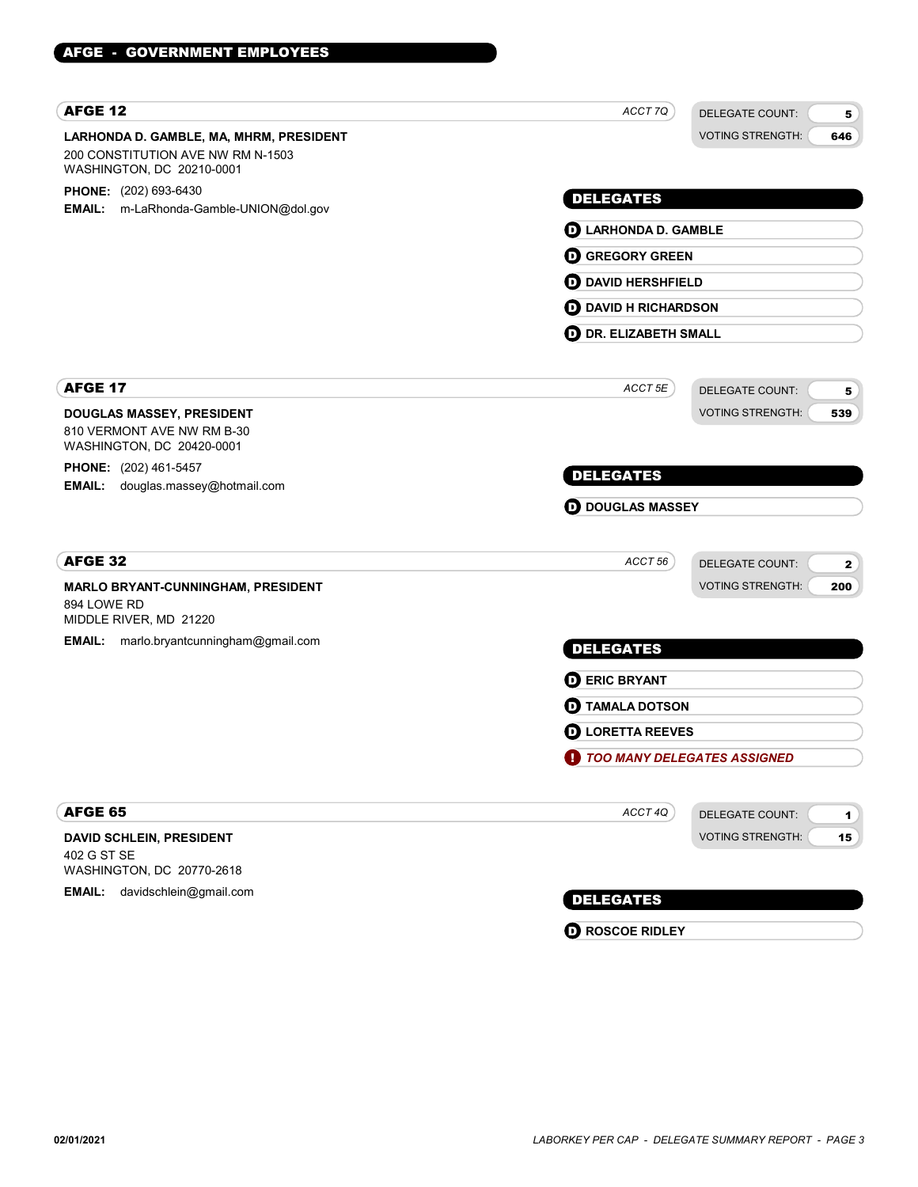# AFGE - GOVERNMENT EMPLOYEES

## AFGE 12

*ACCT 7Q*

DELEGATE COUNT: **5**
VOTING STRENGTH: **646**

**LARHONDA D. GAMBLE, MA, MHRM, PRESIDENT**
200 CONSTITUTION AVE NW RM N-1503
WASHINGTON, DC 20210-0001

**PHONE:** (202) 693-6430
**EMAIL:** m-LaRhonda-Gamble-UNION@dol.gov

### DELEGATES

- **LARHONDA D. GAMBLE**
- **GREGORY GREEN**
- **DAVID HERSHFIELD**
- **DAVID H RICHARDSON**
- **DR. ELIZABETH SMALL**

## AFGE 17

*ACCT 5E*

DELEGATE COUNT: **5**
VOTING STRENGTH: **539**

**DOUGLAS MASSEY, PRESIDENT**
810 VERMONT AVE NW RM B-30
WASHINGTON, DC 20420-0001

**PHONE:** (202) 461-5457
**EMAIL:** douglas.massey@hotmail.com

### DELEGATES

- **DOUGLAS MASSEY**

## AFGE 32

*ACCT 56*

DELEGATE COUNT: **2**
VOTING STRENGTH: **200**

**MARLO BRYANT-CUNNINGHAM, PRESIDENT**
894 LOWE RD
MIDDLE RIVER, MD 21220

**EMAIL:** marlo.bryantcunningham@gmail.com

### DELEGATES

- **ERIC BRYANT**
- **TAMALA DOTSON**
- **LORETTA REEVES**
- ***TOO MANY DELEGATES ASSIGNED***

## AFGE 65

*ACCT 4Q*

DELEGATE COUNT: **1**
VOTING STRENGTH: **15**

**DAVID SCHLEIN, PRESIDENT**
402 G ST SE
WASHINGTON, DC 20770-2618

**EMAIL:** davidschlein@gmail.com

### DELEGATES

- **ROSCOE RIDLEY**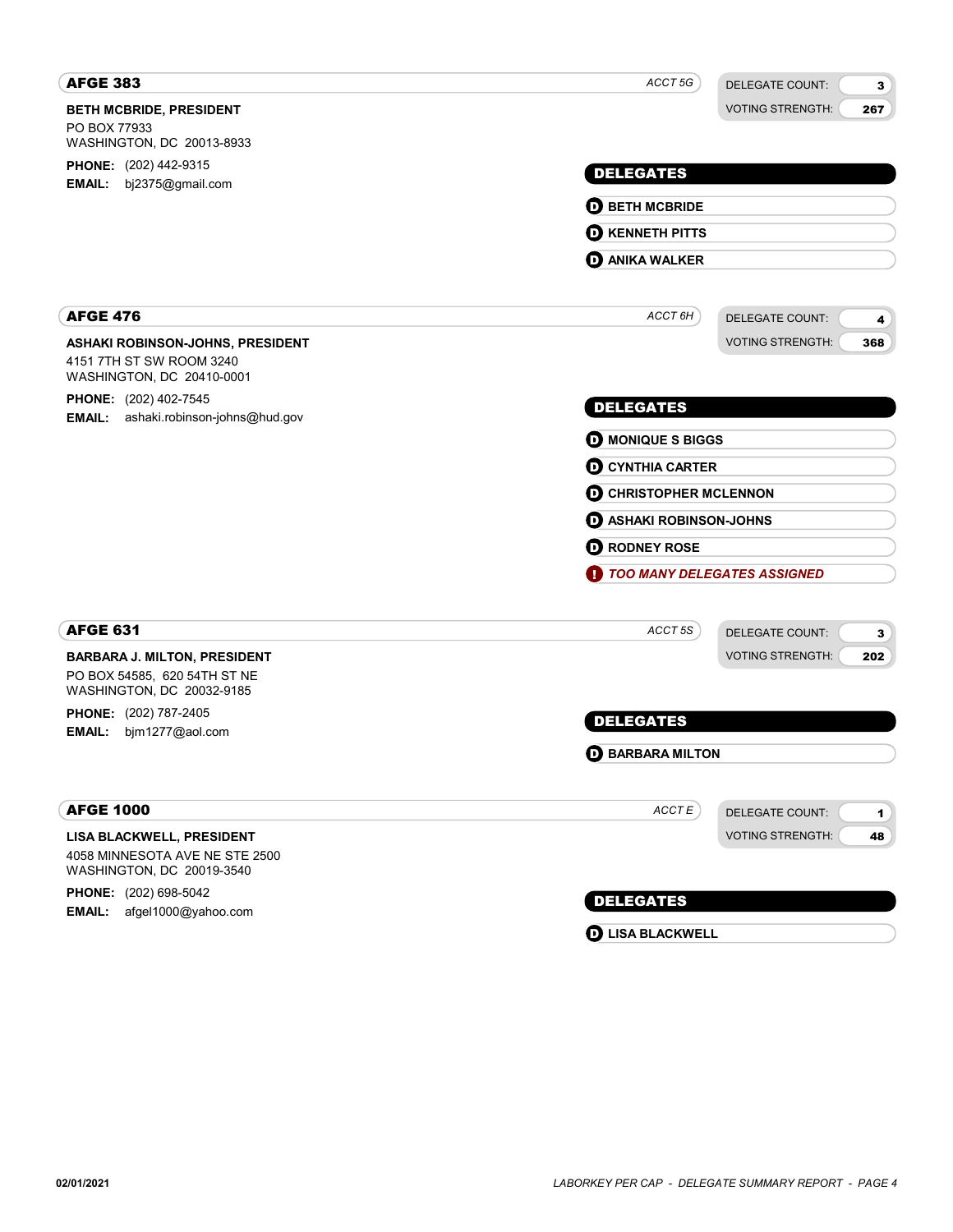## AFGE 383

*ACCT 5G*

DELEGATE COUNT: **3**
VOTING STRENGTH: **267**

**BETH MCBRIDE, PRESIDENT**
PO BOX 77933
WASHINGTON, DC 20013-8933

**PHONE:** (202) 442-9315
**EMAIL:** bj2375@gmail.com

**DELEGATES**

- **BETH MCBRIDE**
- **KENNETH PITTS**
- **ANIKA WALKER**

## AFGE 476

*ACCT 6H*

DELEGATE COUNT: **4**
VOTING STRENGTH: **368**

**ASHAKI ROBINSON-JOHNS, PRESIDENT**
4151 7TH ST SW ROOM 3240
WASHINGTON, DC 20410-0001

**PHONE:** (202) 402-7545
**EMAIL:** ashaki.robinson-johns@hud.gov

**DELEGATES**

- **MONIQUE S BIGGS**
- **CYNTHIA CARTER**
- **CHRISTOPHER MCLENNON**
- **ASHAKI ROBINSON-JOHNS**
- **RODNEY ROSE**
- ***TOO MANY DELEGATES ASSIGNED***

## AFGE 631

*ACCT 5S*

DELEGATE COUNT: **3**
VOTING STRENGTH: **202**

**BARBARA J. MILTON, PRESIDENT**
PO BOX 54585, 620 54TH ST NE
WASHINGTON, DC 20032-9185

**PHONE:** (202) 787-2405
**EMAIL:** bjm1277@aol.com

**DELEGATES**

- **BARBARA MILTON**

## AFGE 1000

*ACCT E*

DELEGATE COUNT: **1**
VOTING STRENGTH: **48**

**LISA BLACKWELL, PRESIDENT**
4058 MINNESOTA AVE NE STE 2500
WASHINGTON, DC 20019-3540

**PHONE:** (202) 698-5042
**EMAIL:** afgel1000@yahoo.com

**DELEGATES**

- **LISA BLACKWELL**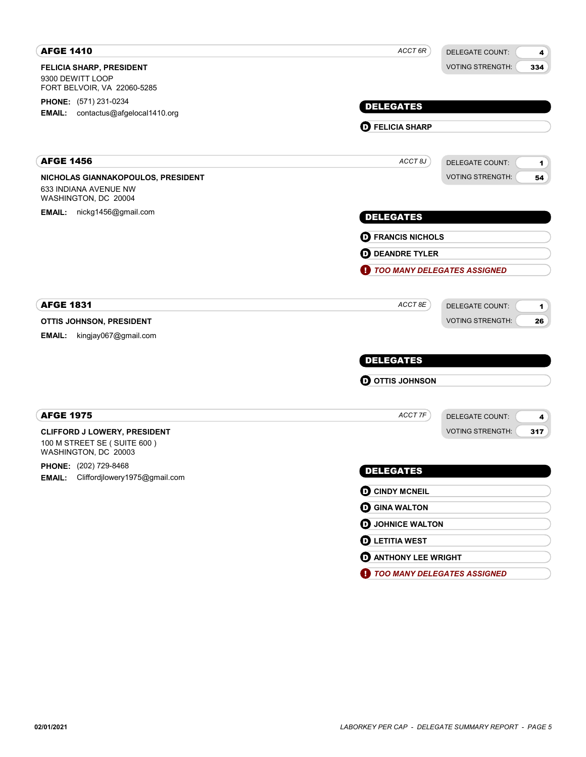## AFGE 1410

ACCT 6R

DELEGATE COUNT: 4
VOTING STRENGTH: 334

**FELICIA SHARP, PRESIDENT**
9300 DEWITT LOOP
FORT BELVOIR, VA 22060-5285

**PHONE:** (571) 231-0234
**EMAIL:** contactus@afgelocal1410.org

### DELEGATES

- D FELICIA SHARP

## AFGE 1456

ACCT 8J

DELEGATE COUNT: 1
VOTING STRENGTH: 54

**NICHOLAS GIANNAKOPOULOS, PRESIDENT**
633 INDIANA AVENUE NW
WASHINGTON, DC 20004

**EMAIL:** nickg1456@gmail.com

### DELEGATES

- D FRANCIS NICHOLS
- D DEANDRE TYLER
- ! *TOO MANY DELEGATES ASSIGNED*

## AFGE 1831

ACCT 8E

DELEGATE COUNT: 1
VOTING STRENGTH: 26

**OTTIS JOHNSON, PRESIDENT**

**EMAIL:** kingjay067@gmail.com

### DELEGATES

- D OTTIS JOHNSON

## AFGE 1975

ACCT 7F

DELEGATE COUNT: 4
VOTING STRENGTH: 317

**CLIFFORD J LOWERY, PRESIDENT**
100 M STREET SE ( SUITE 600 )
WASHINGTON, DC 20003

**PHONE:** (202) 729-8468
**EMAIL:** Cliffordjlowery1975@gmail.com

### DELEGATES

- D CINDY MCNEIL
- D GINA WALTON
- D JOHNICE WALTON
- D LETITIA WEST
- D ANTHONY LEE WRIGHT
- ! *TOO MANY DELEGATES ASSIGNED*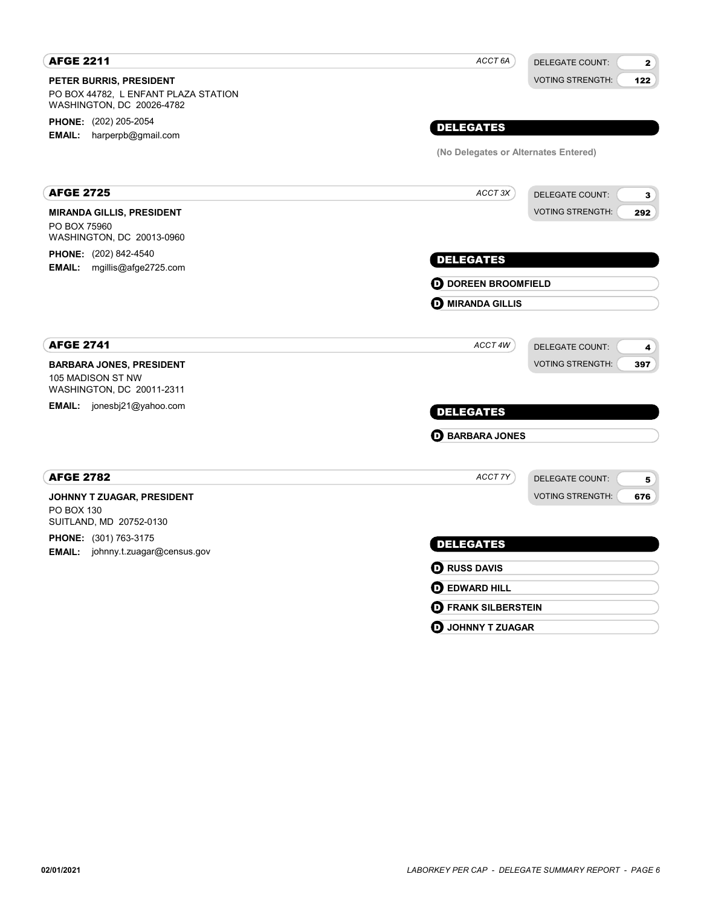## AFGE 2211

*ACCT 6A*

DELEGATE COUNT: **2**
VOTING STRENGTH: **122**

**PETER BURRIS, PRESIDENT**
PO BOX 44782, L ENFANT PLAZA STATION
WASHINGTON, DC 20026-4782

**PHONE:** (202) 205-2054
**EMAIL:** harperpb@gmail.com

### DELEGATES

(No Delegates or Alternates Entered)

## AFGE 2725

*ACCT 3X*

DELEGATE COUNT: **3**
VOTING STRENGTH: **292**

**MIRANDA GILLIS, PRESIDENT**
PO BOX 75960
WASHINGTON, DC 20013-0960

**PHONE:** (202) 842-4540
**EMAIL:** mgillis@afge2725.com

### DELEGATES

- **D** DOREEN BROOMFIELD
- **D** MIRANDA GILLIS

## AFGE 2741

*ACCT 4W*

DELEGATE COUNT: **4**
VOTING STRENGTH: **397**

**BARBARA JONES, PRESIDENT**
105 MADISON ST NW
WASHINGTON, DC 20011-2311

**EMAIL:** jonesbj21@yahoo.com

### DELEGATES

- **D** BARBARA JONES

## AFGE 2782

*ACCT 7Y*

DELEGATE COUNT: **5**
VOTING STRENGTH: **676**

**JOHNNY T ZUAGAR, PRESIDENT**
PO BOX 130
SUITLAND, MD 20752-0130

**PHONE:** (301) 763-3175
**EMAIL:** johnny.t.zuagar@census.gov

### DELEGATES

- **D** RUSS DAVIS
- **D** EDWARD HILL
- **D** FRANK SILBERSTEIN
- **D** JOHNNY T ZUAGAR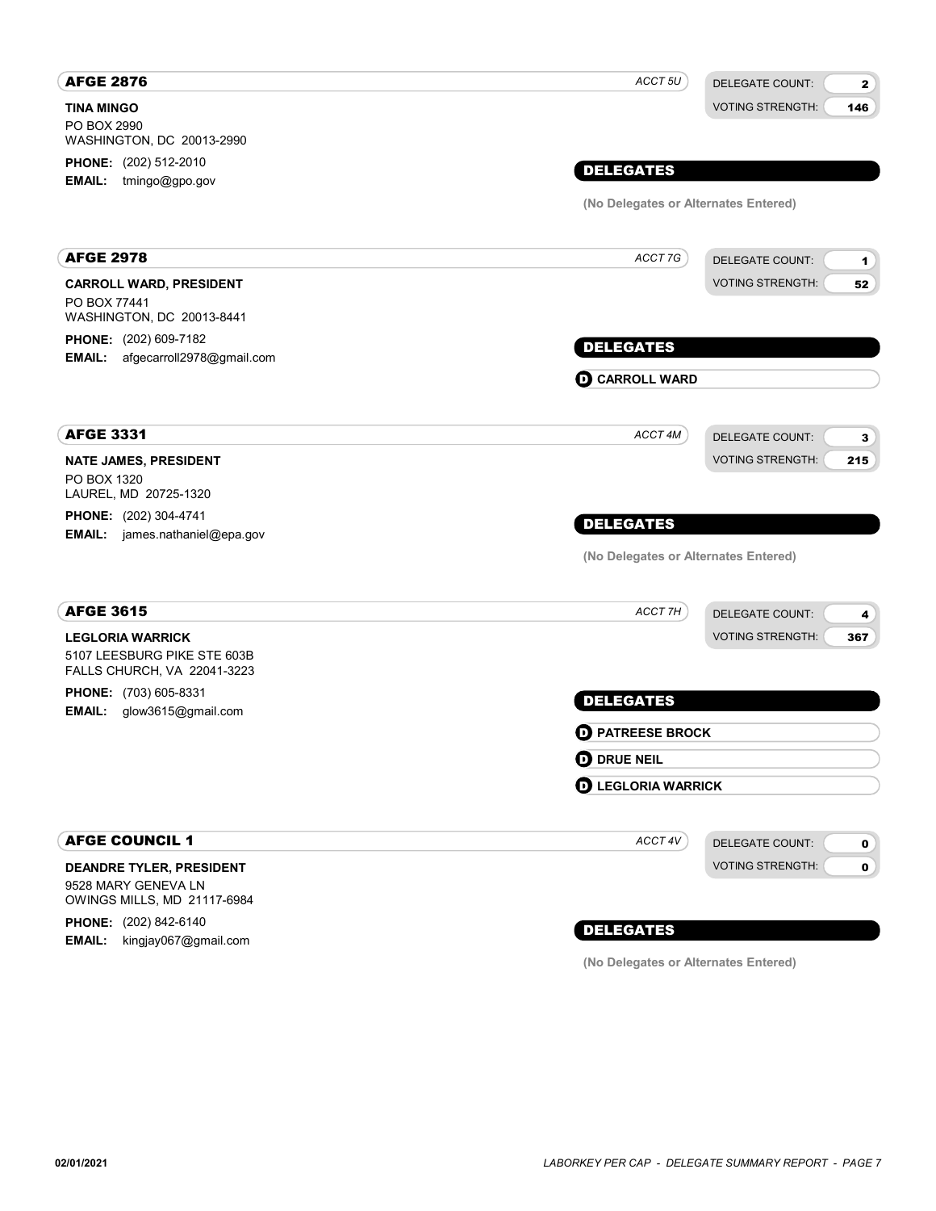## AFGE 2876

*ACCT 5U*

DELEGATE COUNT: **2**
VOTING STRENGTH: **146**

**TINA MINGO**
PO BOX 2990
WASHINGTON, DC 20013-2990

**PHONE:** (202) 512-2010
**EMAIL:** tmingo@gpo.gov

**DELEGATES**

**(No Delegates or Alternates Entered)**

## AFGE 2978

*ACCT 7G*

DELEGATE COUNT: **1**
VOTING STRENGTH: **52**

**CARROLL WARD, PRESIDENT**
PO BOX 77441
WASHINGTON, DC 20013-8441

**PHONE:** (202) 609-7182
**EMAIL:** afgecarroll2978@gmail.com

**DELEGATES**

- **D** **CARROLL WARD**

## AFGE 3331

*ACCT 4M*

DELEGATE COUNT: **3**
VOTING STRENGTH: **215**

**NATE JAMES, PRESIDENT**
PO BOX 1320
LAUREL, MD 20725-1320

**PHONE:** (202) 304-4741
**EMAIL:** james.nathaniel@epa.gov

**DELEGATES**

**(No Delegates or Alternates Entered)**

## AFGE 3615

*ACCT 7H*

DELEGATE COUNT: **4**
VOTING STRENGTH: **367**

**LEGLORIA WARRICK**
5107 LEESBURG PIKE STE 603B
FALLS CHURCH, VA 22041-3223

**PHONE:** (703) 605-8331
**EMAIL:** glow3615@gmail.com

**DELEGATES**

- **D** **PATREESE BROCK**
- **D** **DRUE NEIL**
- **D** **LEGLORIA WARRICK**

## AFGE COUNCIL 1

*ACCT 4V*

DELEGATE COUNT: **0**
VOTING STRENGTH: **0**

**DEANDRE TYLER, PRESIDENT**
9528 MARY GENEVA LN
OWINGS MILLS, MD 21117-6984

**PHONE:** (202) 842-6140
**EMAIL:** kingjay067@gmail.com

**DELEGATES**

**(No Delegates or Alternates Entered)**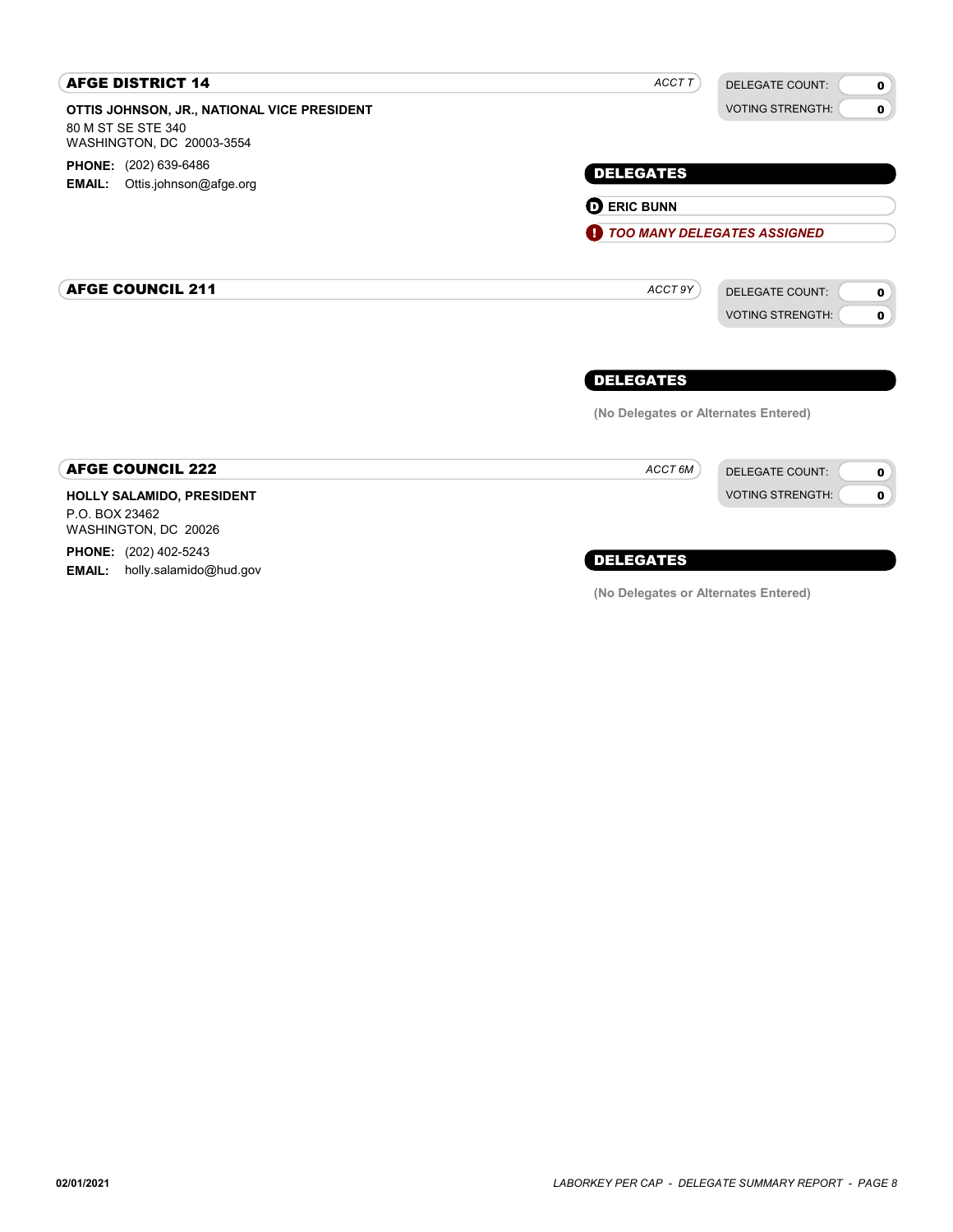## AFGE DISTRICT 14

*ACCT T*

| DELEGATE COUNT: | 0 |
| --- | --- |
| VOTING STRENGTH: | 0 |

**OTTIS JOHNSON, JR., NATIONAL VICE PRESIDENT**
80 M ST SE STE 340
WASHINGTON, DC 20003-3554

**PHONE:** (202) 639-6486
**EMAIL:** Ottis.johnson@afge.org

### DELEGATES

- **D** **ERIC BUNN**
- **!** ***TOO MANY DELEGATES ASSIGNED***

## AFGE COUNCIL 211

*ACCT 9Y*

| DELEGATE COUNT: | 0 |
| --- | --- |
| VOTING STRENGTH: | 0 |

### DELEGATES

**(No Delegates or Alternates Entered)**

## AFGE COUNCIL 222

*ACCT 6M*

| DELEGATE COUNT: | 0 |
| --- | --- |
| VOTING STRENGTH: | 0 |

**HOLLY SALAMIDO, PRESIDENT**
P.O. BOX 23462
WASHINGTON, DC 20026

**PHONE:** (202) 402-5243
**EMAIL:** holly.salamido@hud.gov

### DELEGATES

**(No Delegates or Alternates Entered)**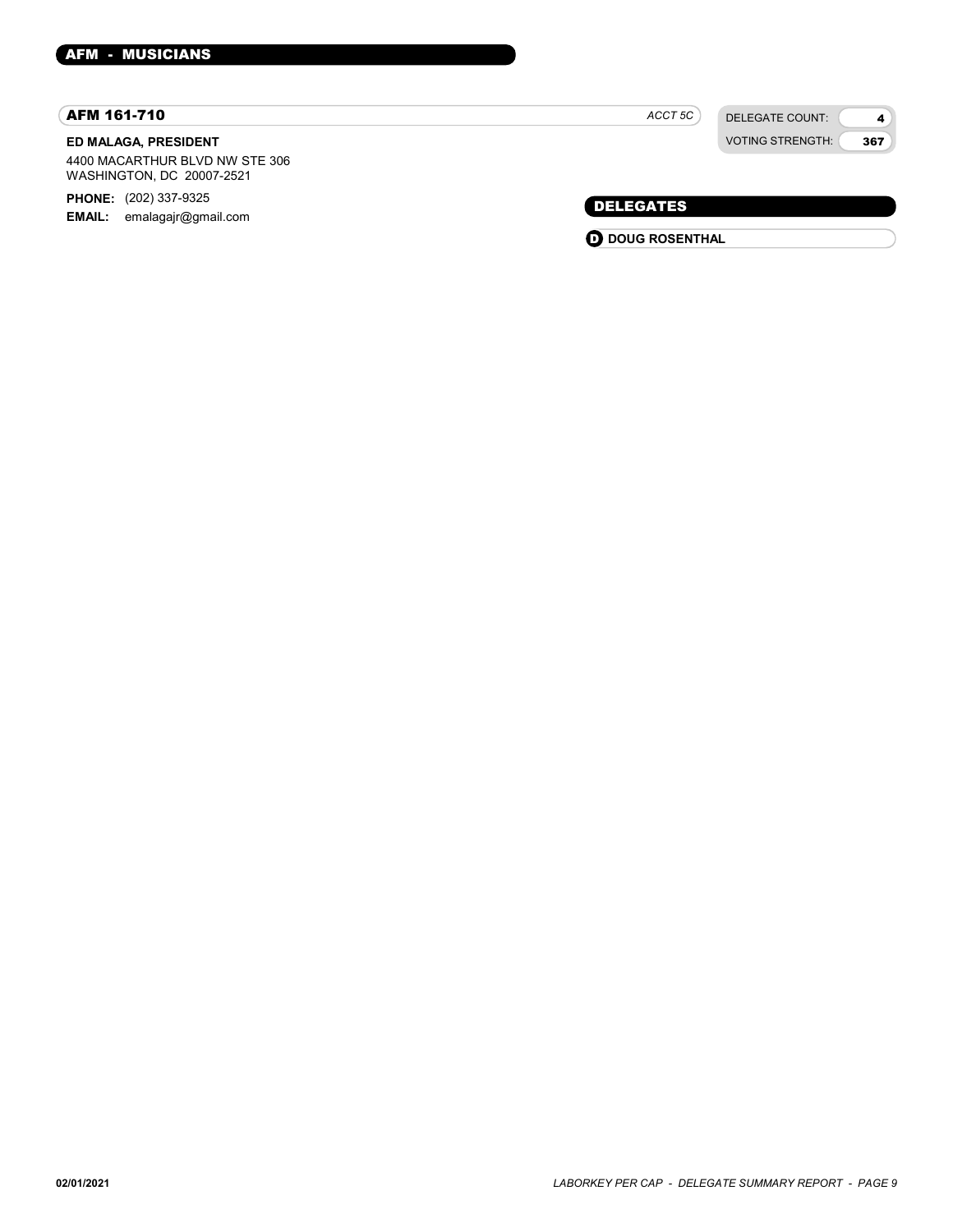## AFM - MUSICIANS

### AFM 161-710

*ACCT 5C*

| | |
|---|---|
| DELEGATE COUNT: | 4 |
| VOTING STRENGTH: | 367 |

**ED MALAGA, PRESIDENT**

4400 MACARTHUR BLVD NW STE 306
WASHINGTON, DC 20007-2521

**PHONE:** (202) 337-9325
**EMAIL:** emalagajr@gmail.com

#### DELEGATES

- **D** **DOUG ROSENTHAL**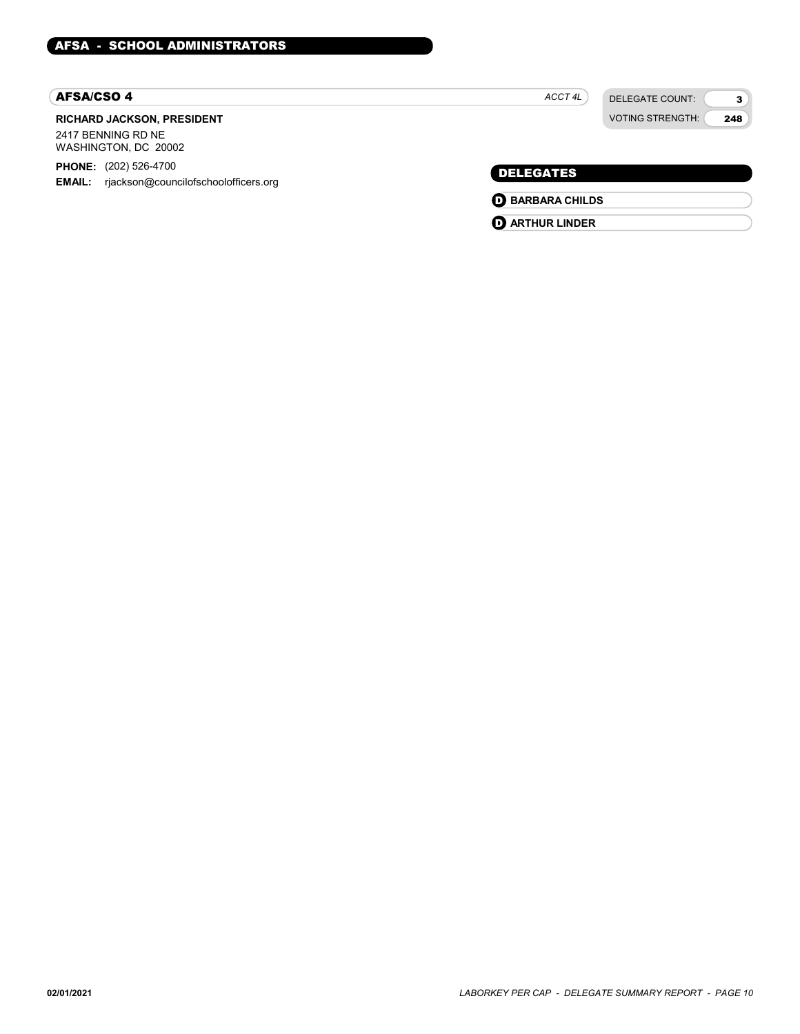## AFSA - SCHOOL ADMINISTRATORS

### AFSA/CSO 4

*ACCT 4L*

| DELEGATE COUNT: | 3 |
|---|---|
| VOTING STRENGTH: | 248 |

**RICHARD JACKSON, PRESIDENT**

2417 BENNING RD NE
WASHINGTON, DC 20002

**PHONE:** (202) 526-4700
**EMAIL:** rjackson@councilofschoolofficers.org

#### DELEGATES

- **D** **BARBARA CHILDS**
- **D** **ARTHUR LINDER**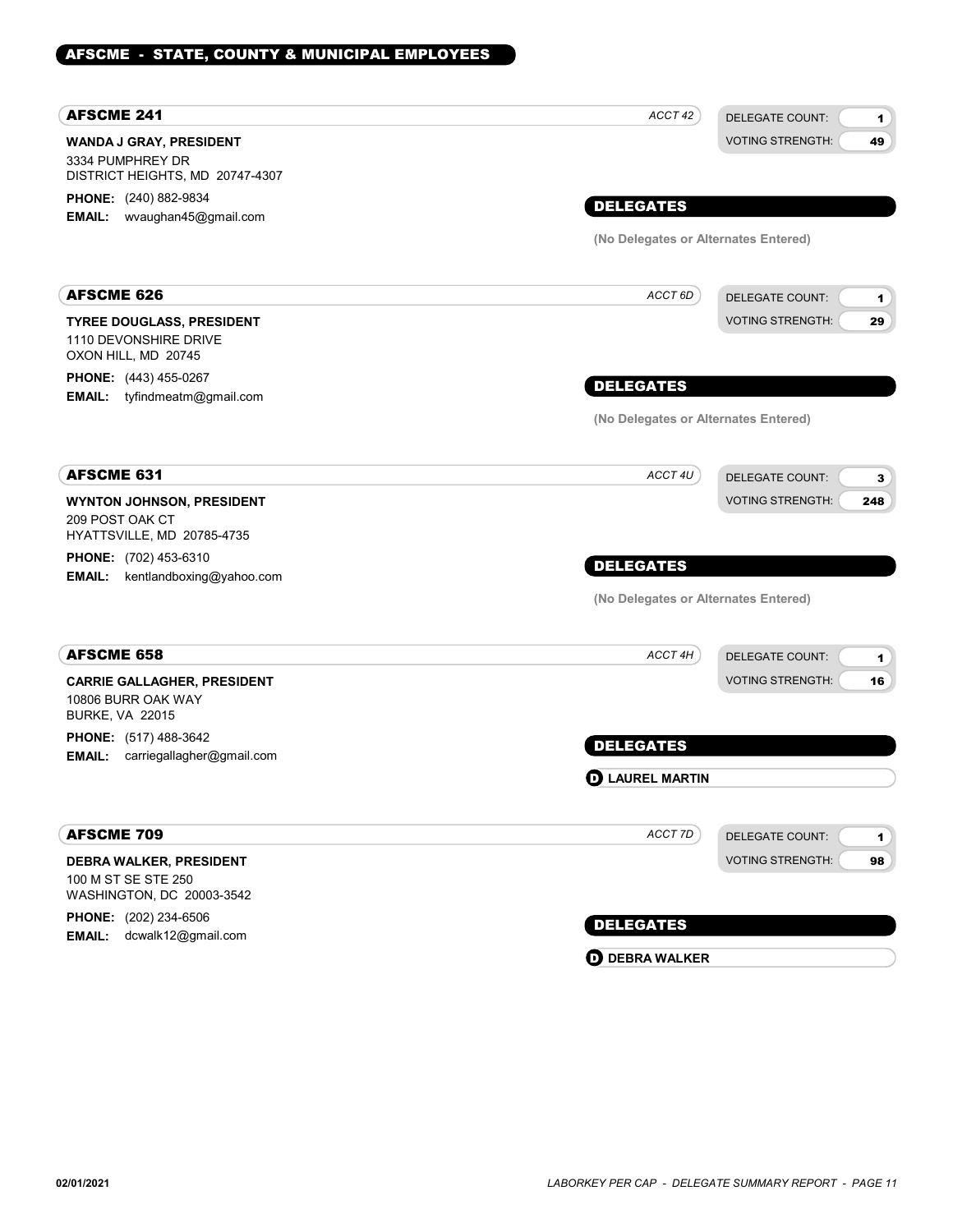## AFSCME - STATE, COUNTY & MUNICIPAL EMPLOYEES

### AFSCME 241

*ACCT 42*

DELEGATE COUNT: **1**
VOTING STRENGTH: **49**

**WANDA J GRAY, PRESIDENT**
3334 PUMPHREY DR
DISTRICT HEIGHTS, MD 20747-4307

**PHONE:** (240) 882-9834
**EMAIL:** wvaughan45@gmail.com

**DELEGATES**

**(No Delegates or Alternates Entered)**

### AFSCME 626

*ACCT 6D*

DELEGATE COUNT: **1**
VOTING STRENGTH: **29**

**TYREE DOUGLASS, PRESIDENT**
1110 DEVONSHIRE DRIVE
OXON HILL, MD 20745

**PHONE:** (443) 455-0267
**EMAIL:** tyfindmeatm@gmail.com

**DELEGATES**

**(No Delegates or Alternates Entered)**

### AFSCME 631

*ACCT 4U*

DELEGATE COUNT: **3**
VOTING STRENGTH: **248**

**WYNTON JOHNSON, PRESIDENT**
209 POST OAK CT
HYATTSVILLE, MD 20785-4735

**PHONE:** (702) 453-6310
**EMAIL:** kentlandboxing@yahoo.com

**DELEGATES**

**(No Delegates or Alternates Entered)**

### AFSCME 658

*ACCT 4H*

DELEGATE COUNT: **1**
VOTING STRENGTH: **16**

**CARRIE GALLAGHER, PRESIDENT**
10806 BURR OAK WAY
BURKE, VA 22015

**PHONE:** (517) 488-3642
**EMAIL:** carriegallagher@gmail.com

**DELEGATES**

**D** **LAUREL MARTIN**

### AFSCME 709

*ACCT 7D*

DELEGATE COUNT: **1**
VOTING STRENGTH: **98**

**DEBRA WALKER, PRESIDENT**
100 M ST SE STE 250
WASHINGTON, DC 20003-3542

**PHONE:** (202) 234-6506
**EMAIL:** dcwalk12@gmail.com

**DELEGATES**

**D** **DEBRA WALKER**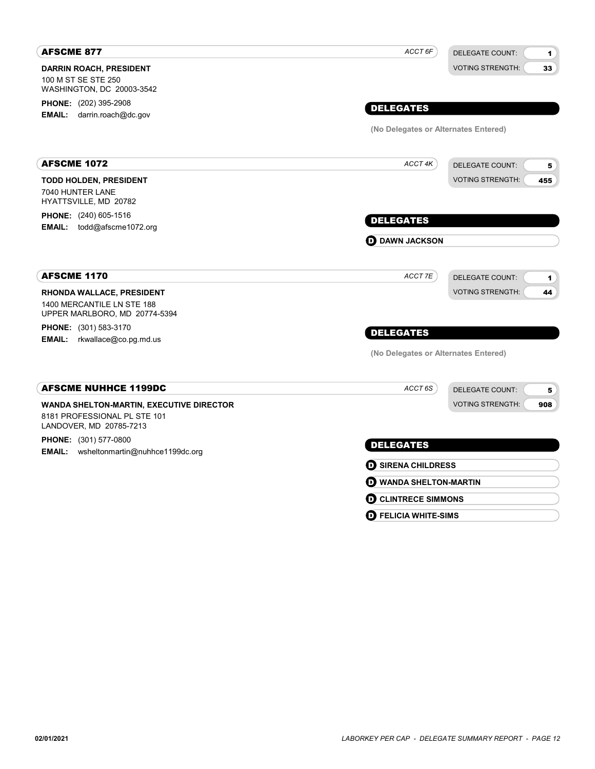## AFSCME 877

*ACCT 6F*

DELEGATE COUNT: **1**
VOTING STRENGTH: **33**

**DARRIN ROACH, PRESIDENT**
100 M ST SE STE 250
WASHINGTON, DC 20003-3542

**PHONE:** (202) 395-2908
**EMAIL:** darrin.roach@dc.gov

### DELEGATES

**(No Delegates or Alternates Entered)**

## AFSCME 1072

*ACCT 4K*

DELEGATE COUNT: **5**
VOTING STRENGTH: **455**

**TODD HOLDEN, PRESIDENT**
7040 HUNTER LANE
HYATTSVILLE, MD 20782

**PHONE:** (240) 605-1516
**EMAIL:** todd@afscme1072.org

### DELEGATES

- **D** **DAWN JACKSON**

## AFSCME 1170

*ACCT 7E*

DELEGATE COUNT: **1**
VOTING STRENGTH: **44**

**RHONDA WALLACE, PRESIDENT**
1400 MERCANTILE LN STE 188
UPPER MARLBORO, MD 20774-5394

**PHONE:** (301) 583-3170
**EMAIL:** rkwallace@co.pg.md.us

### DELEGATES

**(No Delegates or Alternates Entered)**

## AFSCME NUHHCE 1199DC

*ACCT 6S*

DELEGATE COUNT: **5**
VOTING STRENGTH: **908**

**WANDA SHELTON-MARTIN, EXECUTIVE DIRECTOR**
8181 PROFESSIONAL PL STE 101
LANDOVER, MD 20785-7213

**PHONE:** (301) 577-0800
**EMAIL:** wsheltonmartin@nuhhce1199dc.org

### DELEGATES

- **D** **SIRENA CHILDRESS**
- **D** **WANDA SHELTON-MARTIN**
- **D** **CLINTRECE SIMMONS**
- **D** **FELICIA WHITE-SIMS**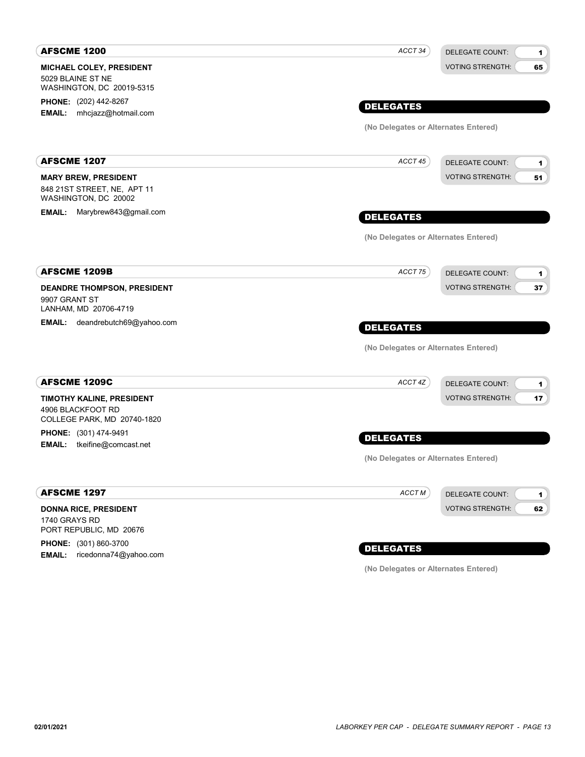## AFSCME 1200

*ACCT 34*

DELEGATE COUNT: 1
VOTING STRENGTH: 65

**MICHAEL COLEY, PRESIDENT**
5029 BLAINE ST NE
WASHINGTON, DC 20019-5315

**PHONE:** (202) 442-8267
**EMAIL:** mhcjazz@hotmail.com

### DELEGATES

**(No Delegates or Alternates Entered)**

## AFSCME 1207

*ACCT 45*

DELEGATE COUNT: 1
VOTING STRENGTH: 51

**MARY BREW, PRESIDENT**
848 21ST STREET, NE, APT 11
WASHINGTON, DC 20002

**EMAIL:** Marybrew843@gmail.com

### DELEGATES

**(No Delegates or Alternates Entered)**

## AFSCME 1209B

*ACCT 75*

DELEGATE COUNT: 1
VOTING STRENGTH: 37

**DEANDRE THOMPSON, PRESIDENT**
9907 GRANT ST
LANHAM, MD 20706-4719

**EMAIL:** deandrebutch69@yahoo.com

### DELEGATES

**(No Delegates or Alternates Entered)**

## AFSCME 1209C

*ACCT 4Z*

DELEGATE COUNT: 1
VOTING STRENGTH: 17

**TIMOTHY KALINE, PRESIDENT**
4906 BLACKFOOT RD
COLLEGE PARK, MD 20740-1820

**PHONE:** (301) 474-9491
**EMAIL:** tkeifine@comcast.net

### DELEGATES

**(No Delegates or Alternates Entered)**

## AFSCME 1297

*ACCT M*

DELEGATE COUNT: 1
VOTING STRENGTH: 62

**DONNA RICE, PRESIDENT**
1740 GRAYS RD
PORT REPUBLIC, MD 20676

**PHONE:** (301) 860-3700
**EMAIL:** ricedonna74@yahoo.com

### DELEGATES

**(No Delegates or Alternates Entered)**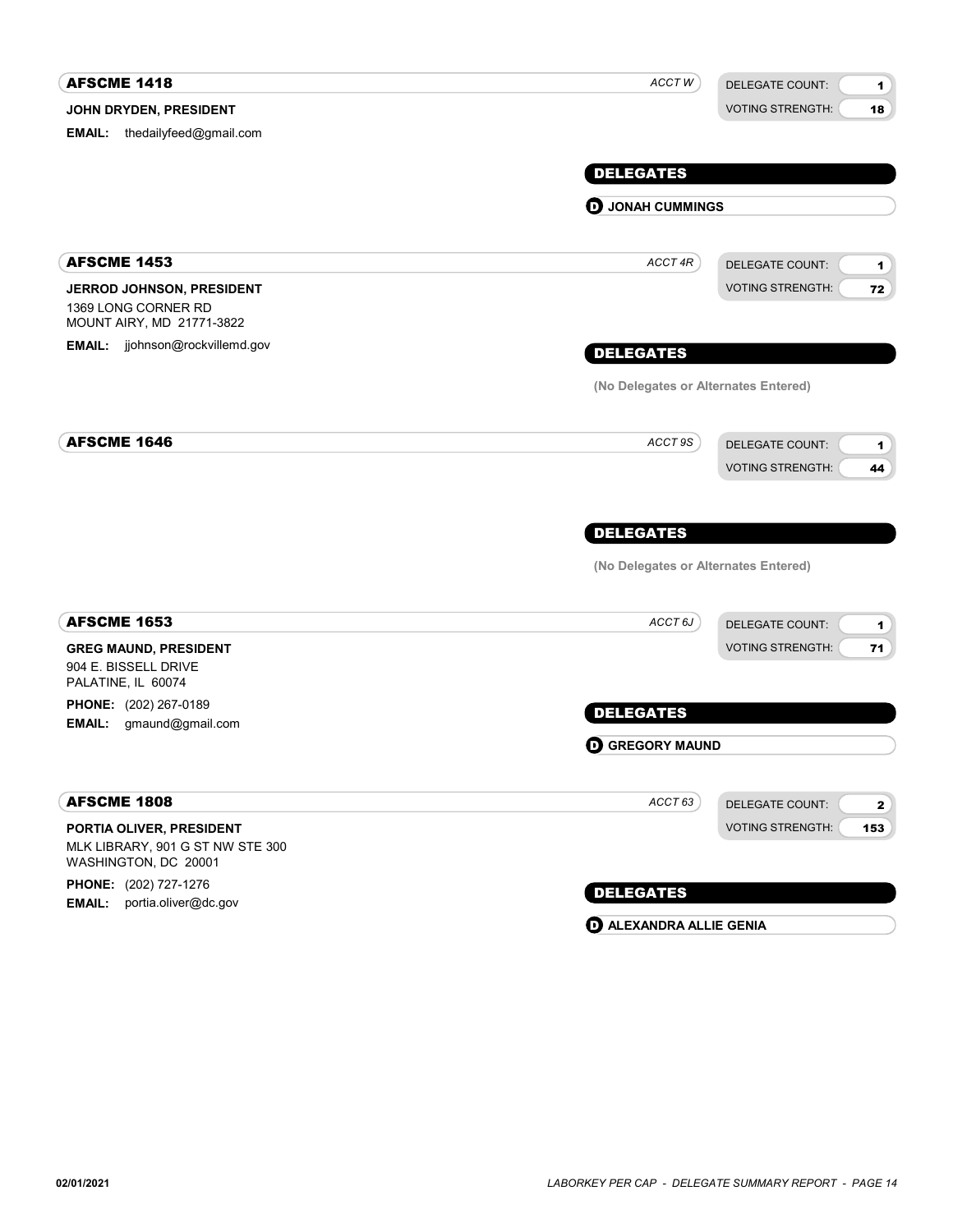## AFSCME 1418

*ACCT W*

DELEGATE COUNT: **1**
VOTING STRENGTH: **18**

**JOHN DRYDEN, PRESIDENT**

**EMAIL:** thedailyfeed@gmail.com

**DELEGATES**

- **D** **JONAH CUMMINGS**

## AFSCME 1453

*ACCT 4R*

DELEGATE COUNT: **1**
VOTING STRENGTH: **72**

**JERROD JOHNSON, PRESIDENT**
1369 LONG CORNER RD
MOUNT AIRY, MD 21771-3822

**EMAIL:** jjohnson@rockvillemd.gov

**DELEGATES**

(No Delegates or Alternates Entered)

## AFSCME 1646

*ACCT 9S*

DELEGATE COUNT: **1**
VOTING STRENGTH: **44**

**DELEGATES**

(No Delegates or Alternates Entered)

## AFSCME 1653

*ACCT 6J*

DELEGATE COUNT: **1**
VOTING STRENGTH: **71**

**GREG MAUND, PRESIDENT**
904 E. BISSELL DRIVE
PALATINE, IL 60074

**PHONE:** (202) 267-0189
**EMAIL:** gmaund@gmail.com

**DELEGATES**

- **D** **GREGORY MAUND**

## AFSCME 1808

*ACCT 63*

DELEGATE COUNT: **2**
VOTING STRENGTH: **153**

**PORTIA OLIVER, PRESIDENT**
MLK LIBRARY, 901 G ST NW STE 300
WASHINGTON, DC 20001

**PHONE:** (202) 727-1276
**EMAIL:** portia.oliver@dc.gov

**DELEGATES**

- **D** **ALEXANDRA ALLIE GENIA**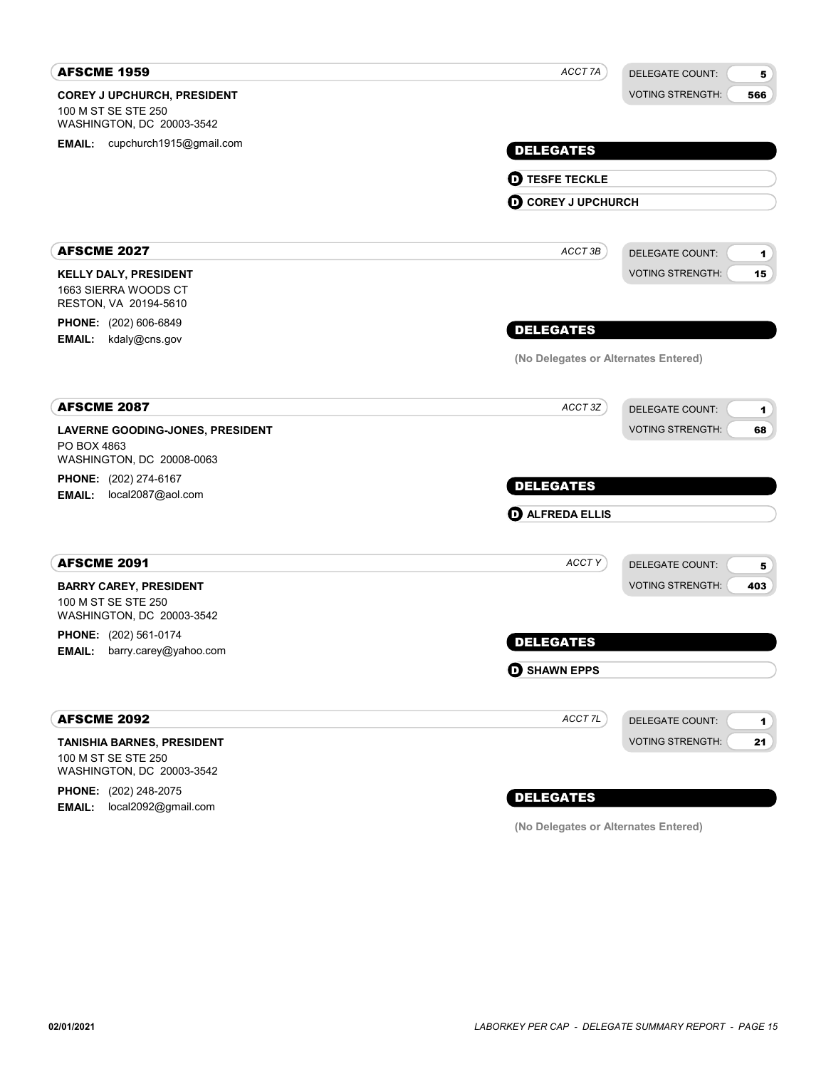## AFSCME 1959

*ACCT 7A*

DELEGATE COUNT: 5
VOTING STRENGTH: 566

**COREY J UPCHURCH, PRESIDENT**
100 M ST SE STE 250
WASHINGTON, DC 20003-3542

**EMAIL:** cupchurch1915@gmail.com

**DELEGATES**

- (D) **TESFE TECKLE**
- (D) **COREY J UPCHURCH**

## AFSCME 2027

*ACCT 3B*

DELEGATE COUNT: 1
VOTING STRENGTH: 15

**KELLY DALY, PRESIDENT**
1663 SIERRA WOODS CT
RESTON, VA 20194-5610

**PHONE:** (202) 606-6849
**EMAIL:** kdaly@cns.gov

**DELEGATES**

**(No Delegates or Alternates Entered)**

## AFSCME 2087

*ACCT 3Z*

DELEGATE COUNT: 1
VOTING STRENGTH: 68

**LAVERNE GOODING-JONES, PRESIDENT**
PO BOX 4863
WASHINGTON, DC 20008-0063

**PHONE:** (202) 274-6167
**EMAIL:** local2087@aol.com

**DELEGATES**

- (D) **ALFREDA ELLIS**

## AFSCME 2091

*ACCT Y*

DELEGATE COUNT: 5
VOTING STRENGTH: 403

**BARRY CAREY, PRESIDENT**
100 M ST SE STE 250
WASHINGTON, DC 20003-3542

**PHONE:** (202) 561-0174
**EMAIL:** barry.carey@yahoo.com

**DELEGATES**

- (D) **SHAWN EPPS**

## AFSCME 2092

*ACCT 7L*

DELEGATE COUNT: 1
VOTING STRENGTH: 21

**TANISHIA BARNES, PRESIDENT**
100 M ST SE STE 250
WASHINGTON, DC 20003-3542

**PHONE:** (202) 248-2075
**EMAIL:** local2092@gmail.com

**DELEGATES**

**(No Delegates or Alternates Entered)**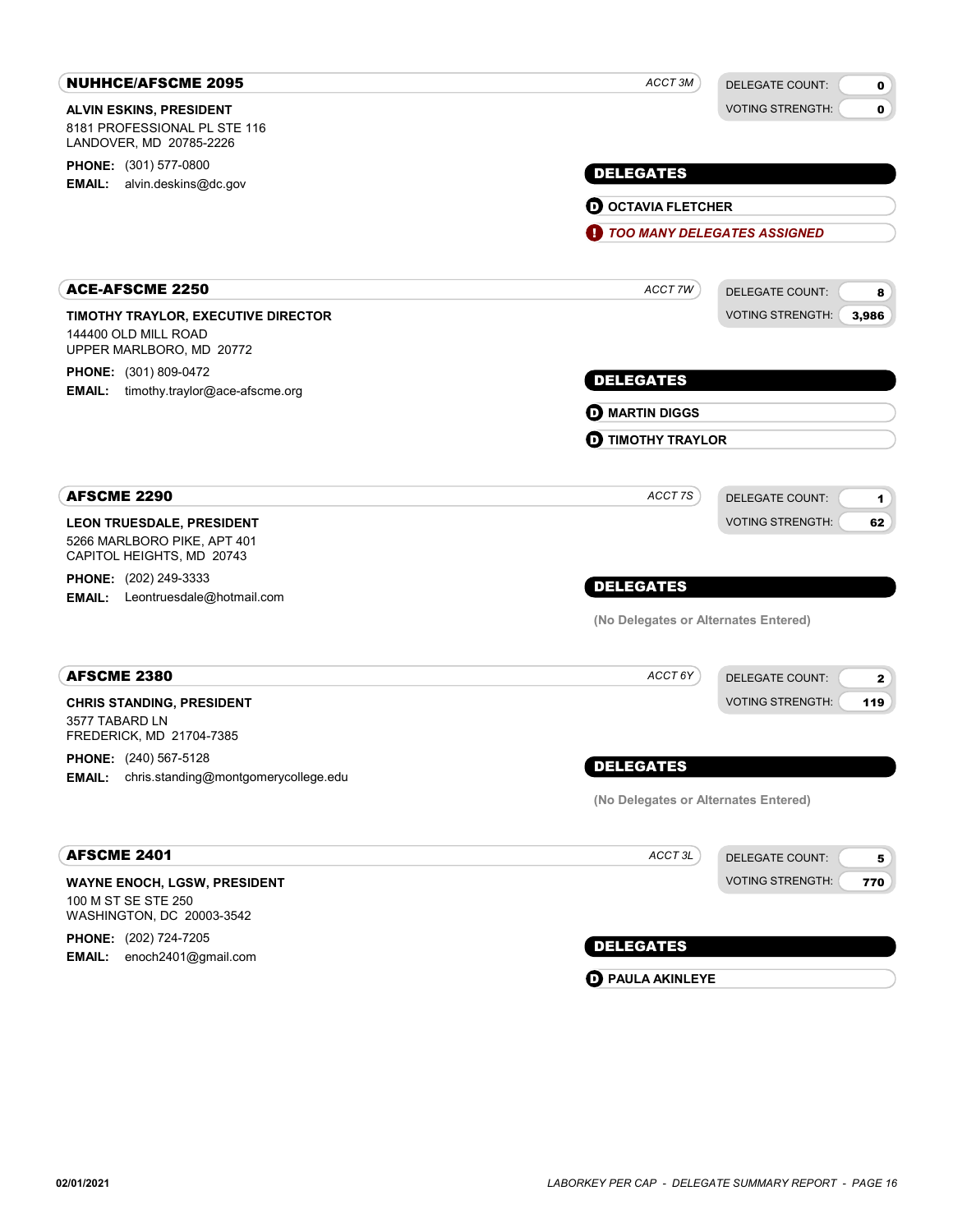## NUHHCE/AFSCME 2095

*ACCT 3M*

| DELEGATE COUNT: | 0 |
| --- | --- |
| VOTING STRENGTH: | 0 |

**ALVIN ESKINS, PRESIDENT**
8181 PROFESSIONAL PL STE 116
LANDOVER, MD 20785-2226

**PHONE:** (301) 577-0800
**EMAIL:** alvin.deskins@dc.gov

**DELEGATES**

- D OCTAVIA FLETCHER
- ! *TOO MANY DELEGATES ASSIGNED*

## ACE-AFSCME 2250

*ACCT 7W*

| DELEGATE COUNT: | 8 |
| --- | --- |
| VOTING STRENGTH: | 3,986 |

**TIMOTHY TRAYLOR, EXECUTIVE DIRECTOR**
144400 OLD MILL ROAD
UPPER MARLBORO, MD 20772

**PHONE:** (301) 809-0472
**EMAIL:** timothy.traylor@ace-afscme.org

**DELEGATES**

- D MARTIN DIGGS
- D TIMOTHY TRAYLOR

## AFSCME 2290

*ACCT 7S*

| DELEGATE COUNT: | 1 |
| --- | --- |
| VOTING STRENGTH: | 62 |

**LEON TRUESDALE, PRESIDENT**
5266 MARLBORO PIKE, APT 401
CAPITOL HEIGHTS, MD 20743

**PHONE:** (202) 249-3333
**EMAIL:** Leontruesdale@hotmail.com

**DELEGATES**

(No Delegates or Alternates Entered)

## AFSCME 2380

*ACCT 6Y*

| DELEGATE COUNT: | 2 |
| --- | --- |
| VOTING STRENGTH: | 119 |

**CHRIS STANDING, PRESIDENT**
3577 TABARD LN
FREDERICK, MD 21704-7385

**PHONE:** (240) 567-5128
**EMAIL:** chris.standing@montgomerycollege.edu

**DELEGATES**

(No Delegates or Alternates Entered)

## AFSCME 2401

*ACCT 3L*

| DELEGATE COUNT: | 5 |
| --- | --- |
| VOTING STRENGTH: | 770 |

**WAYNE ENOCH, LGSW, PRESIDENT**
100 M ST SE STE 250
WASHINGTON, DC 20003-3542

**PHONE:** (202) 724-7205
**EMAIL:** enoch2401@gmail.com

**DELEGATES**

- D PAULA AKINLEYE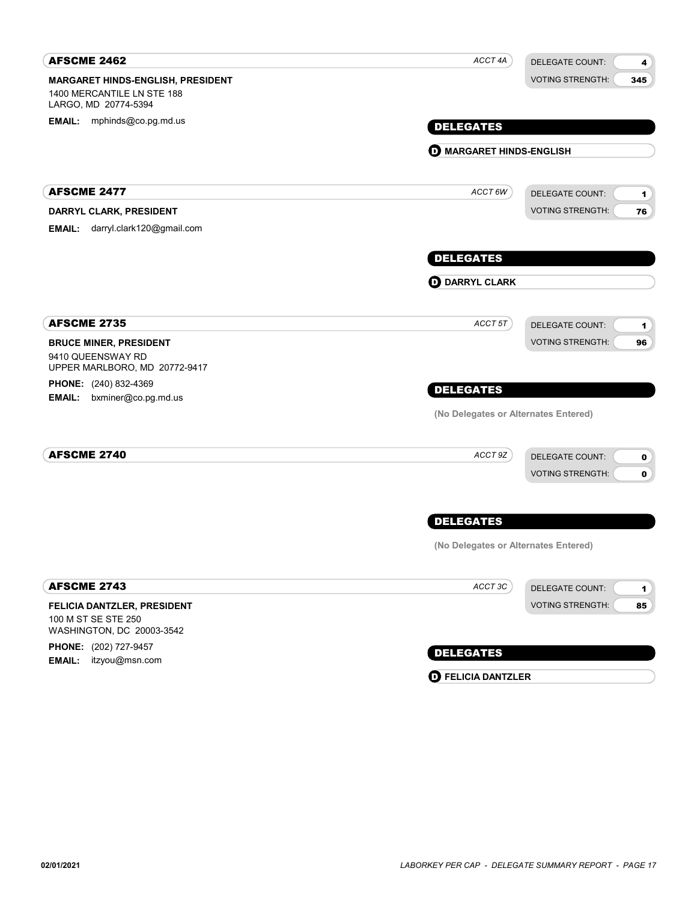## AFSCME 2462

*ACCT 4A*

DELEGATE COUNT: **4**
VOTING STRENGTH: **345**

**MARGARET HINDS-ENGLISH, PRESIDENT**
1400 MERCANTILE LN STE 188
LARGO, MD 20774-5394

**EMAIL:** mphinds@co.pg.md.us

### DELEGATES

- **D** **MARGARET HINDS-ENGLISH**

## AFSCME 2477

*ACCT 6W*

DELEGATE COUNT: **1**
VOTING STRENGTH: **76**

**DARRYL CLARK, PRESIDENT**

**EMAIL:** darryl.clark120@gmail.com

### DELEGATES

- **D** **DARRYL CLARK**

## AFSCME 2735

*ACCT 5T*

DELEGATE COUNT: **1**
VOTING STRENGTH: **96**

**BRUCE MINER, PRESIDENT**
9410 QUEENSWAY RD
UPPER MARLBORO, MD 20772-9417

**PHONE:** (240) 832-4369
**EMAIL:** bxminer@co.pg.md.us

### DELEGATES

**(No Delegates or Alternates Entered)**

## AFSCME 2740

*ACCT 9Z*

DELEGATE COUNT: **0**
VOTING STRENGTH: **0**

### DELEGATES

**(No Delegates or Alternates Entered)**

## AFSCME 2743

*ACCT 3C*

DELEGATE COUNT: **1**
VOTING STRENGTH: **85**

**FELICIA DANTZLER, PRESIDENT**
100 M ST SE STE 250
WASHINGTON, DC 20003-3542

**PHONE:** (202) 727-9457
**EMAIL:** itzyou@msn.com

### DELEGATES

- **D** **FELICIA DANTZLER**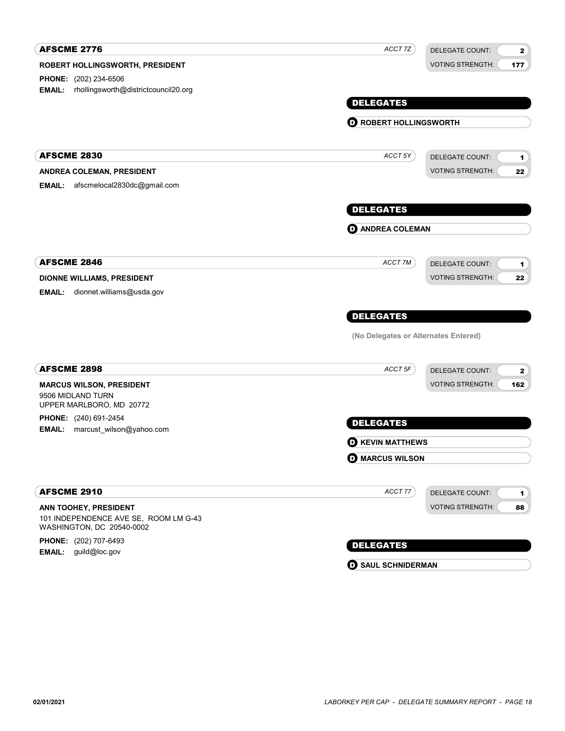## AFSCME 2776

*ACCT 7Z*

DELEGATE COUNT: **2**
VOTING STRENGTH: **177**

**ROBERT HOLLINGSWORTH, PRESIDENT**

**PHONE:** (202) 234-6506
**EMAIL:** rhollingsworth@districtcouncil20.org

**DELEGATES**

- **D** **ROBERT HOLLINGSWORTH**

## AFSCME 2830

*ACCT 5Y*

DELEGATE COUNT: **1**
VOTING STRENGTH: **22**

**ANDREA COLEMAN, PRESIDENT**

**EMAIL:** afscmelocal2830dc@gmail.com

**DELEGATES**

- **D** **ANDREA COLEMAN**

## AFSCME 2846

*ACCT 7M*

DELEGATE COUNT: **1**
VOTING STRENGTH: **22**

**DIONNE WILLIAMS, PRESIDENT**

**EMAIL:** dionnet.williams@usda.gov

**DELEGATES**

**(No Delegates or Alternates Entered)**

## AFSCME 2898

*ACCT 5F*

DELEGATE COUNT: **2**
VOTING STRENGTH: **162**

**MARCUS WILSON, PRESIDENT**
9506 MIDLAND TURN
UPPER MARLBORO, MD 20772

**PHONE:** (240) 691-2454
**EMAIL:** marcust_wilson@yahoo.com

**DELEGATES**

- **D** **KEVIN MATTHEWS**
- **D** **MARCUS WILSON**

## AFSCME 2910

*ACCT 77*

DELEGATE COUNT: **1**
VOTING STRENGTH: **88**

**ANN TOOHEY, PRESIDENT**
101 INDEPENDENCE AVE SE, ROOM LM G-43
WASHINGTON, DC 20540-0002

**PHONE:** (202) 707-6493
**EMAIL:** guild@loc.gov

**DELEGATES**

- **D** **SAUL SCHNIDERMAN**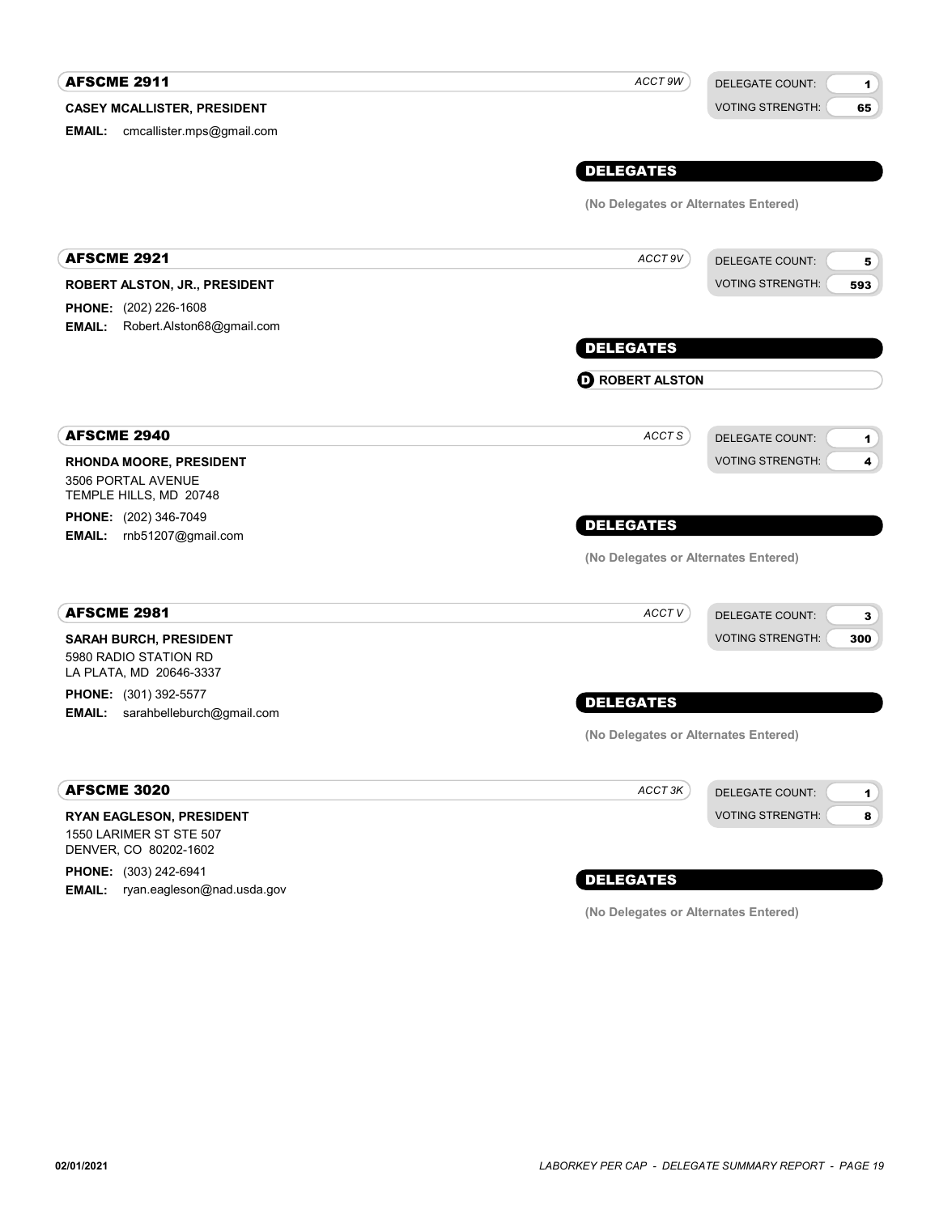## AFSCME 2911

*ACCT 9W*

DELEGATE COUNT: **1**
VOTING STRENGTH: **65**

**CASEY MCALLISTER, PRESIDENT**

**EMAIL:** cmcallister.mps@gmail.com

**DELEGATES**

**(No Delegates or Alternates Entered)**

## AFSCME 2921

*ACCT 9V*

DELEGATE COUNT: **5**
VOTING STRENGTH: **593**

**ROBERT ALSTON, JR., PRESIDENT**

**PHONE:** (202) 226-1608
**EMAIL:** Robert.Alston68@gmail.com

**DELEGATES**

**D** **ROBERT ALSTON**

## AFSCME 2940

*ACCT S*

DELEGATE COUNT: **1**
VOTING STRENGTH: **4**

**RHONDA MOORE, PRESIDENT**
3506 PORTAL AVENUE
TEMPLE HILLS, MD 20748

**PHONE:** (202) 346-7049
**EMAIL:** rnb51207@gmail.com

**DELEGATES**

**(No Delegates or Alternates Entered)**

## AFSCME 2981

*ACCT V*

DELEGATE COUNT: **3**
VOTING STRENGTH: **300**

**SARAH BURCH, PRESIDENT**
5980 RADIO STATION RD
LA PLATA, MD 20646-3337

**PHONE:** (301) 392-5577
**EMAIL:** sarahbelleburch@gmail.com

**DELEGATES**

**(No Delegates or Alternates Entered)**

## AFSCME 3020

*ACCT 3K*

DELEGATE COUNT: **1**
VOTING STRENGTH: **8**

**RYAN EAGLESON, PRESIDENT**
1550 LARIMER ST STE 507
DENVER, CO 80202-1602

**PHONE:** (303) 242-6941
**EMAIL:** ryan.eagleson@nad.usda.gov

**DELEGATES**

**(No Delegates or Alternates Entered)**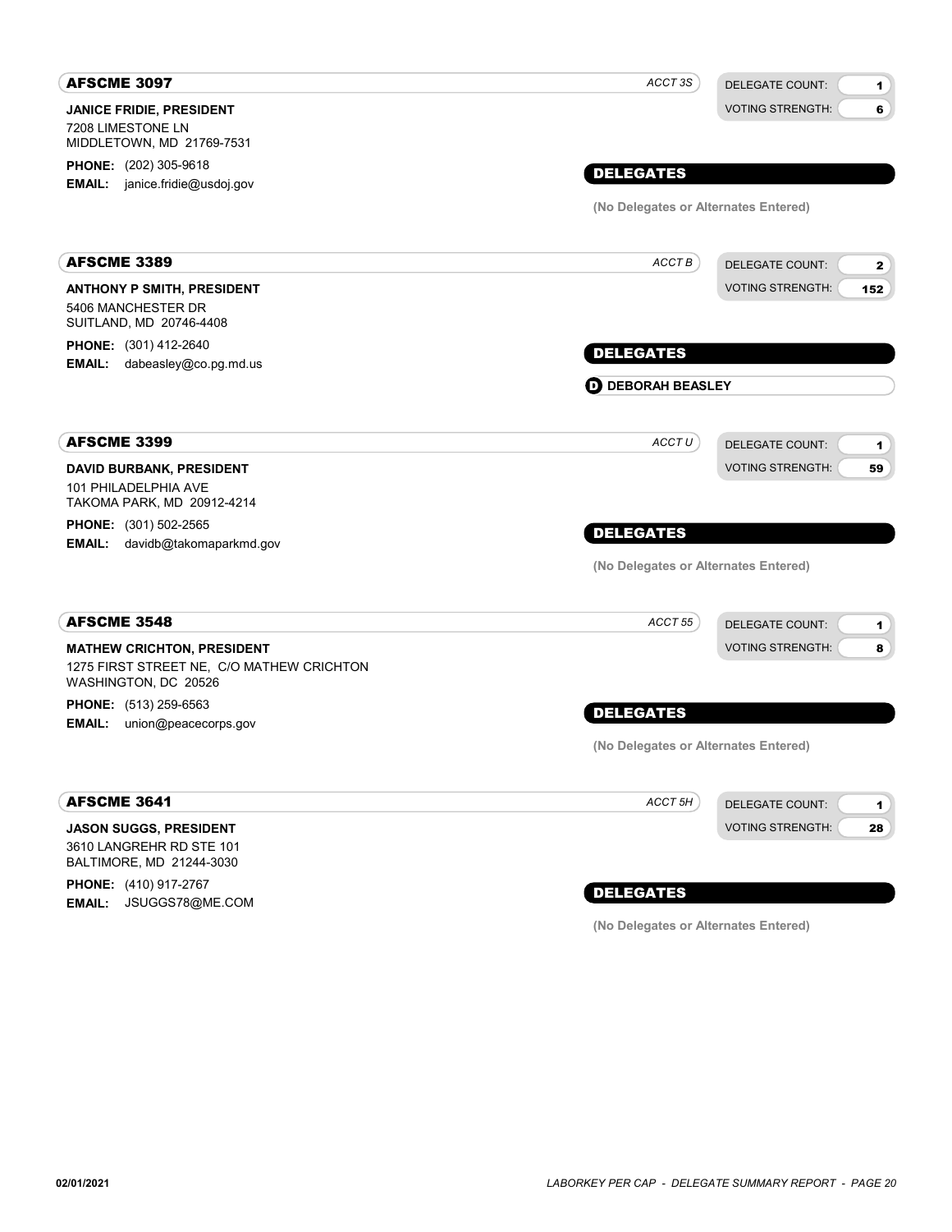## AFSCME 3097

*ACCT 3S*

DELEGATE COUNT: 1
VOTING STRENGTH: 6

**JANICE FRIDIE, PRESIDENT**
7208 LIMESTONE LN
MIDDLETOWN, MD 21769-7531

**PHONE:** (202) 305-9618
**EMAIL:** janice.fridie@usdoj.gov

**DELEGATES**

(No Delegates or Alternates Entered)

## AFSCME 3389

*ACCT B*

DELEGATE COUNT: 2
VOTING STRENGTH: 152

**ANTHONY P SMITH, PRESIDENT**
5406 MANCHESTER DR
SUITLAND, MD 20746-4408

**PHONE:** (301) 412-2640
**EMAIL:** dabeasley@co.pg.md.us

**DELEGATES**

D DEBORAH BEASLEY

## AFSCME 3399

*ACCT U*

DELEGATE COUNT: 1
VOTING STRENGTH: 59

**DAVID BURBANK, PRESIDENT**
101 PHILADELPHIA AVE
TAKOMA PARK, MD 20912-4214

**PHONE:** (301) 502-2565
**EMAIL:** davidb@takomaparkmd.gov

**DELEGATES**

(No Delegates or Alternates Entered)

## AFSCME 3548

*ACCT 55*

DELEGATE COUNT: 1
VOTING STRENGTH: 8

**MATHEW CRICHTON, PRESIDENT**
1275 FIRST STREET NE, C/O MATHEW CRICHTON
WASHINGTON, DC 20526

**PHONE:** (513) 259-6563
**EMAIL:** union@peacecorps.gov

**DELEGATES**

(No Delegates or Alternates Entered)

## AFSCME 3641

*ACCT 5H*

DELEGATE COUNT: 1
VOTING STRENGTH: 28

**JASON SUGGS, PRESIDENT**
3610 LANGREHR RD STE 101
BALTIMORE, MD 21244-3030

**PHONE:** (410) 917-2767
**EMAIL:** JSUGGS78@ME.COM

**DELEGATES**

(No Delegates or Alternates Entered)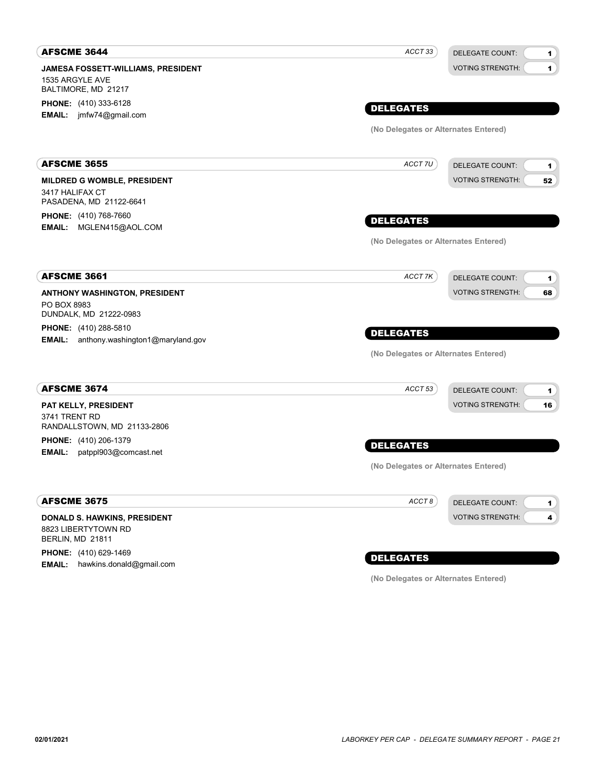## AFSCME 3644

*ACCT 33*

DELEGATE COUNT: 1
VOTING STRENGTH: 1

**JAMESA FOSSETT-WILLIAMS, PRESIDENT**
1535 ARGYLE AVE
BALTIMORE, MD 21217

**PHONE:** (410) 333-6128
**EMAIL:** jmfw74@gmail.com

### DELEGATES

**(No Delegates or Alternates Entered)**

## AFSCME 3655

*ACCT 7U*

DELEGATE COUNT: 1
VOTING STRENGTH: 52

**MILDRED G WOMBLE, PRESIDENT**
3417 HALIFAX CT
PASADENA, MD 21122-6641

**PHONE:** (410) 768-7660
**EMAIL:** MGLEN415@AOL.COM

### DELEGATES

**(No Delegates or Alternates Entered)**

## AFSCME 3661

*ACCT 7K*

DELEGATE COUNT: 1
VOTING STRENGTH: 68

**ANTHONY WASHINGTON, PRESIDENT**
PO BOX 8983
DUNDALK, MD 21222-0983

**PHONE:** (410) 288-5810
**EMAIL:** anthony.washington1@maryland.gov

### DELEGATES

**(No Delegates or Alternates Entered)**

## AFSCME 3674

*ACCT 53*

DELEGATE COUNT: 1
VOTING STRENGTH: 16

**PAT KELLY, PRESIDENT**
3741 TRENT RD
RANDALLSTOWN, MD 21133-2806

**PHONE:** (410) 206-1379
**EMAIL:** patppl903@comcast.net

### DELEGATES

**(No Delegates or Alternates Entered)**

## AFSCME 3675

*ACCT 8*

DELEGATE COUNT: 1
VOTING STRENGTH: 4

**DONALD S. HAWKINS, PRESIDENT**
8823 LIBERTYTOWN RD
BERLIN, MD 21811

**PHONE:** (410) 629-1469
**EMAIL:** hawkins.donald@gmail.com

### DELEGATES

**(No Delegates or Alternates Entered)**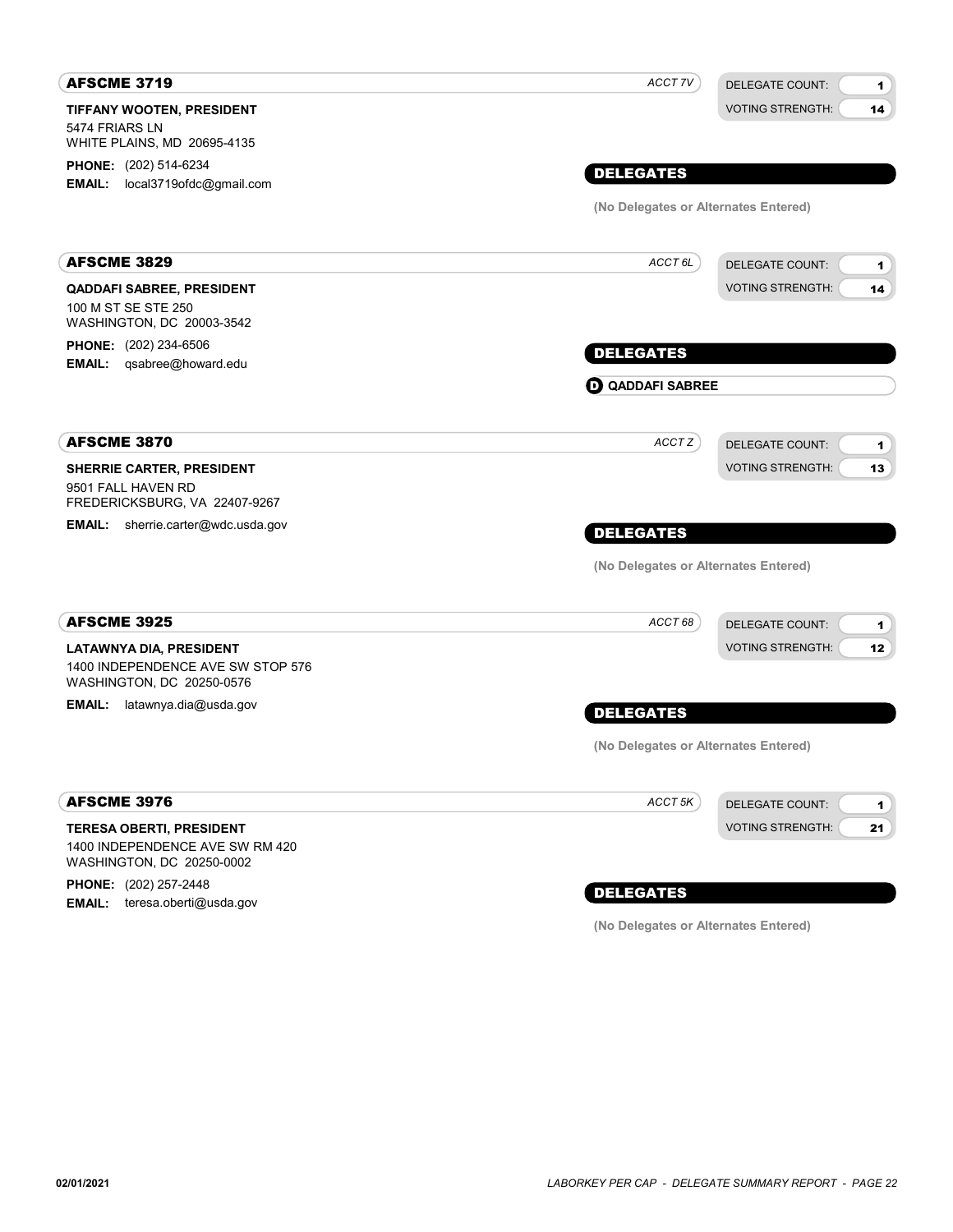## AFSCME 3719

*ACCT 7V*

DELEGATE COUNT: **1**
VOTING STRENGTH: **14**

**TIFFANY WOOTEN, PRESIDENT**
5474 FRIARS LN
WHITE PLAINS, MD 20695-4135

**PHONE:** (202) 514-6234
**EMAIL:** local3719ofdc@gmail.com

### DELEGATES

**(No Delegates or Alternates Entered)**

## AFSCME 3829

*ACCT 6L*

DELEGATE COUNT: **1**
VOTING STRENGTH: **14**

**QADDAFI SABREE, PRESIDENT**
100 M ST SE STE 250
WASHINGTON, DC 20003-3542

**PHONE:** (202) 234-6506
**EMAIL:** qsabree@howard.edu

### DELEGATES

**D QADDAFI SABREE**

## AFSCME 3870

*ACCT Z*

DELEGATE COUNT: **1**
VOTING STRENGTH: **13**

**SHERRIE CARTER, PRESIDENT**
9501 FALL HAVEN RD
FREDERICKSBURG, VA 22407-9267

**EMAIL:** sherrie.carter@wdc.usda.gov

### DELEGATES

**(No Delegates or Alternates Entered)**

## AFSCME 3925

*ACCT 68*

DELEGATE COUNT: **1**
VOTING STRENGTH: **12**

**LATAWNYA DIA, PRESIDENT**
1400 INDEPENDENCE AVE SW STOP 576
WASHINGTON, DC 20250-0576

**EMAIL:** latawnya.dia@usda.gov

### DELEGATES

**(No Delegates or Alternates Entered)**

## AFSCME 3976

*ACCT 5K*

DELEGATE COUNT: **1**
VOTING STRENGTH: **21**

**TERESA OBERTI, PRESIDENT**
1400 INDEPENDENCE AVE SW RM 420
WASHINGTON, DC 20250-0002

**PHONE:** (202) 257-2448
**EMAIL:** teresa.oberti@usda.gov

### DELEGATES

**(No Delegates or Alternates Entered)**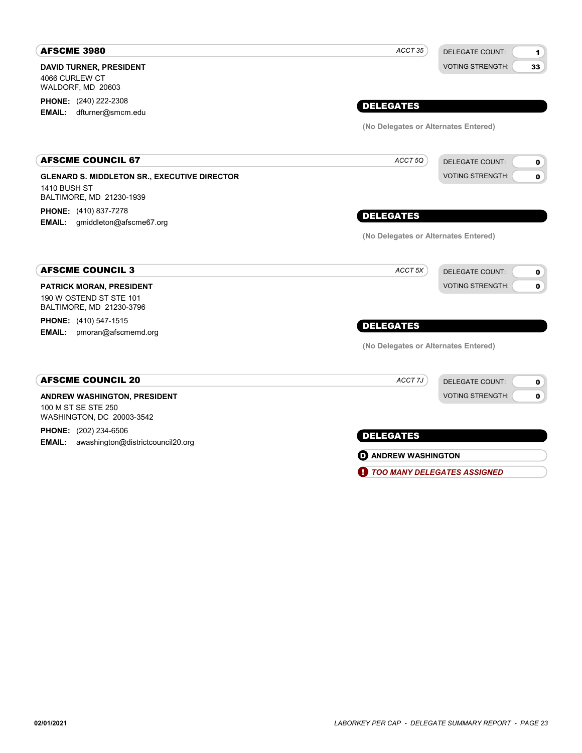## AFSCME 3980

*ACCT 35*

| DELEGATE COUNT: | 1 |
|---|---|
| VOTING STRENGTH: | 33 |

**DAVID TURNER, PRESIDENT**
4066 CURLEW CT
WALDORF, MD 20603

**PHONE:** (240) 222-2308
**EMAIL:** dfturner@smcm.edu

### DELEGATES

(No Delegates or Alternates Entered)

## AFSCME COUNCIL 67

*ACCT 5Q*

| DELEGATE COUNT: | 0 |
|---|---|
| VOTING STRENGTH: | 0 |

**GLENARD S. MIDDLETON SR., EXECUTIVE DIRECTOR**
1410 BUSH ST
BALTIMORE, MD 21230-1939

**PHONE:** (410) 837-7278
**EMAIL:** gmiddleton@afscme67.org

### DELEGATES

(No Delegates or Alternates Entered)

## AFSCME COUNCIL 3

*ACCT 5X*

| DELEGATE COUNT: | 0 |
|---|---|
| VOTING STRENGTH: | 0 |

**PATRICK MORAN, PRESIDENT**
190 W OSTEND ST STE 101
BALTIMORE, MD 21230-3796

**PHONE:** (410) 547-1515
**EMAIL:** pmoran@afscmemd.org

### DELEGATES

(No Delegates or Alternates Entered)

## AFSCME COUNCIL 20

*ACCT 7J*

| DELEGATE COUNT: | 0 |
|---|---|
| VOTING STRENGTH: | 0 |

**ANDREW WASHINGTON, PRESIDENT**
100 M ST SE STE 250
WASHINGTON, DC 20003-3542

**PHONE:** (202) 234-6506
**EMAIL:** awashington@districtcouncil20.org

### DELEGATES

- (D) **ANDREW WASHINGTON**
- (!) ***TOO MANY DELEGATES ASSIGNED***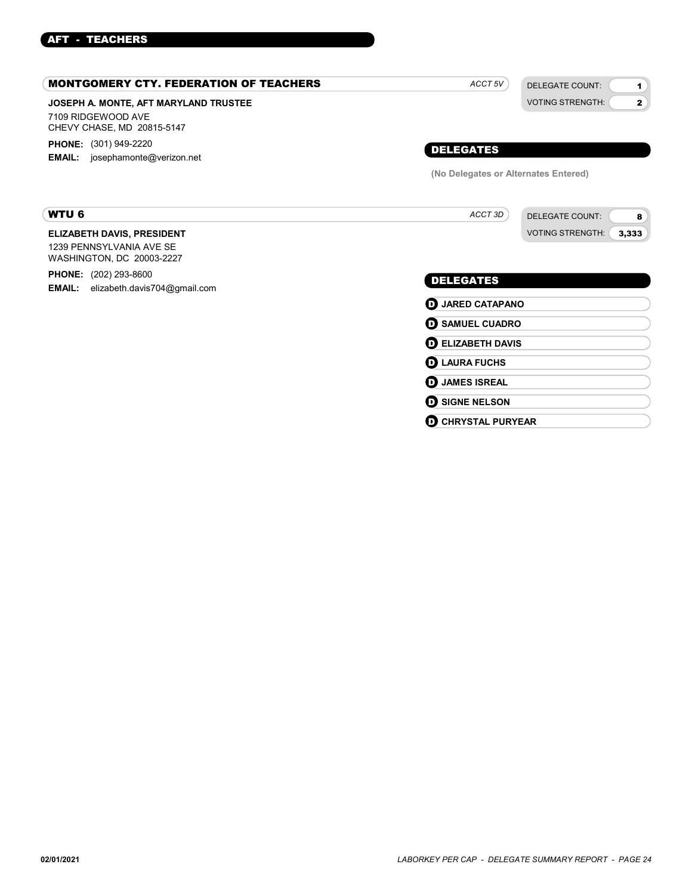## AFT - TEACHERS

### MONTGOMERY CTY. FEDERATION OF TEACHERS

*ACCT 5V*

DELEGATE COUNT: **1**
VOTING STRENGTH: **2**

**JOSEPH A. MONTE, AFT MARYLAND TRUSTEE**
7109 RIDGEWOOD AVE
CHEVY CHASE, MD 20815-5147

**PHONE:** (301) 949-2220
**EMAIL:** josephamonte@verizon.net

**DELEGATES**

**(No Delegates or Alternates Entered)**

### WTU 6

*ACCT 3D*

DELEGATE COUNT: **8**
VOTING STRENGTH: **3,333**

**ELIZABETH DAVIS, PRESIDENT**
1239 PENNSYLVANIA AVE SE
WASHINGTON, DC 20003-2227

**PHONE:** (202) 293-8600
**EMAIL:** elizabeth.davis704@gmail.com

**DELEGATES**

- D **JARED CATAPANO**
- D **SAMUEL CUADRO**
- D **ELIZABETH DAVIS**
- D **LAURA FUCHS**
- D **JAMES ISREAL**
- D **SIGNE NELSON**
- D **CHRYSTAL PURYEAR**

02/01/2021

*LABORKEY PER CAP - DELEGATE SUMMARY REPORT*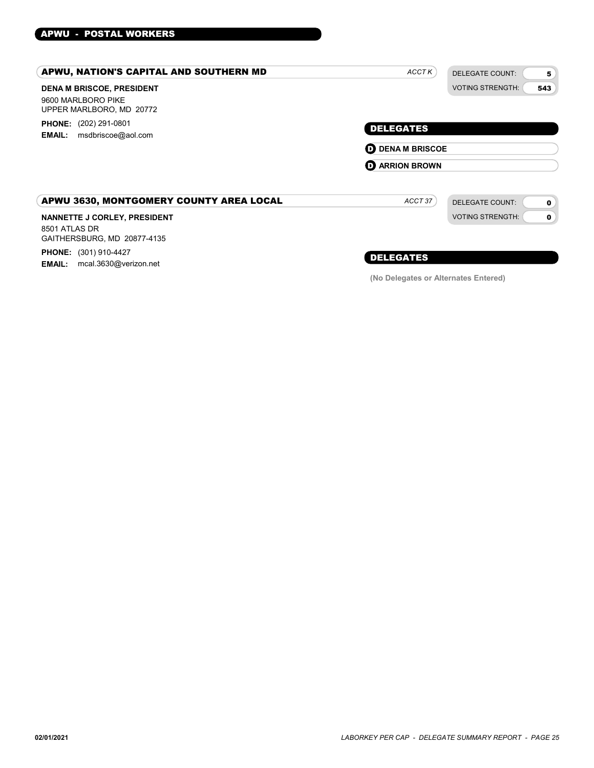# APWU - POSTAL WORKERS

## APWU, NATION'S CAPITAL AND SOUTHERN MD

*ACCT K*

DELEGATE COUNT: **5**
VOTING STRENGTH: **543**

**DENA M BRISCOE, PRESIDENT**
9600 MARLBORO PIKE
UPPER MARLBORO, MD 20772

**PHONE:** (202) 291-0801
**EMAIL:** msdbriscoe@aol.com

### DELEGATES

- D **DENA M BRISCOE**
- D **ARRION BROWN**

## APWU 3630, MONTGOMERY COUNTY AREA LOCAL

*ACCT 37*

DELEGATE COUNT: **0**
VOTING STRENGTH: **0**

**NANNETTE J CORLEY, PRESIDENT**
8501 ATLAS DR
GAITHERSBURG, MD 20877-4135

**PHONE:** (301) 910-4427
**EMAIL:** mcal.3630@verizon.net

### DELEGATES

**(No Delegates or Alternates Entered)**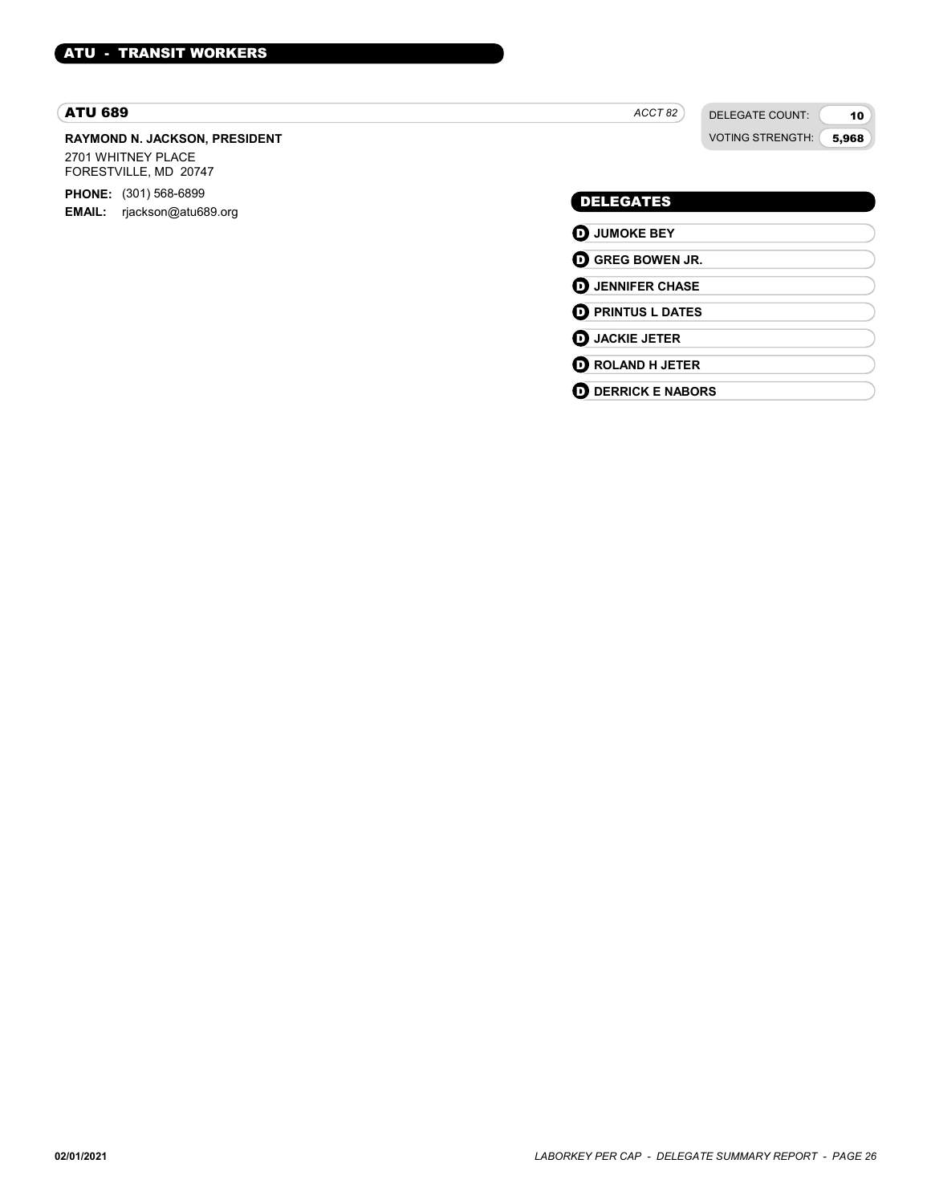## ATU - TRANSIT WORKERS

### ATU 689

*ACCT 82*

DELEGATE COUNT: **10**
VOTING STRENGTH: **5,968**

**RAYMOND N. JACKSON, PRESIDENT**
2701 WHITNEY PLACE
FORESTVILLE, MD 20747

**PHONE:** (301) 568-6899
**EMAIL:** rjackson@atu689.org

#### DELEGATES

- **D** **JUMOKE BEY**
- **D** **GREG BOWEN JR.**
- **D** **JENNIFER CHASE**
- **D** **PRINTUS L DATES**
- **D** **JACKIE JETER**
- **D** **ROLAND H JETER**
- **D** **DERRICK E NABORS**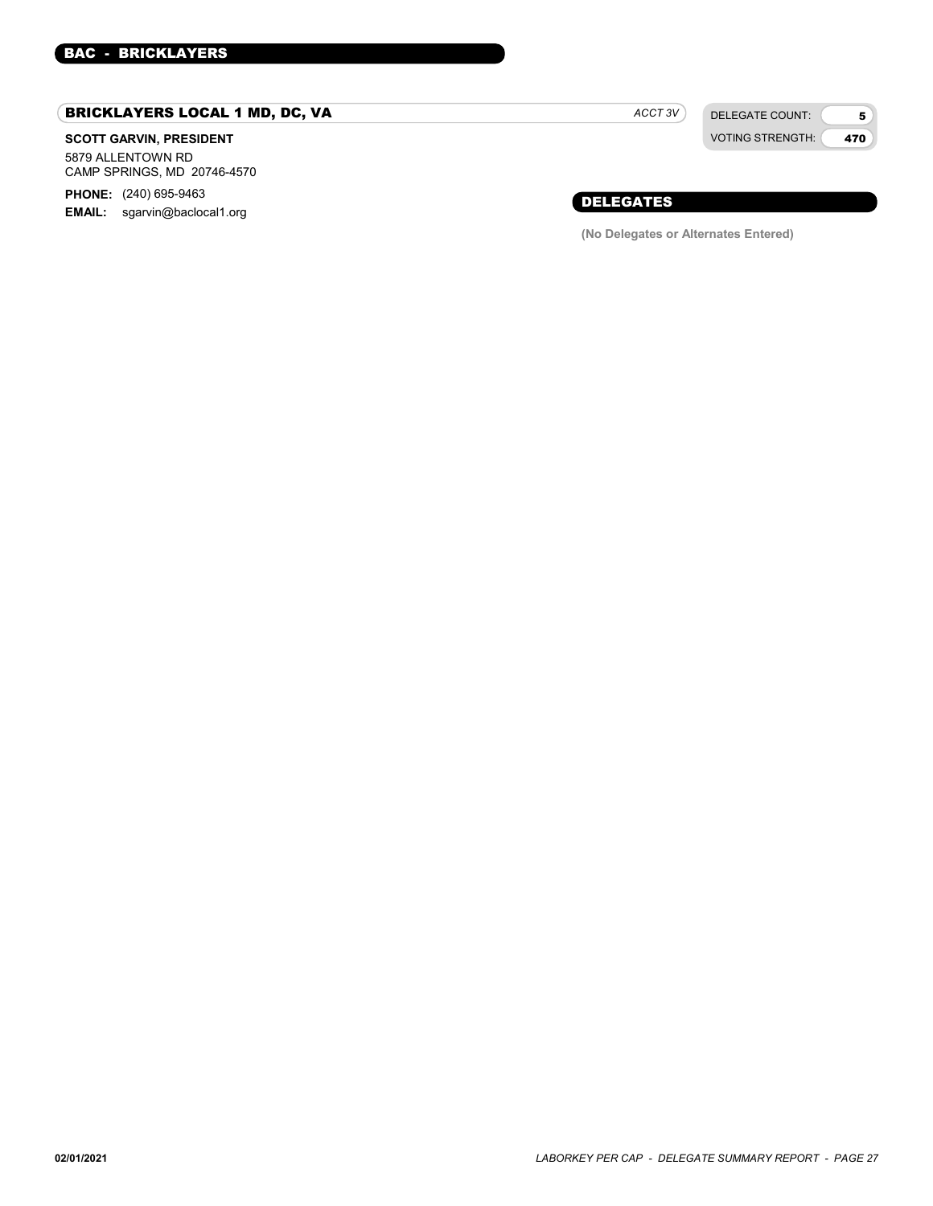## BAC - BRICKLAYERS

### BRICKLAYERS LOCAL 1 MD, DC, VA

*ACCT 3V*

DELEGATE COUNT: **5**
VOTING STRENGTH: **470**

**SCOTT GARVIN, PRESIDENT**
5879 ALLENTOWN RD
CAMP SPRINGS, MD 20746-4570

**PHONE:** (240) 695-9463
**EMAIL:** sgarvin@baclocal1.org

### DELEGATES

**(No Delegates or Alternates Entered)**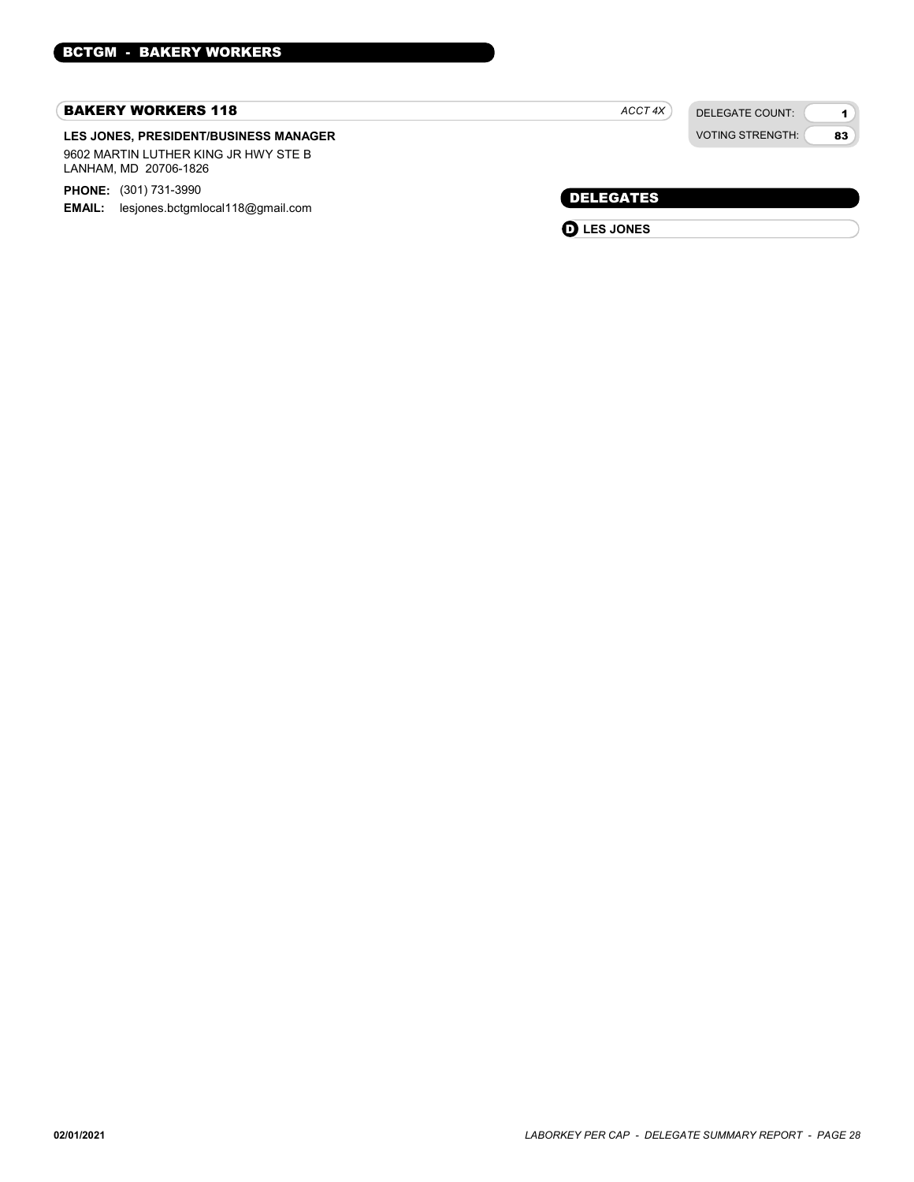## BCTGM - BAKERY WORKERS

### BAKERY WORKERS 118

*ACCT 4X*

| DELEGATE COUNT: | 1 |
| --- | --- |
| VOTING STRENGTH: | 83 |

**LES JONES, PRESIDENT/BUSINESS MANAGER**

9602 MARTIN LUTHER KING JR HWY STE B
LANHAM, MD 20706-1826

**PHONE:** (301) 731-3990
**EMAIL:** lesjones.bctgmlocal118@gmail.com

#### DELEGATES

- **D** **LES JONES**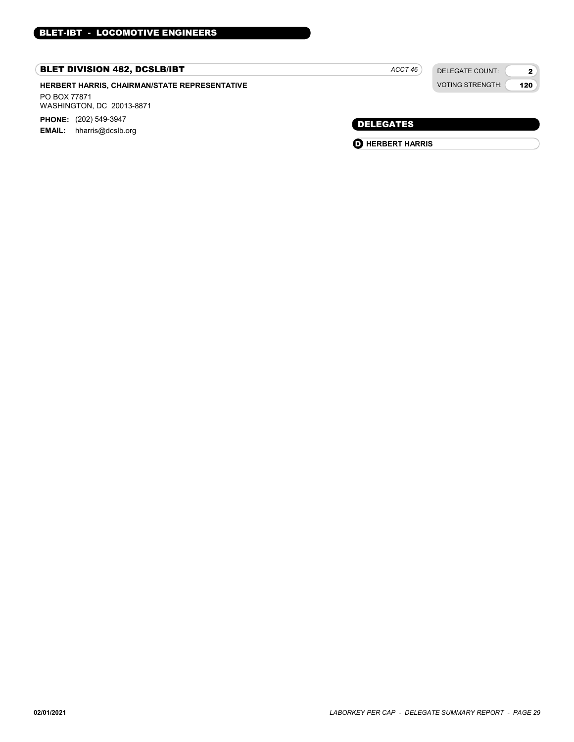## BLET-IBT - LOCOMOTIVE ENGINEERS

### BLET DIVISION 482, DCSLB/IBT

*ACCT 46*

| DELEGATE COUNT: | 2 |
| --- | --- |
| VOTING STRENGTH: | 120 |

**HERBERT HARRIS, CHAIRMAN/STATE REPRESENTATIVE**

PO BOX 77871
WASHINGTON, DC 20013-8871

**PHONE:** (202) 549-3947
**EMAIL:** hharris@dcslb.org

#### DELEGATES

- **D** **HERBERT HARRIS**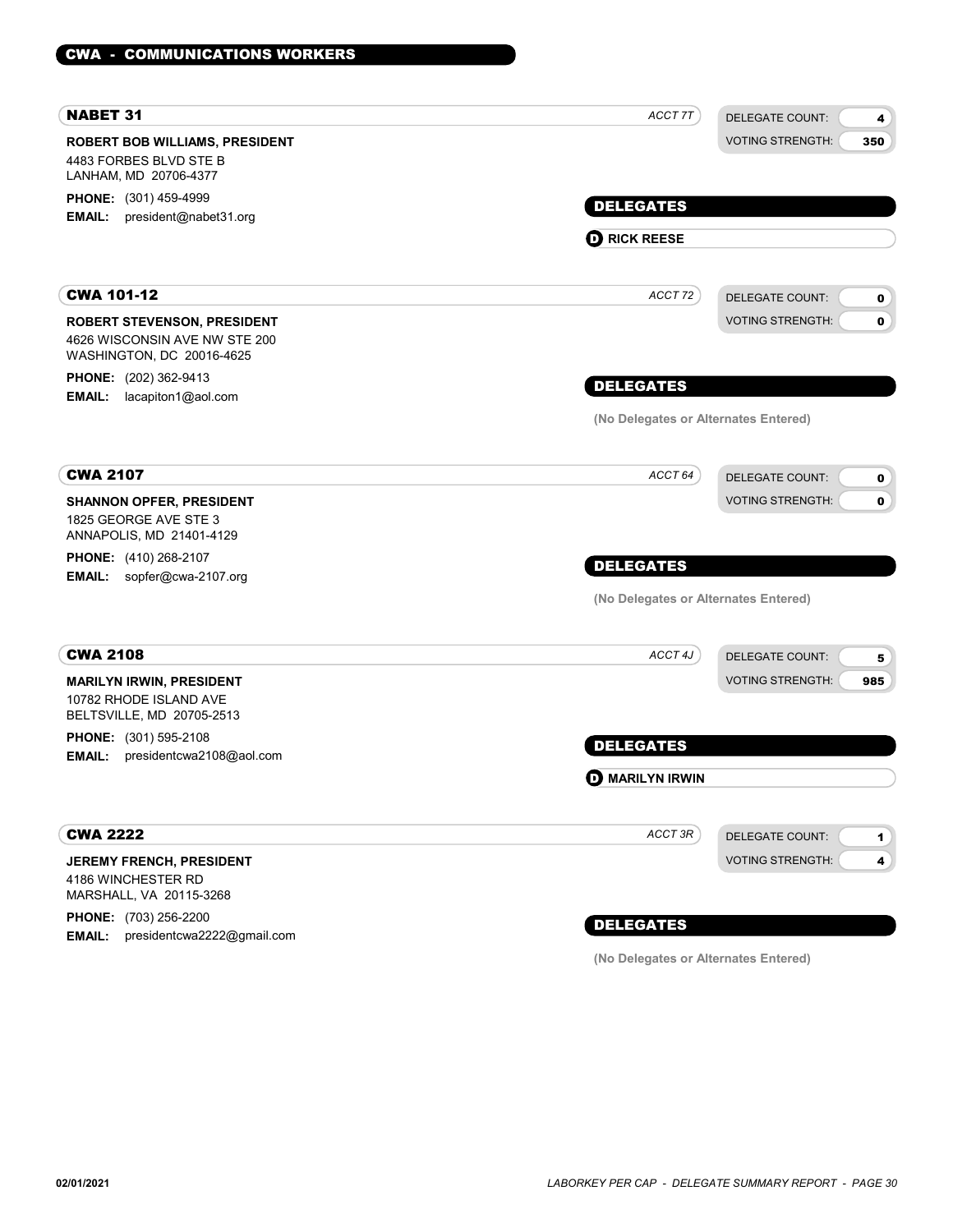## CWA - COMMUNICATIONS WORKERS

### NABET 31

*ACCT 7T*

| DELEGATE COUNT: | 4 |
|---|---|
| VOTING STRENGTH: | 350 |

**ROBERT BOB WILLIAMS, PRESIDENT**
4483 FORBES BLVD STE B
LANHAM, MD 20706-4377

**PHONE:** (301) 459-4999
**EMAIL:** president@nabet31.org

**DELEGATES**

- **D** **RICK REESE**

### CWA 101-12

*ACCT 72*

| DELEGATE COUNT: | 0 |
|---|---|
| VOTING STRENGTH: | 0 |

**ROBERT STEVENSON, PRESIDENT**
4626 WISCONSIN AVE NW STE 200
WASHINGTON, DC 20016-4625

**PHONE:** (202) 362-9413
**EMAIL:** lacapiton1@aol.com

**DELEGATES**

**(No Delegates or Alternates Entered)**

### CWA 2107

*ACCT 64*

| DELEGATE COUNT: | 0 |
|---|---|
| VOTING STRENGTH: | 0 |

**SHANNON OPFER, PRESIDENT**
1825 GEORGE AVE STE 3
ANNAPOLIS, MD 21401-4129

**PHONE:** (410) 268-2107
**EMAIL:** sopfer@cwa-2107.org

**DELEGATES**

**(No Delegates or Alternates Entered)**

### CWA 2108

*ACCT 4J*

| DELEGATE COUNT: | 5 |
|---|---|
| VOTING STRENGTH: | 985 |

**MARILYN IRWIN, PRESIDENT**
10782 RHODE ISLAND AVE
BELTSVILLE, MD 20705-2513

**PHONE:** (301) 595-2108
**EMAIL:** presidentcwa2108@aol.com

**DELEGATES**

- **D** **MARILYN IRWIN**

### CWA 2222

*ACCT 3R*

| DELEGATE COUNT: | 1 |
|---|---|
| VOTING STRENGTH: | 4 |

**JEREMY FRENCH, PRESIDENT**
4186 WINCHESTER RD
MARSHALL, VA 20115-3268

**PHONE:** (703) 256-2200
**EMAIL:** presidentcwa2222@gmail.com

**DELEGATES**

**(No Delegates or Alternates Entered)**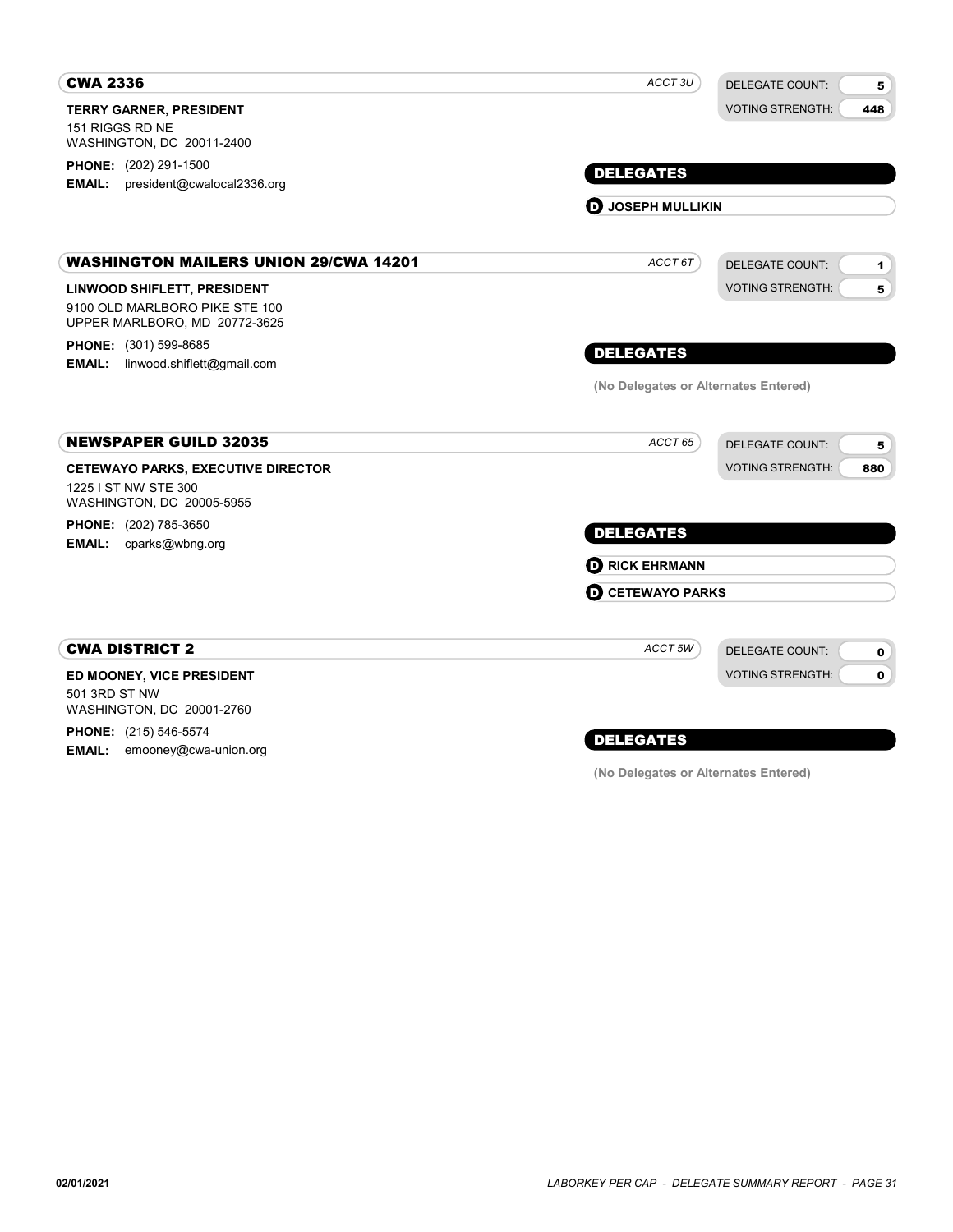## CWA 2336

*ACCT 3U*

DELEGATE COUNT: 5
VOTING STRENGTH: 448

**TERRY GARNER, PRESIDENT**
151 RIGGS RD NE
WASHINGTON, DC 20011-2400

**PHONE:** (202) 291-1500
**EMAIL:** president@cwalocal2336.org

### DELEGATES

- **D** **JOSEPH MULLIKIN**

## WASHINGTON MAILERS UNION 29/CWA 14201

*ACCT 6T*

DELEGATE COUNT: 1
VOTING STRENGTH: 5

**LINWOOD SHIFLETT, PRESIDENT**
9100 OLD MARLBORO PIKE STE 100
UPPER MARLBORO, MD 20772-3625

**PHONE:** (301) 599-8685
**EMAIL:** linwood.shiflett@gmail.com

### DELEGATES

(No Delegates or Alternates Entered)

## NEWSPAPER GUILD 32035

*ACCT 65*

DELEGATE COUNT: 5
VOTING STRENGTH: 880

**CETEWAYO PARKS, EXECUTIVE DIRECTOR**
1225 I ST NW STE 300
WASHINGTON, DC 20005-5955

**PHONE:** (202) 785-3650
**EMAIL:** cparks@wbng.org

### DELEGATES

- **D** **RICK EHRMANN**
- **D** **CETEWAYO PARKS**

## CWA DISTRICT 2

*ACCT 5W*

DELEGATE COUNT: 0
VOTING STRENGTH: 0

**ED MOONEY, VICE PRESIDENT**
501 3RD ST NW
WASHINGTON, DC 20001-2760

**PHONE:** (215) 546-5574
**EMAIL:** emooney@cwa-union.org

### DELEGATES

(No Delegates or Alternates Entered)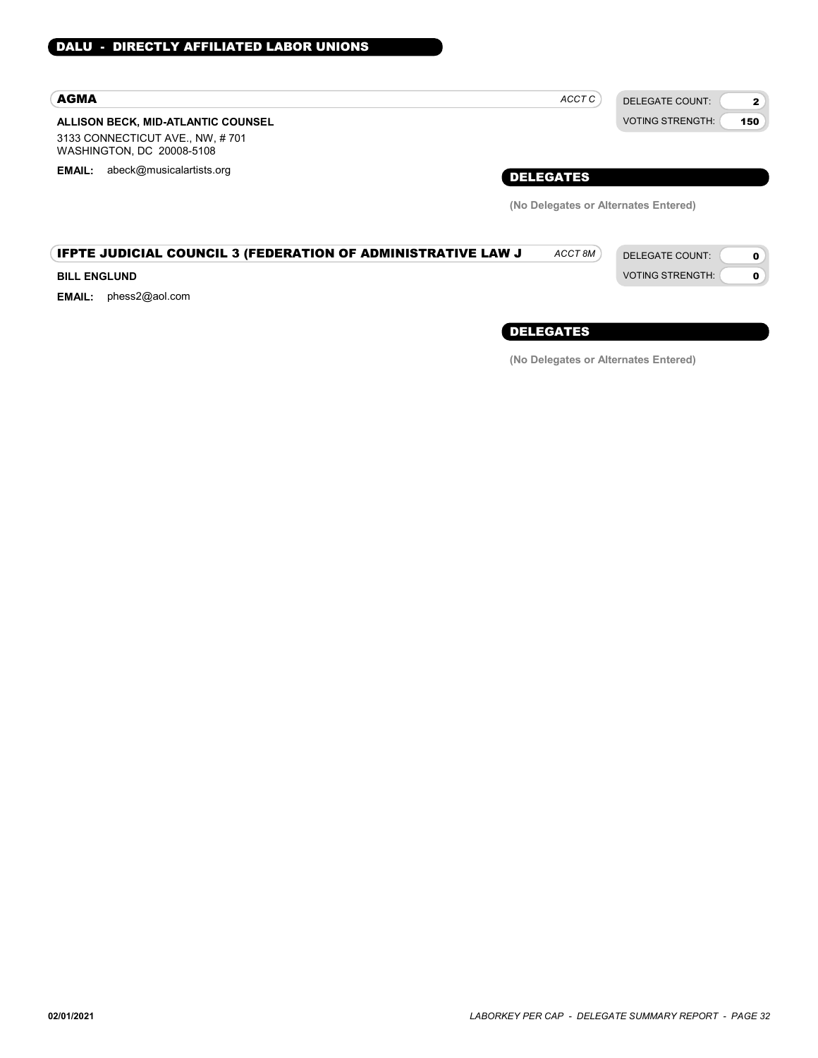## DALU - DIRECTLY AFFILIATED LABOR UNIONS

### AGMA

*ACCT C*

DELEGATE COUNT: **2**
VOTING STRENGTH: **150**

**ALLISON BECK, MID-ATLANTIC COUNSEL**
3133 CONNECTICUT AVE., NW, # 701
WASHINGTON, DC 20008-5108

**EMAIL:** abeck@musicalartists.org

#### DELEGATES

**(No Delegates or Alternates Entered)**

### IFPTE JUDICIAL COUNCIL 3 (FEDERATION OF ADMINISTRATIVE LAW J

*ACCT 8M*

DELEGATE COUNT: **0**
VOTING STRENGTH: **0**

**BILL ENGLUND**

**EMAIL:** phess2@aol.com

#### DELEGATES

**(No Delegates or Alternates Entered)**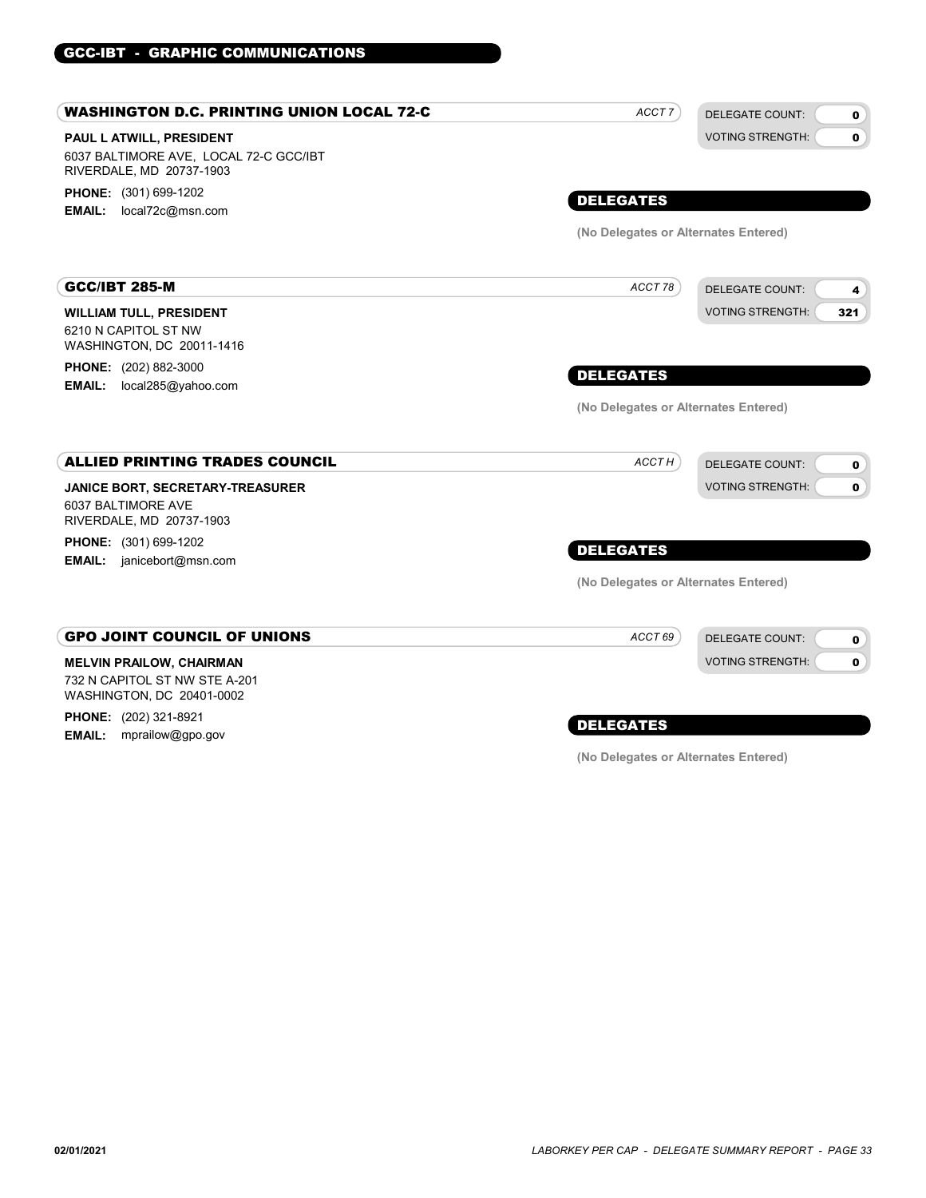## GCC-IBT - GRAPHIC COMMUNICATIONS

### WASHINGTON D.C. PRINTING UNION LOCAL 72-C

*ACCT 7*

DELEGATE COUNT: **0**
VOTING STRENGTH: **0**

**PAUL L ATWILL, PRESIDENT**
6037 BALTIMORE AVE, LOCAL 72-C GCC/IBT
RIVERDALE, MD 20737-1903

**PHONE:** (301) 699-1202
**EMAIL:** local72c@msn.com

**DELEGATES**

**(No Delegates or Alternates Entered)**

### GCC/IBT 285-M

*ACCT 78*

DELEGATE COUNT: **4**
VOTING STRENGTH: **321**

**WILLIAM TULL, PRESIDENT**
6210 N CAPITOL ST NW
WASHINGTON, DC 20011-1416

**PHONE:** (202) 882-3000
**EMAIL:** local285@yahoo.com

**DELEGATES**

**(No Delegates or Alternates Entered)**

### ALLIED PRINTING TRADES COUNCIL

*ACCT H*

DELEGATE COUNT: **0**
VOTING STRENGTH: **0**

**JANICE BORT, SECRETARY-TREASURER**
6037 BALTIMORE AVE
RIVERDALE, MD 20737-1903

**PHONE:** (301) 699-1202
**EMAIL:** janicebort@msn.com

**DELEGATES**

**(No Delegates or Alternates Entered)**

### GPO JOINT COUNCIL OF UNIONS

*ACCT 69*

DELEGATE COUNT: **0**
VOTING STRENGTH: **0**

**MELVIN PRAILOW, CHAIRMAN**
732 N CAPITOL ST NW STE A-201
WASHINGTON, DC 20401-0002

**PHONE:** (202) 321-8921
**EMAIL:** mprailow@gpo.gov

**DELEGATES**

**(No Delegates or Alternates Entered)**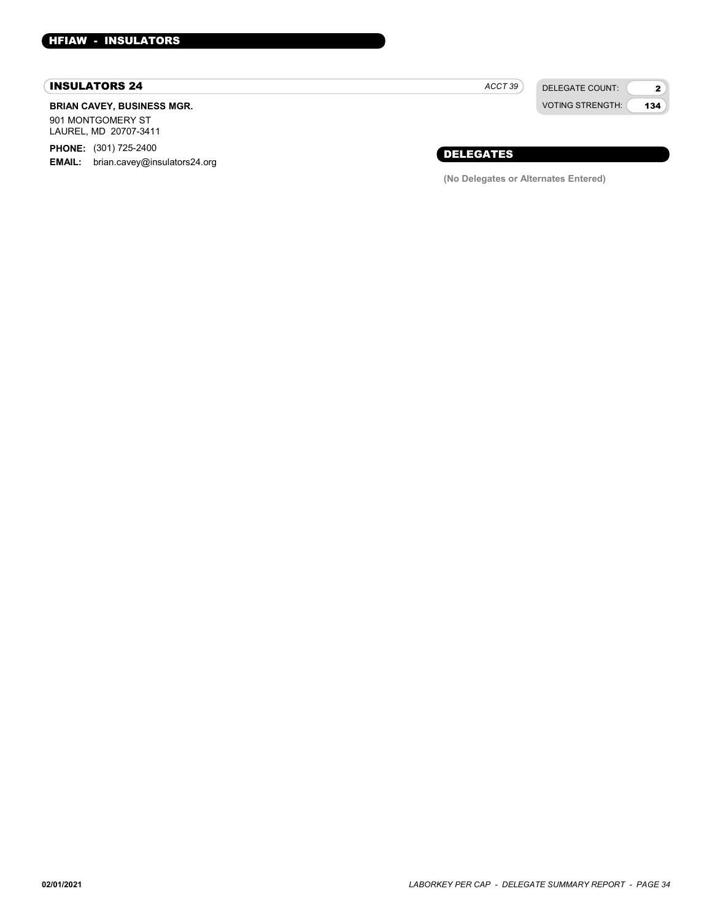## HFIAW - INSULATORS

### INSULATORS 24

*ACCT 39*

| DELEGATE COUNT: | 2 |
|---|---|
| VOTING STRENGTH: | 134 |

**BRIAN CAVEY, BUSINESS MGR.**

901 MONTGOMERY ST
LAUREL, MD 20707-3411

**PHONE:** (301) 725-2400
**EMAIL:** brian.cavey@insulators24.org

#### DELEGATES

**(No Delegates or Alternates Entered)**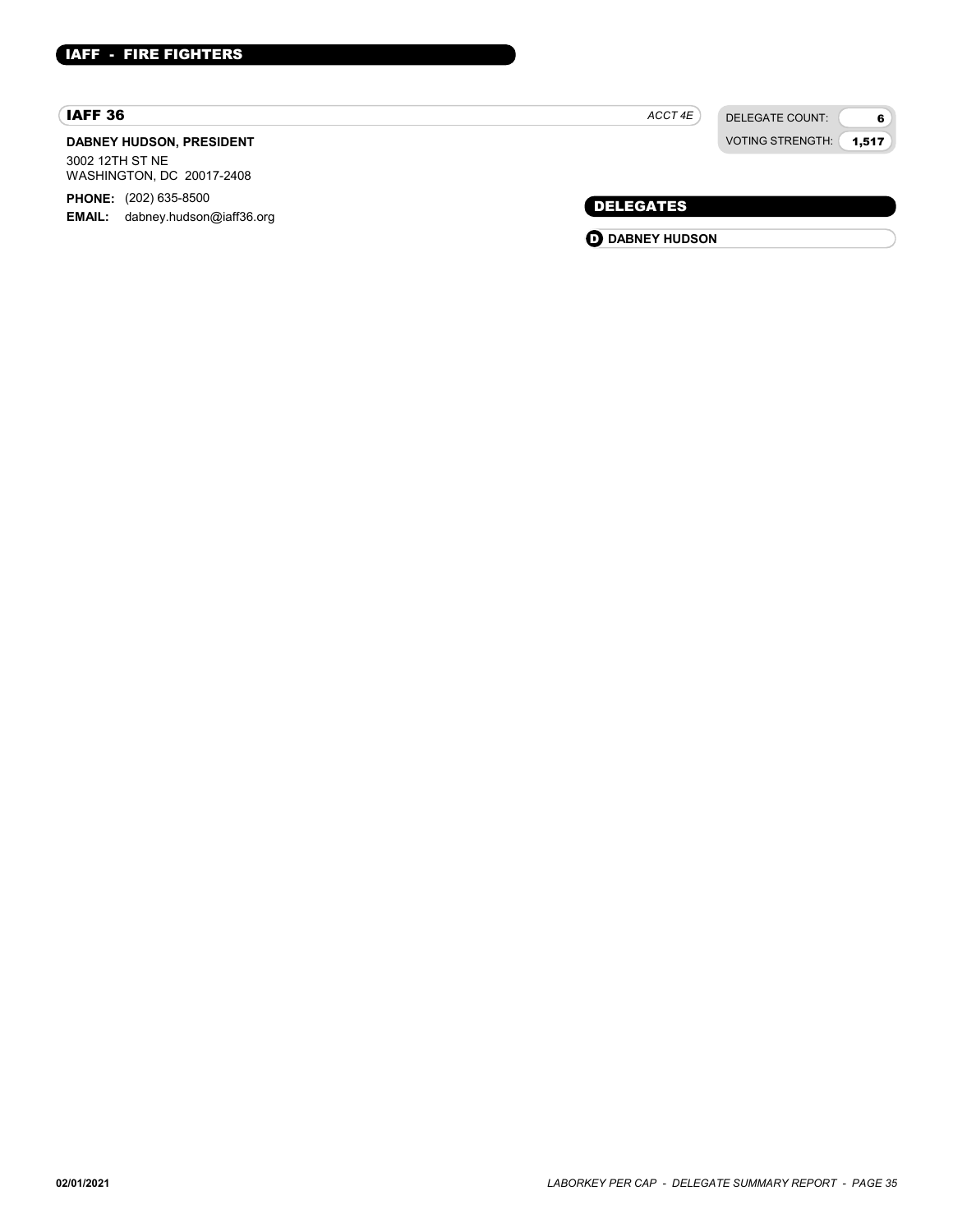## IAFF - FIRE FIGHTERS

### IAFF 36

*ACCT 4E*

| | |
|---|---|
| DELEGATE COUNT: | 6 |
| VOTING STRENGTH: | 1,517 |

**DABNEY HUDSON, PRESIDENT**

3002 12TH ST NE
WASHINGTON, DC 20017-2408

**PHONE:** (202) 635-8500
**EMAIL:** dabney.hudson@iaff36.org

#### DELEGATES

- **D** **DABNEY HUDSON**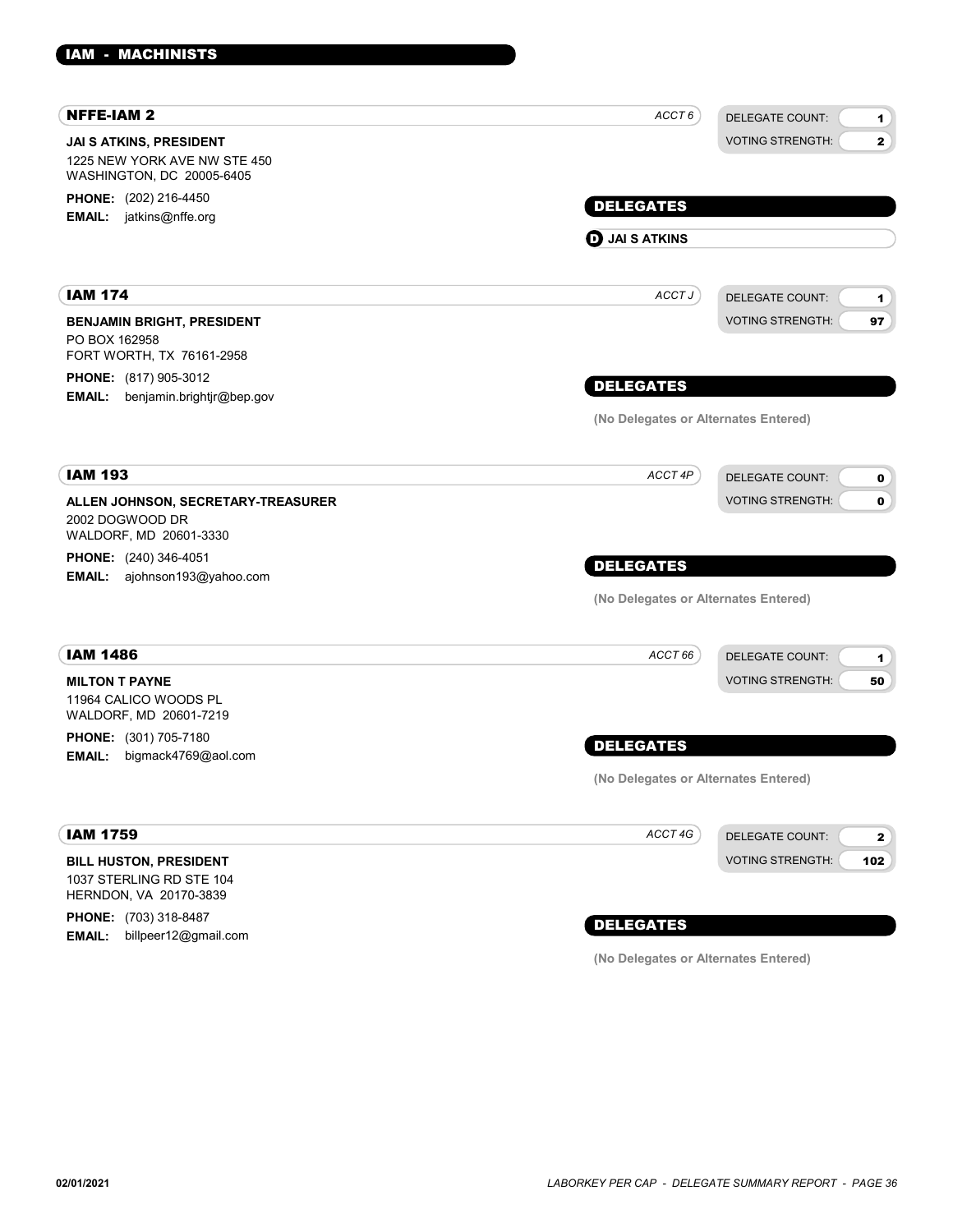## IAM - MACHINISTS

### NFFE-IAM 2

*ACCT 6*

DELEGATE COUNT: 1
VOTING STRENGTH: 2

**JAI S ATKINS, PRESIDENT**
1225 NEW YORK AVE NW STE 450
WASHINGTON, DC 20005-6405

**PHONE:** (202) 216-4450
**EMAIL:** jatkins@nffe.org

**DELEGATES**

D JAI S ATKINS

### IAM 174

*ACCT J*

DELEGATE COUNT: 1
VOTING STRENGTH: 97

**BENJAMIN BRIGHT, PRESIDENT**
PO BOX 162958
FORT WORTH, TX 76161-2958

**PHONE:** (817) 905-3012
**EMAIL:** benjamin.brightjr@bep.gov

**DELEGATES**

(No Delegates or Alternates Entered)

### IAM 193

*ACCT 4P*

DELEGATE COUNT: 0
VOTING STRENGTH: 0

**ALLEN JOHNSON, SECRETARY-TREASURER**
2002 DOGWOOD DR
WALDORF, MD 20601-3330

**PHONE:** (240) 346-4051
**EMAIL:** ajohnson193@yahoo.com

**DELEGATES**

(No Delegates or Alternates Entered)

### IAM 1486

*ACCT 66*

DELEGATE COUNT: 1
VOTING STRENGTH: 50

**MILTON T PAYNE**
11964 CALICO WOODS PL
WALDORF, MD 20601-7219

**PHONE:** (301) 705-7180
**EMAIL:** bigmack4769@aol.com

**DELEGATES**

(No Delegates or Alternates Entered)

### IAM 1759

*ACCT 4G*

DELEGATE COUNT: 2
VOTING STRENGTH: 102

**BILL HUSTON, PRESIDENT**
1037 STERLING RD STE 104
HERNDON, VA 20170-3839

**PHONE:** (703) 318-8487
**EMAIL:** billpeer12@gmail.com

**DELEGATES**

(No Delegates or Alternates Entered)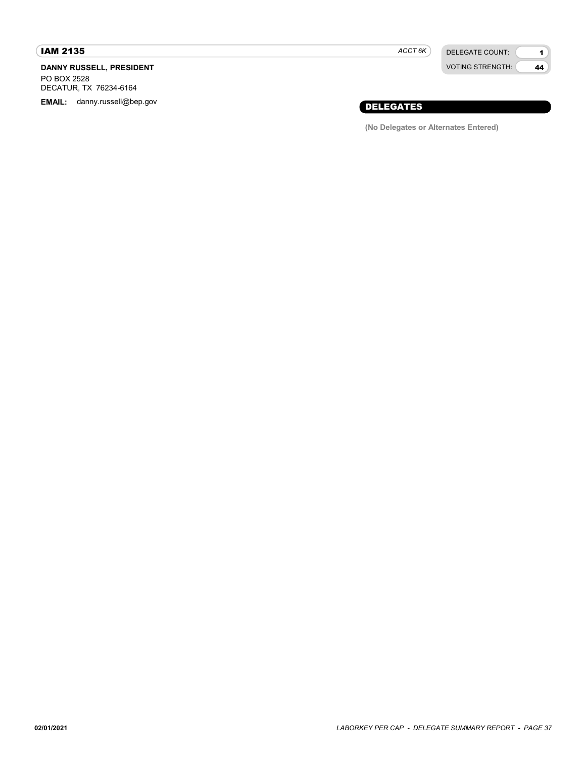## IAM 2135

*ACCT 6K*

| DELEGATE COUNT: | 1 |
| --- | --- |
| VOTING STRENGTH: | 44 |

**DANNY RUSSELL, PRESIDENT**
PO BOX 2528
DECATUR, TX 76234-6164

**EMAIL:** danny.russell@bep.gov

### DELEGATES

**(No Delegates or Alternates Entered)**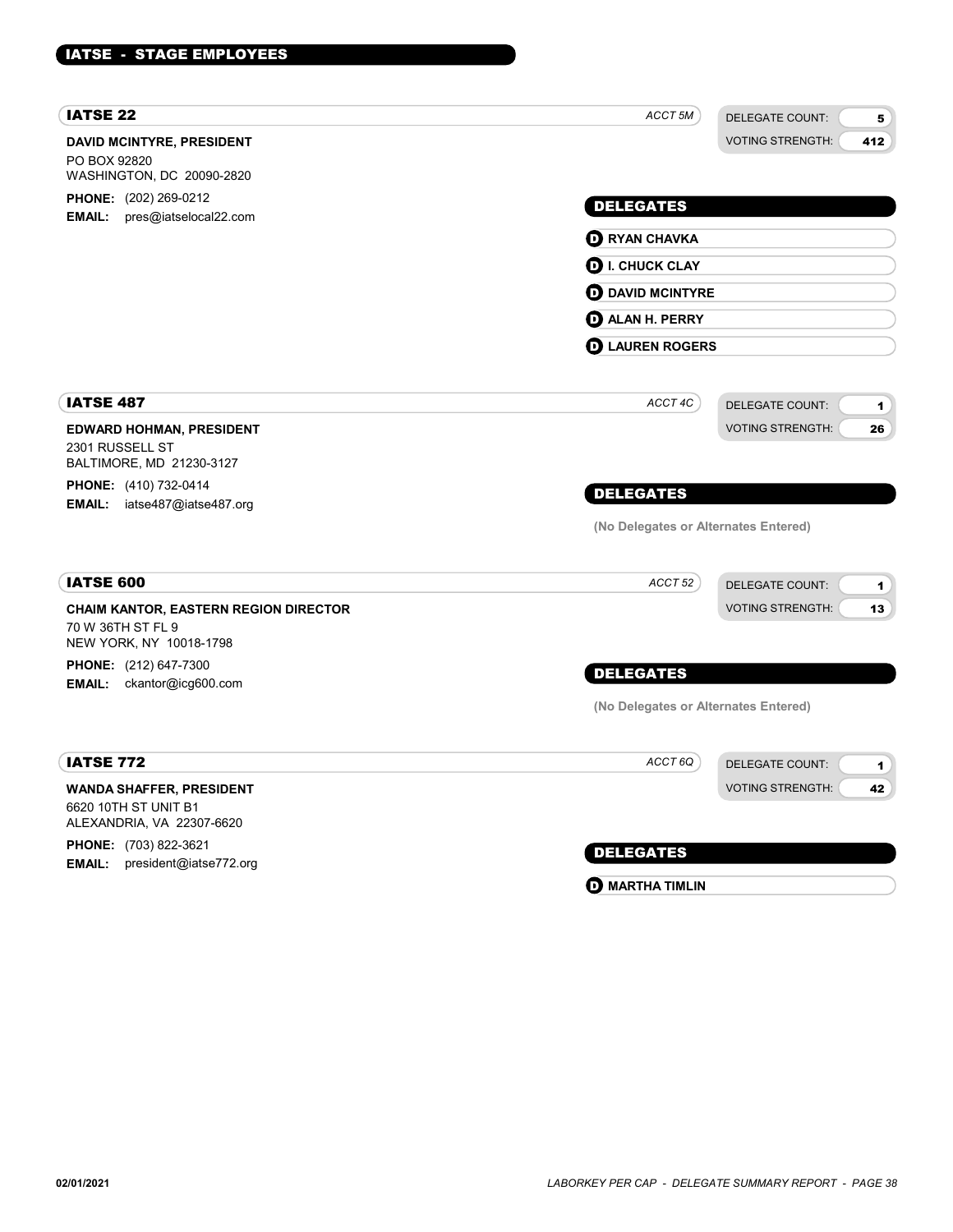## IATSE - STAGE EMPLOYEES

### IATSE 22

*ACCT 5M*

DELEGATE COUNT: 5
VOTING STRENGTH: 412

**DAVID MCINTYRE, PRESIDENT**
PO BOX 92820
WASHINGTON, DC 20090-2820

**PHONE:** (202) 269-0212
**EMAIL:** pres@iatselocal22.com

**DELEGATES**

- **D** RYAN CHAVKA
- **D** I. CHUCK CLAY
- **D** DAVID MCINTYRE
- **D** ALAN H. PERRY
- **D** LAUREN ROGERS

### IATSE 487

*ACCT 4C*

DELEGATE COUNT: 1
VOTING STRENGTH: 26

**EDWARD HOHMAN, PRESIDENT**
2301 RUSSELL ST
BALTIMORE, MD 21230-3127

**PHONE:** (410) 732-0414
**EMAIL:** iatse487@iatse487.org

**DELEGATES**

(No Delegates or Alternates Entered)

### IATSE 600

*ACCT 52*

DELEGATE COUNT: 1
VOTING STRENGTH: 13

**CHAIM KANTOR, EASTERN REGION DIRECTOR**
70 W 36TH ST FL 9
NEW YORK, NY 10018-1798

**PHONE:** (212) 647-7300
**EMAIL:** ckantor@icg600.com

**DELEGATES**

(No Delegates or Alternates Entered)

### IATSE 772

*ACCT 6Q*

DELEGATE COUNT: 1
VOTING STRENGTH: 42

**WANDA SHAFFER, PRESIDENT**
6620 10TH ST UNIT B1
ALEXANDRIA, VA 22307-6620

**PHONE:** (703) 822-3621
**EMAIL:** president@iatse772.org

**DELEGATES**

- **D** MARTHA TIMLIN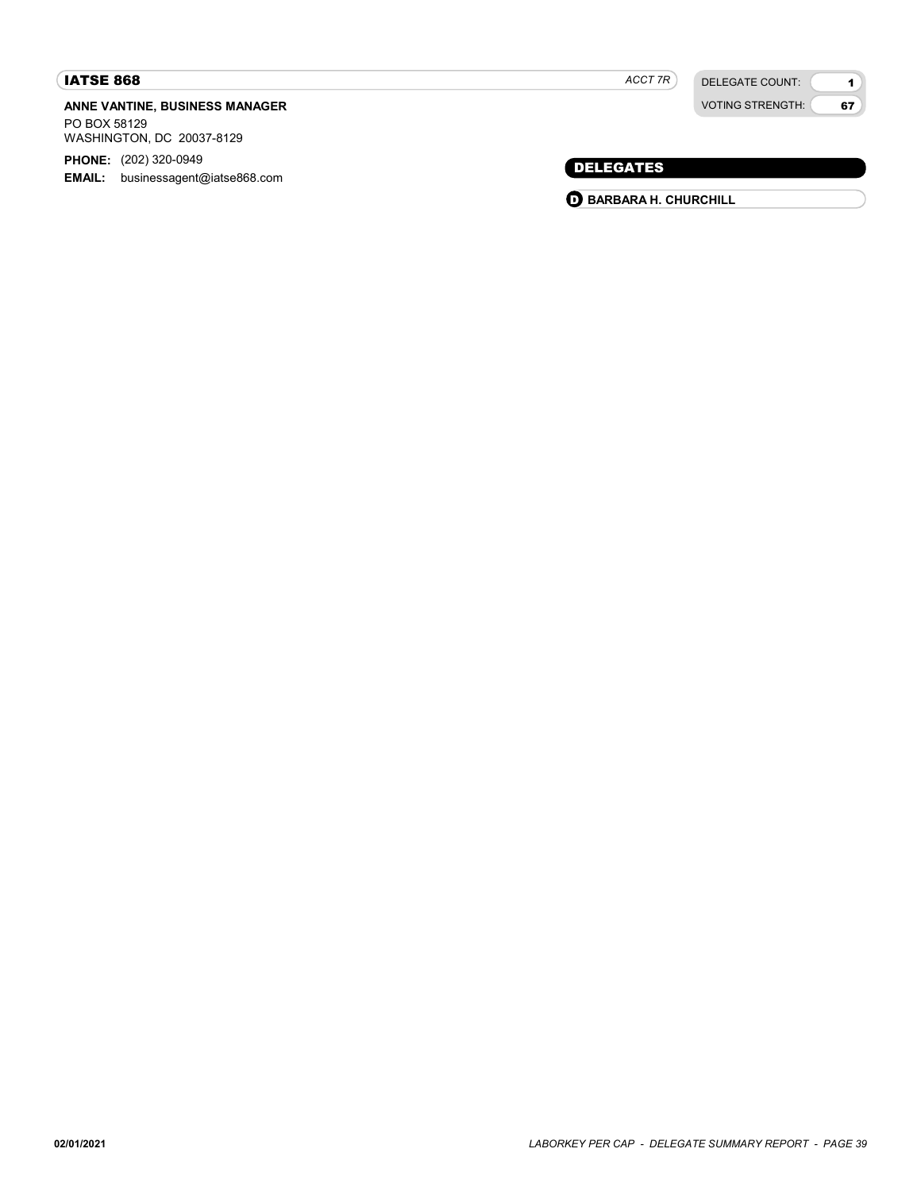## IATSE 868

*ACCT 7R*

| DELEGATE COUNT: | 1 |
| --- | --- |
| VOTING STRENGTH: | 67 |

**ANNE VANTINE, BUSINESS MANAGER**
PO BOX 58129
WASHINGTON, DC 20037-8129

**PHONE:** (202) 320-0949
**EMAIL:** businessagent@iatse868.com

### DELEGATES

D **BARBARA H. CHURCHILL**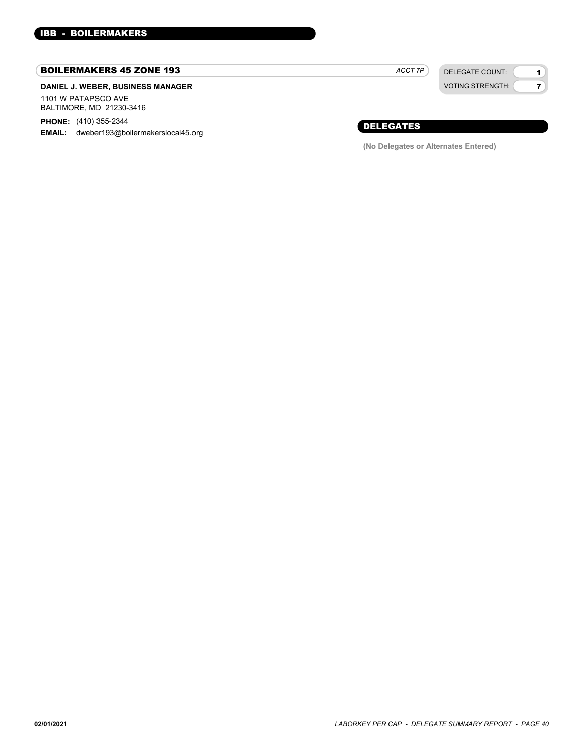## IBB - BOILERMAKERS

### BOILERMAKERS 45 ZONE 193

*ACCT 7P*

| DELEGATE COUNT: | 1 |
|---|---|
| VOTING STRENGTH: | 7 |

**DANIEL J. WEBER, BUSINESS MANAGER**

1101 W PATAPSCO AVE
BALTIMORE, MD 21230-3416

**PHONE:** (410) 355-2344
**EMAIL:** dweber193@boilermakerslocal45.org

#### DELEGATES

**(No Delegates or Alternates Entered)**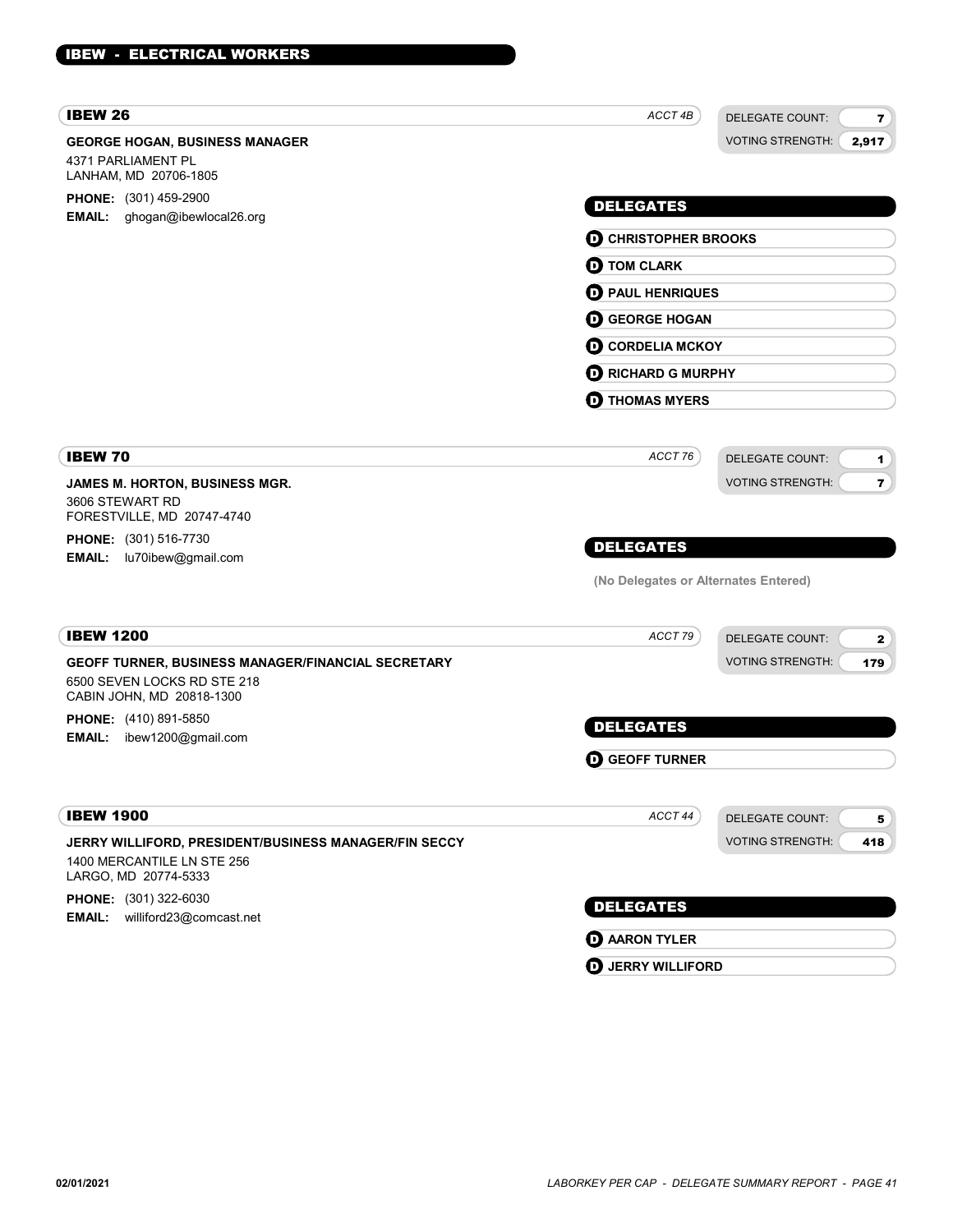## IBEW - ELECTRICAL WORKERS

### IBEW 26

*ACCT 4B*

DELEGATE COUNT: 7
VOTING STRENGTH: 2,917

**GEORGE HOGAN, BUSINESS MANAGER**
4371 PARLIAMENT PL
LANHAM, MD 20706-1805

**PHONE:** (301) 459-2900
**EMAIL:** ghogan@ibewlocal26.org

**DELEGATES**

- D CHRISTOPHER BROOKS
- D TOM CLARK
- D PAUL HENRIQUES
- D GEORGE HOGAN
- D CORDELIA MCKOY
- D RICHARD G MURPHY
- D THOMAS MYERS

### IBEW 70

*ACCT 76*

DELEGATE COUNT: 1
VOTING STRENGTH: 7

**JAMES M. HORTON, BUSINESS MGR.**
3606 STEWART RD
FORESTVILLE, MD 20747-4740

**PHONE:** (301) 516-7730
**EMAIL:** lu70ibew@gmail.com

**DELEGATES**

(No Delegates or Alternates Entered)

### IBEW 1200

*ACCT 79*

DELEGATE COUNT: 2
VOTING STRENGTH: 179

**GEOFF TURNER, BUSINESS MANAGER/FINANCIAL SECRETARY**
6500 SEVEN LOCKS RD STE 218
CABIN JOHN, MD 20818-1300

**PHONE:** (410) 891-5850
**EMAIL:** ibew1200@gmail.com

**DELEGATES**

- D GEOFF TURNER

### IBEW 1900

*ACCT 44*

DELEGATE COUNT: 5
VOTING STRENGTH: 418

**JERRY WILLIFORD, PRESIDENT/BUSINESS MANAGER/FIN SECCY**
1400 MERCANTILE LN STE 256
LARGO, MD 20774-5333

**PHONE:** (301) 322-6030
**EMAIL:** williford23@comcast.net

**DELEGATES**

- D AARON TYLER
- D JERRY WILLIFORD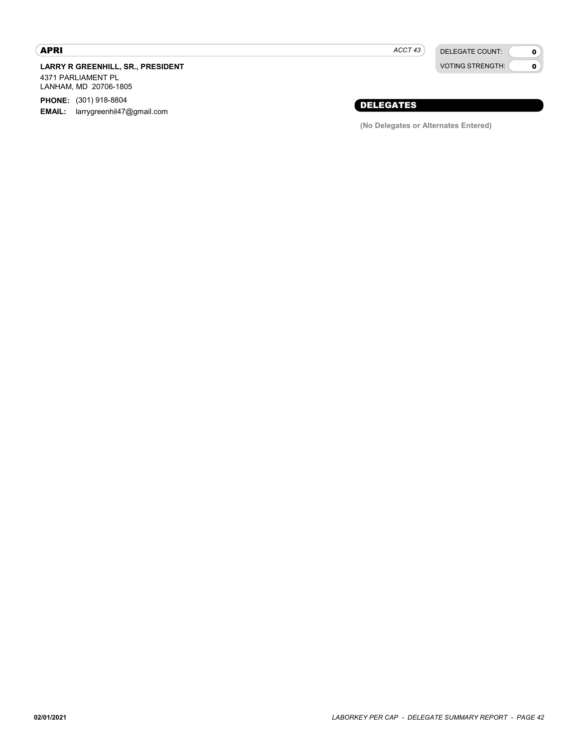## APRI

*ACCT 43*

| DELEGATE COUNT: | 0 |
| --- | --- |
| VOTING STRENGTH: | 0 |

**LARRY R GREENHILL, SR., PRESIDENT**

4371 PARLIAMENT PL
LANHAM, MD 20706-1805

**PHONE:** (301) 918-8804
**EMAIL:** larrygreenhil47@gmail.com

### DELEGATES

**(No Delegates or Alternates Entered)**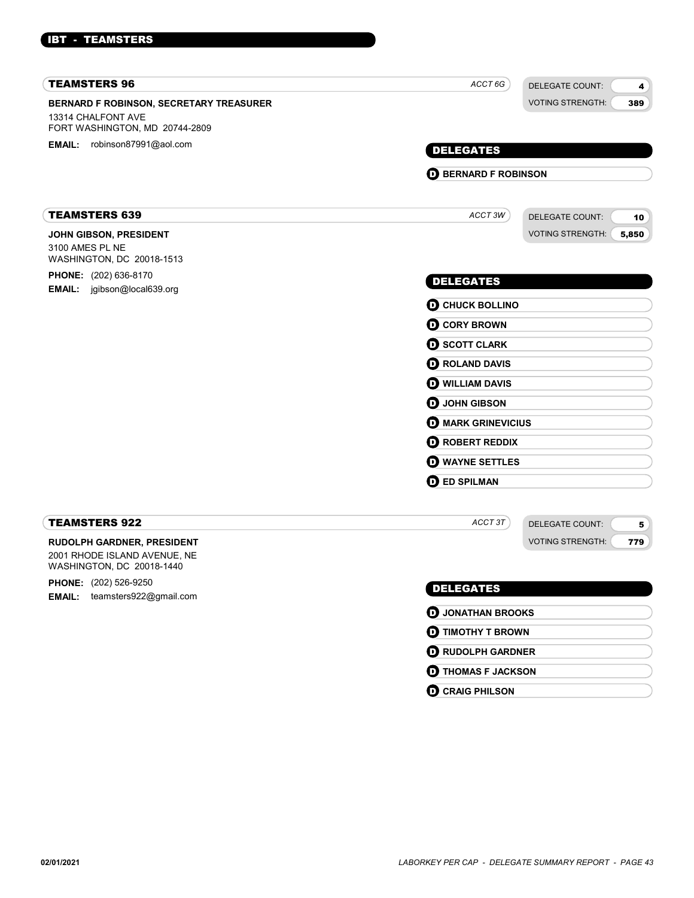## IBT - TEAMSTERS

### TEAMSTERS 96

*ACCT 6G*

DELEGATE COUNT: 4
VOTING STRENGTH: 389

**BERNARD F ROBINSON, SECRETARY TREASURER**
13314 CHALFONT AVE
FORT WASHINGTON, MD 20744-2809

**EMAIL:** robinson87991@aol.com

**DELEGATES**

- **D** BERNARD F ROBINSON

### TEAMSTERS 639

*ACCT 3W*

DELEGATE COUNT: 10
VOTING STRENGTH: 5,850

**JOHN GIBSON, PRESIDENT**
3100 AMES PL NE
WASHINGTON, DC 20018-1513

**PHONE:** (202) 636-8170
**EMAIL:** jgibson@local639.org

**DELEGATES**

- **D** CHUCK BOLLINO
- **D** CORY BROWN
- **D** SCOTT CLARK
- **D** ROLAND DAVIS
- **D** WILLIAM DAVIS
- **D** JOHN GIBSON
- **D** MARK GRINEVICIUS
- **D** ROBERT REDDIX
- **D** WAYNE SETTLES
- **D** ED SPILMAN

### TEAMSTERS 922

*ACCT 3T*

DELEGATE COUNT: 5
VOTING STRENGTH: 779

**RUDOLPH GARDNER, PRESIDENT**
2001 RHODE ISLAND AVENUE, NE
WASHINGTON, DC 20018-1440

**PHONE:** (202) 526-9250
**EMAIL:** teamsters922@gmail.com

**DELEGATES**

- **D** JONATHAN BROOKS
- **D** TIMOTHY T BROWN
- **D** RUDOLPH GARDNER
- **D** THOMAS F JACKSON
- **D** CRAIG PHILSON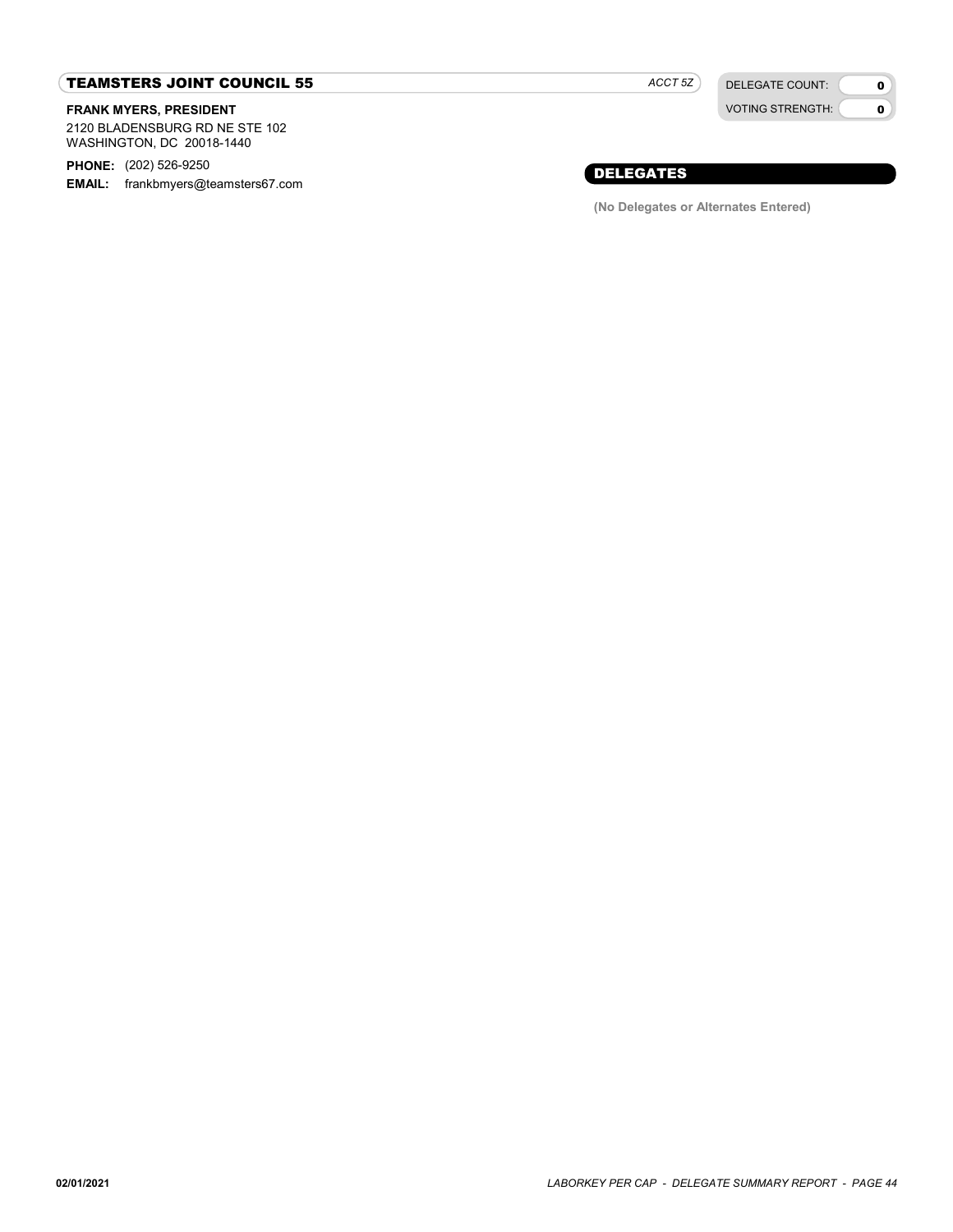## TEAMSTERS JOINT COUNCIL 55

*ACCT 5Z*

DELEGATE COUNT: **0**
VOTING STRENGTH: **0**

**FRANK MYERS, PRESIDENT**
2120 BLADENSBURG RD NE STE 102
WASHINGTON, DC 20018-1440

**PHONE:** (202) 526-9250
**EMAIL:** frankbmyers@teamsters67.com

### DELEGATES

**(No Delegates or Alternates Entered)**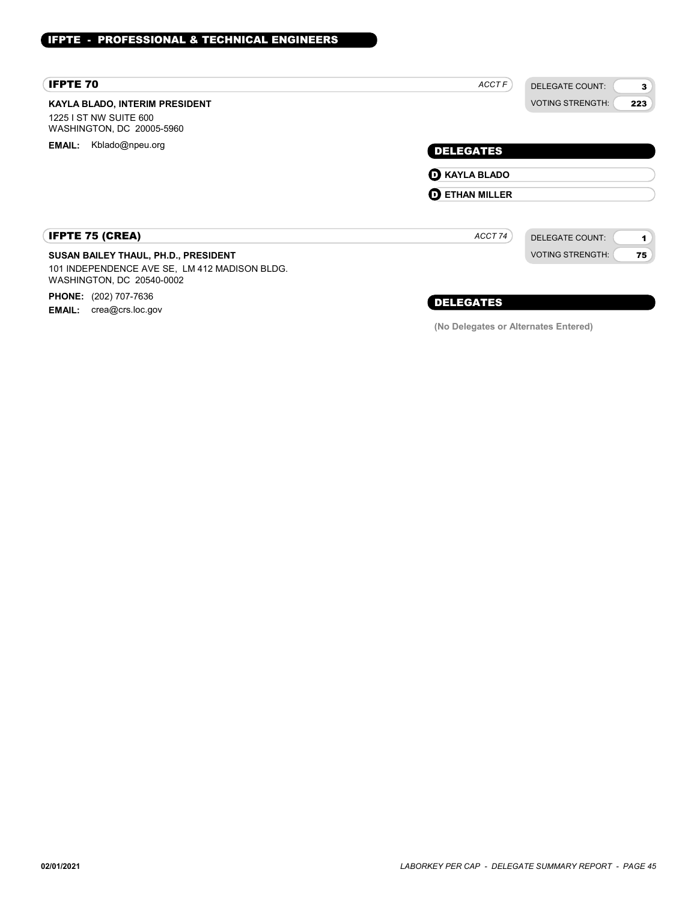## IFPTE - PROFESSIONAL & TECHNICAL ENGINEERS

### IFPTE 70

*ACCT F*

DELEGATE COUNT: **3**
VOTING STRENGTH: **223**

**KAYLA BLADO, INTERIM PRESIDENT**
1225 I ST NW SUITE 600
WASHINGTON, DC 20005-5960

**EMAIL:** Kblado@npeu.org

#### DELEGATES

- **D** **KAYLA BLADO**
- **D** **ETHAN MILLER**

### IFPTE 75 (CREA)

*ACCT 74*

DELEGATE COUNT: **1**
VOTING STRENGTH: **75**

**SUSAN BAILEY THAUL, PH.D., PRESIDENT**
101 INDEPENDENCE AVE SE, LM 412 MADISON BLDG.
WASHINGTON, DC 20540-0002

**PHONE:** (202) 707-7636
**EMAIL:** crea@crs.loc.gov

#### DELEGATES

**(No Delegates or Alternates Entered)**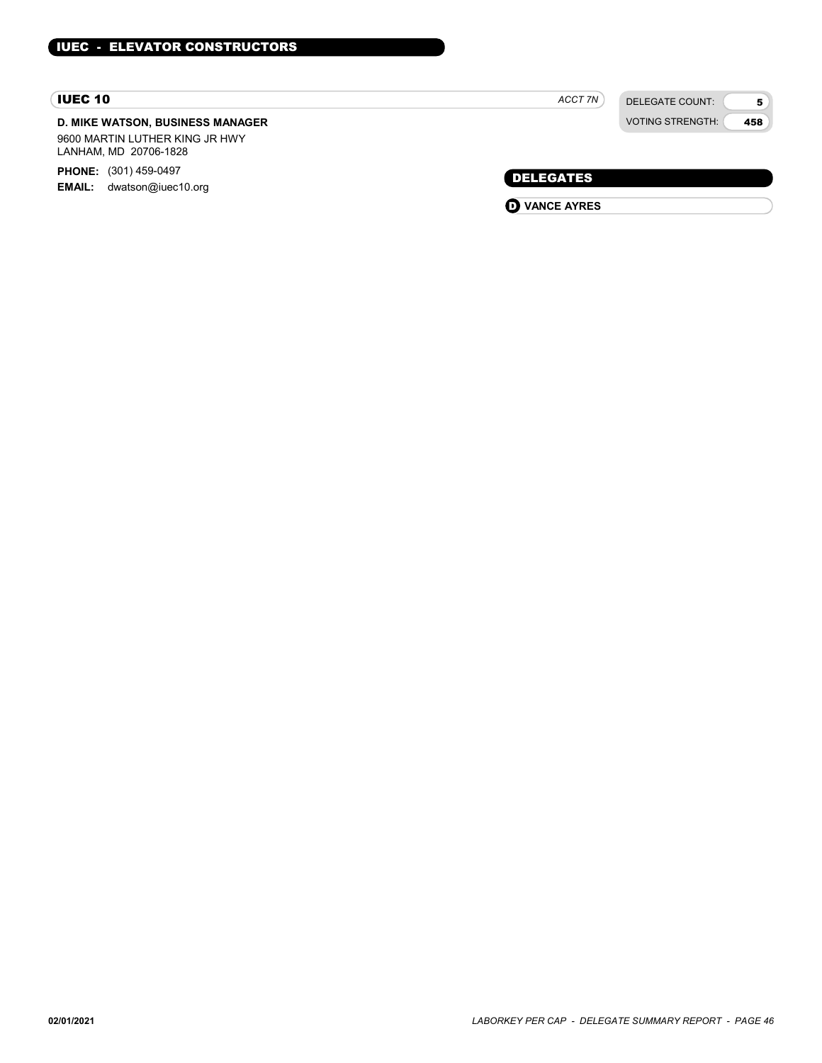## IUEC - ELEVATOR CONSTRUCTORS

### IUEC 10

*ACCT 7N*

| DELEGATE COUNT: | 5 |
| --- | --- |
| VOTING STRENGTH: | 458 |

**D. MIKE WATSON, BUSINESS MANAGER**

9600 MARTIN LUTHER KING JR HWY
LANHAM, MD 20706-1828

**PHONE:** (301) 459-0497
**EMAIL:** dwatson@iuec10.org

#### DELEGATES

- **D** **VANCE AYRES**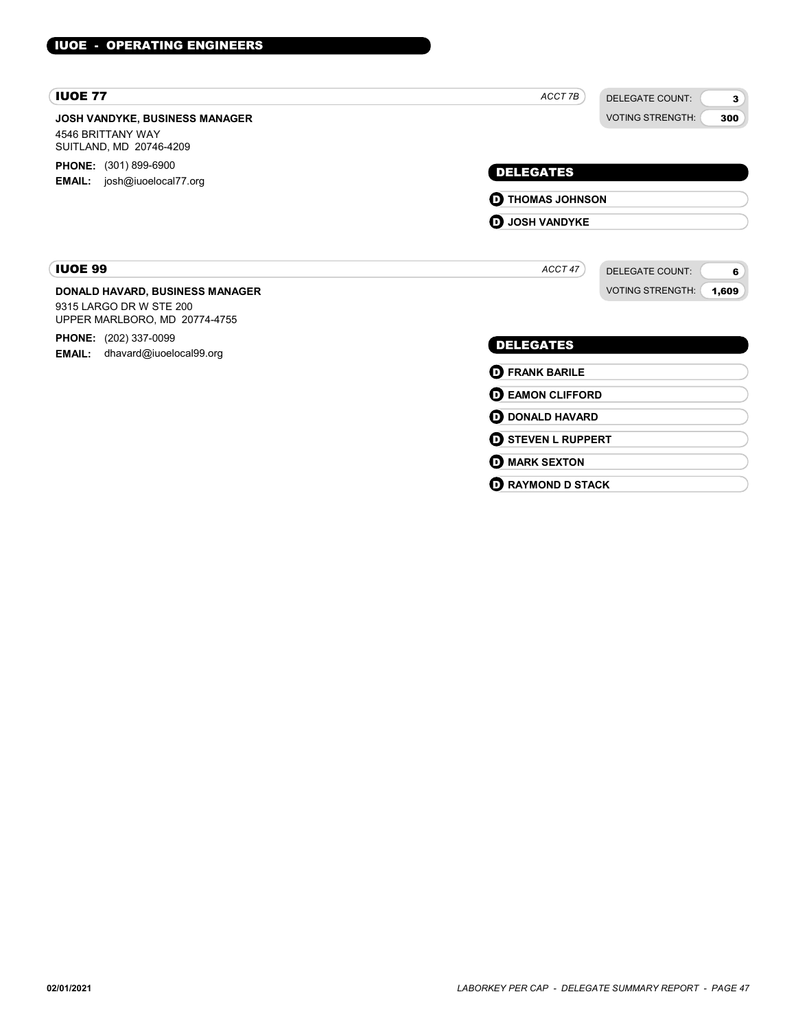## IUOE - OPERATING ENGINEERS

### IUOE 77

*ACCT 7B*

| DELEGATE COUNT: | 3 |
| --- | --- |
| VOTING STRENGTH: | 300 |

**JOSH VANDYKE, BUSINESS MANAGER**
4546 BRITTANY WAY
SUITLAND, MD 20746-4209

**PHONE:** (301) 899-6900
**EMAIL:** josh@iuoelocal77.org

#### DELEGATES

- **D** **THOMAS JOHNSON**
- **D** **JOSH VANDYKE**

### IUOE 99

*ACCT 47*

| DELEGATE COUNT: | 6 |
| --- | --- |
| VOTING STRENGTH: | 1,609 |

**DONALD HAVARD, BUSINESS MANAGER**
9315 LARGO DR W STE 200
UPPER MARLBORO, MD 20774-4755

**PHONE:** (202) 337-0099
**EMAIL:** dhavard@iuoelocal99.org

#### DELEGATES

- **D** **FRANK BARILE**
- **D** **EAMON CLIFFORD**
- **D** **DONALD HAVARD**
- **D** **STEVEN L RUPPERT**
- **D** **MARK SEXTON**
- **D** **RAYMOND D STACK**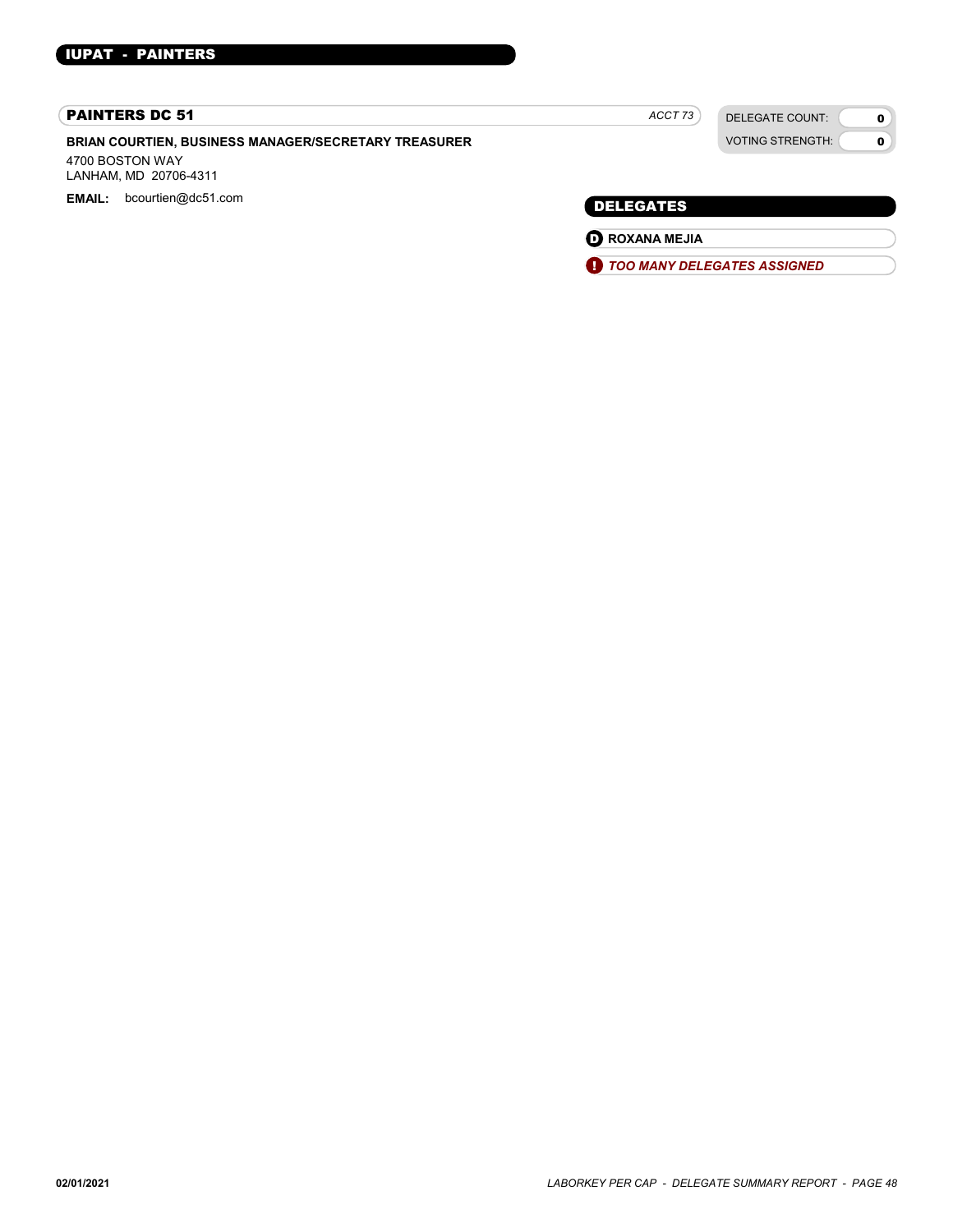## IUPAT - PAINTERS

### PAINTERS DC 51

*ACCT 73*

| DELEGATE COUNT: | 0 |
| --- | --- |
| VOTING STRENGTH: | 0 |

**BRIAN COURTIEN, BUSINESS MANAGER/SECRETARY TREASURER**

4700 BOSTON WAY
LANHAM, MD 20706-4311

**EMAIL:** bcourtien@dc51.com

### DELEGATES

- **D** **ROXANA MEJIA**
- **!** ***TOO MANY DELEGATES ASSIGNED***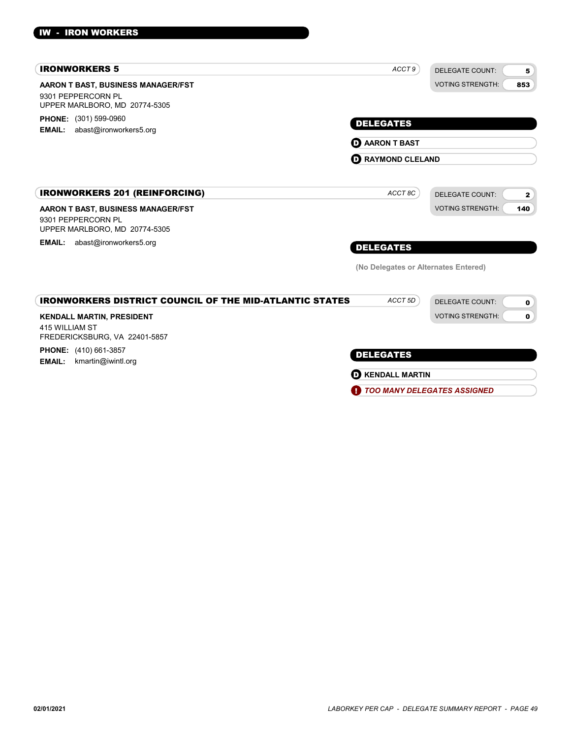## IW - IRON WORKERS

### IRONWORKERS 5

*ACCT 9*

| DELEGATE COUNT: | 5 |
| --- | --- |
| VOTING STRENGTH: | 853 |

**AARON T BAST, BUSINESS MANAGER/FST**
9301 PEPPERCORN PL
UPPER MARLBORO, MD 20774-5305

**PHONE:** (301) 599-0960
**EMAIL:** abast@ironworkers5.org

**DELEGATES**

- (D) AARON T BAST
- (D) RAYMOND CLELAND

### IRONWORKERS 201 (REINFORCING)

*ACCT 8C*

| DELEGATE COUNT: | 2 |
| --- | --- |
| VOTING STRENGTH: | 140 |

**AARON T BAST, BUSINESS MANAGER/FST**
9301 PEPPERCORN PL
UPPER MARLBORO, MD 20774-5305

**EMAIL:** abast@ironworkers5.org

**DELEGATES**

(No Delegates or Alternates Entered)

### IRONWORKERS DISTRICT COUNCIL OF THE MID-ATLANTIC STATES

*ACCT 5D*

| DELEGATE COUNT: | 0 |
| --- | --- |
| VOTING STRENGTH: | 0 |

**KENDALL MARTIN, PRESIDENT**
415 WILLIAM ST
FREDERICKSBURG, VA 22401-5857

**PHONE:** (410) 661-3857
**EMAIL:** kmartin@iwintl.org

**DELEGATES**

- (D) KENDALL MARTIN
- (!) *TOO MANY DELEGATES ASSIGNED*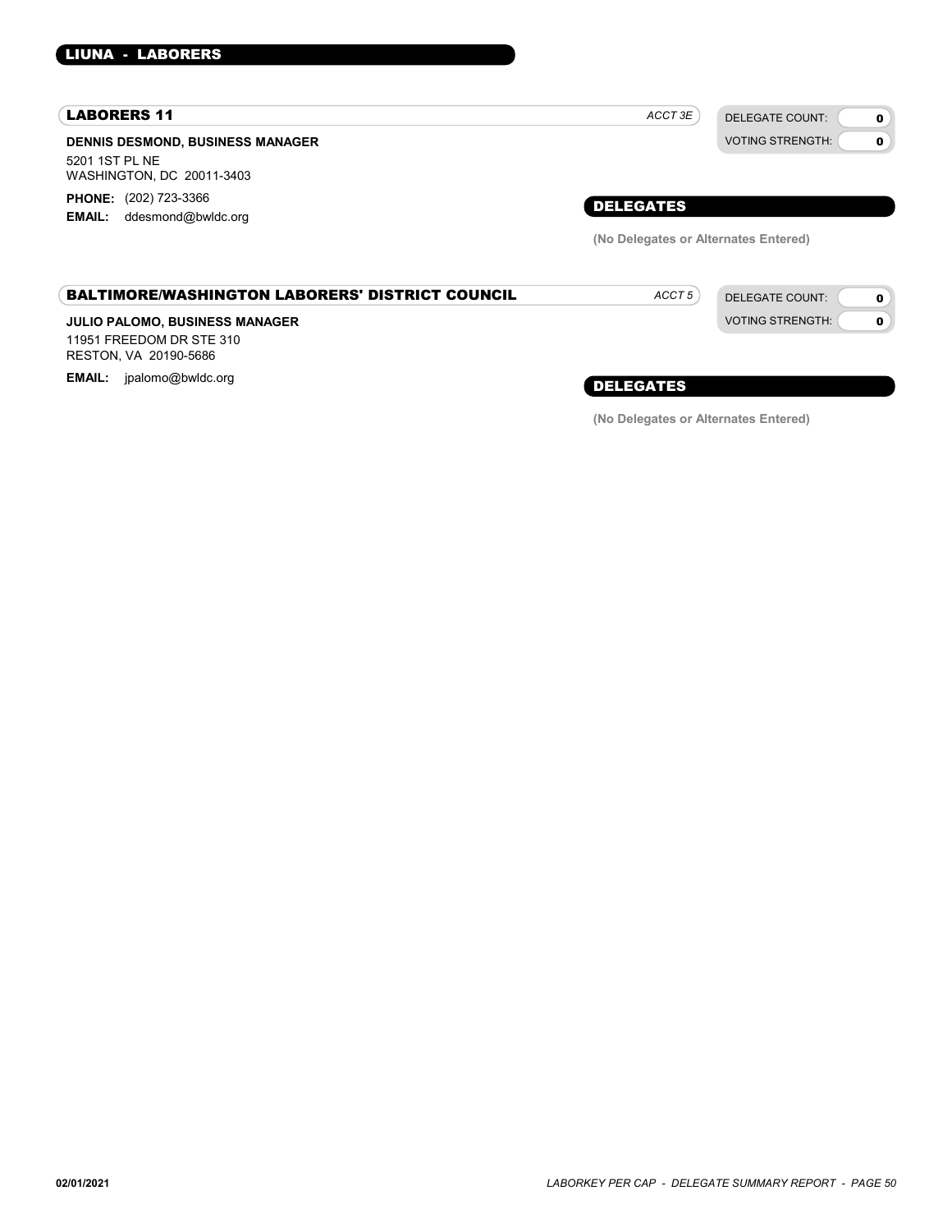## LIUNA - LABORERS

### LABORERS 11

*ACCT 3E*

| DELEGATE COUNT: | 0 |
|---|---|
| VOTING STRENGTH: | 0 |

**DENNIS DESMOND, BUSINESS MANAGER**

5201 1ST PL NE
WASHINGTON, DC 20011-3403

**PHONE:** (202) 723-3366
**EMAIL:** ddesmond@bwldc.org

#### DELEGATES

**(No Delegates or Alternates Entered)**

### BALTIMORE/WASHINGTON LABORERS' DISTRICT COUNCIL

*ACCT 5*

| DELEGATE COUNT: | 0 |
|---|---|
| VOTING STRENGTH: | 0 |

**JULIO PALOMO, BUSINESS MANAGER**

11951 FREEDOM DR STE 310
RESTON, VA 20190-5686

**EMAIL:** jpalomo@bwldc.org

#### DELEGATES

**(No Delegates or Alternates Entered)**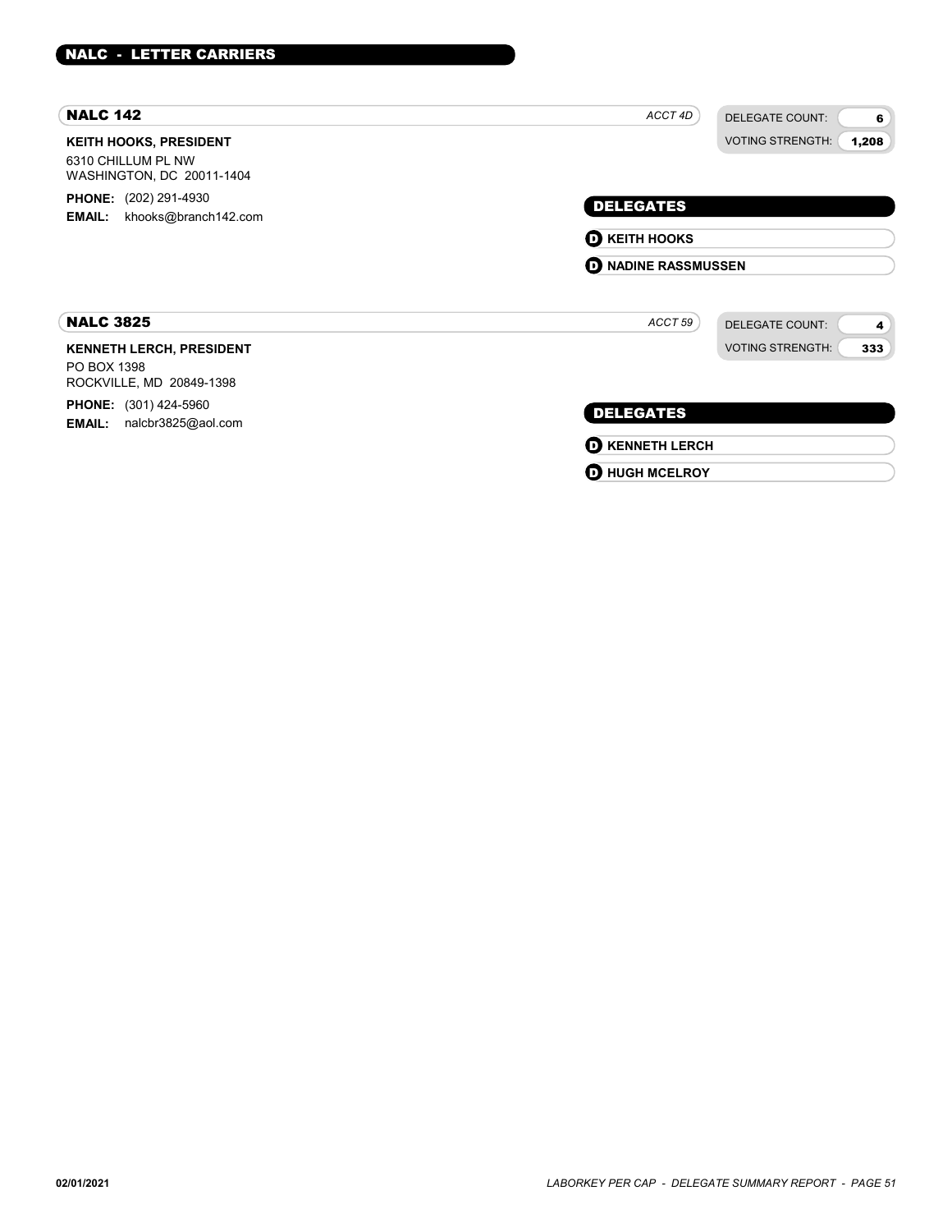## NALC - LETTER CARRIERS

### NALC 142

*ACCT 4D*

DELEGATE COUNT: **6**
VOTING STRENGTH: **1,208**

**KEITH HOOKS, PRESIDENT**
6310 CHILLUM PL NW
WASHINGTON, DC 20011-1404

**PHONE:** (202) 291-4930
**EMAIL:** khooks@branch142.com

**DELEGATES**

- **D** **KEITH HOOKS**
- **D** **NADINE RASSMUSSEN**

### NALC 3825

*ACCT 59*

DELEGATE COUNT: **4**
VOTING STRENGTH: **333**

**KENNETH LERCH, PRESIDENT**
PO BOX 1398
ROCKVILLE, MD 20849-1398

**PHONE:** (301) 424-5960
**EMAIL:** nalcbr3825@aol.com

**DELEGATES**

- **D** **KENNETH LERCH**
- **D** **HUGH MCELROY**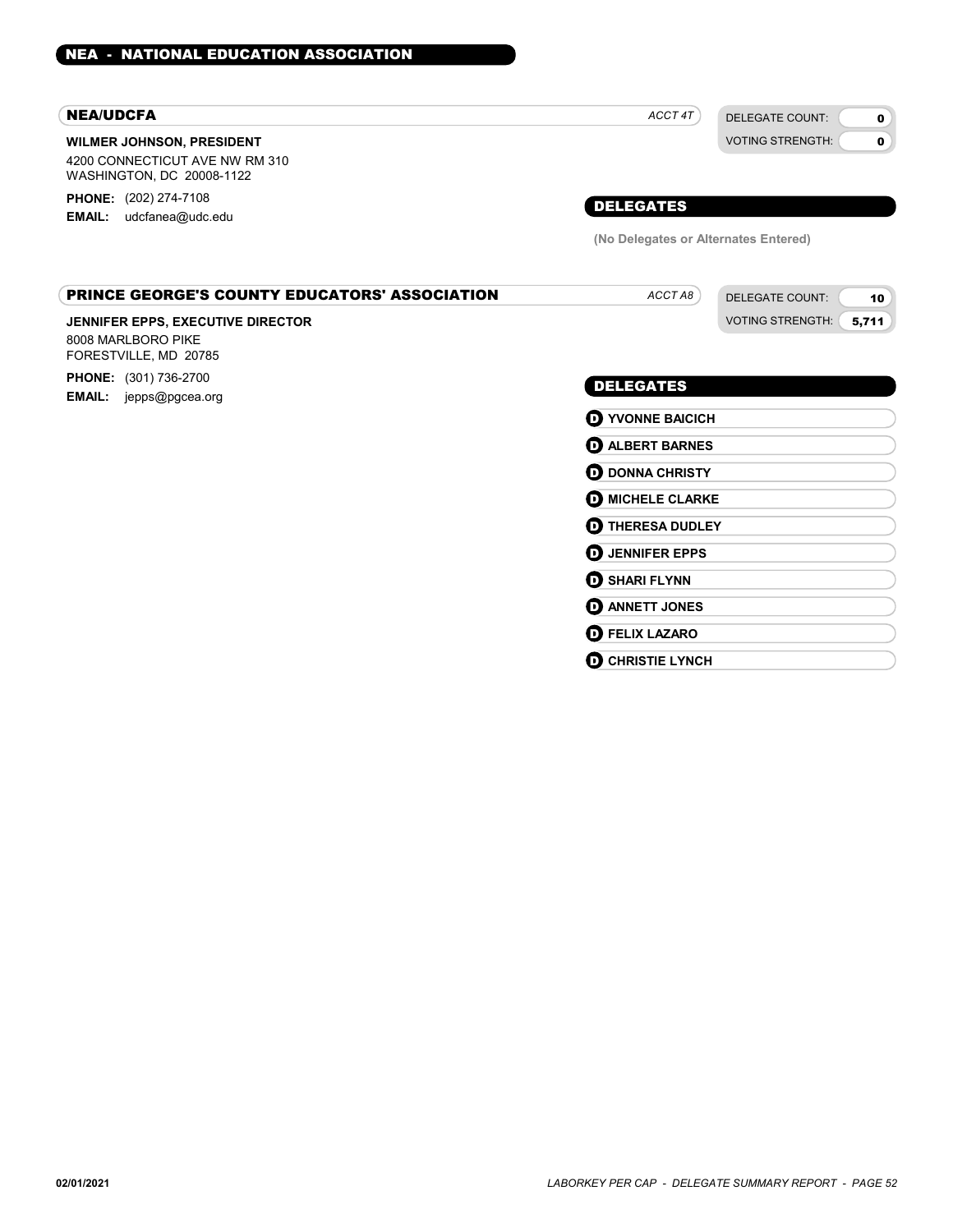## NEA - NATIONAL EDUCATION ASSOCIATION

### NEA/UDCFA

*ACCT 4T*

DELEGATE COUNT: **0**
VOTING STRENGTH: **0**

**WILMER JOHNSON, PRESIDENT**
4200 CONNECTICUT AVE NW RM 310
WASHINGTON, DC 20008-1122

**PHONE:** (202) 274-7108
**EMAIL:** udcfanea@udc.edu

#### DELEGATES

**(No Delegates or Alternates Entered)**

### PRINCE GEORGE'S COUNTY EDUCATORS' ASSOCIATION

*ACCT A8*

DELEGATE COUNT: **10**
VOTING STRENGTH: **5,711**

**JENNIFER EPPS, EXECUTIVE DIRECTOR**
8008 MARLBORO PIKE
FORESTVILLE, MD 20785

**PHONE:** (301) 736-2700
**EMAIL:** jepps@pgcea.org

#### DELEGATES

- D **YVONNE BAICICH**
- D **ALBERT BARNES**
- D **DONNA CHRISTY**
- D **MICHELE CLARKE**
- D **THERESA DUDLEY**
- D **JENNIFER EPPS**
- D **SHARI FLYNN**
- D **ANNETT JONES**
- D **FELIX LAZARO**
- D **CHRISTIE LYNCH**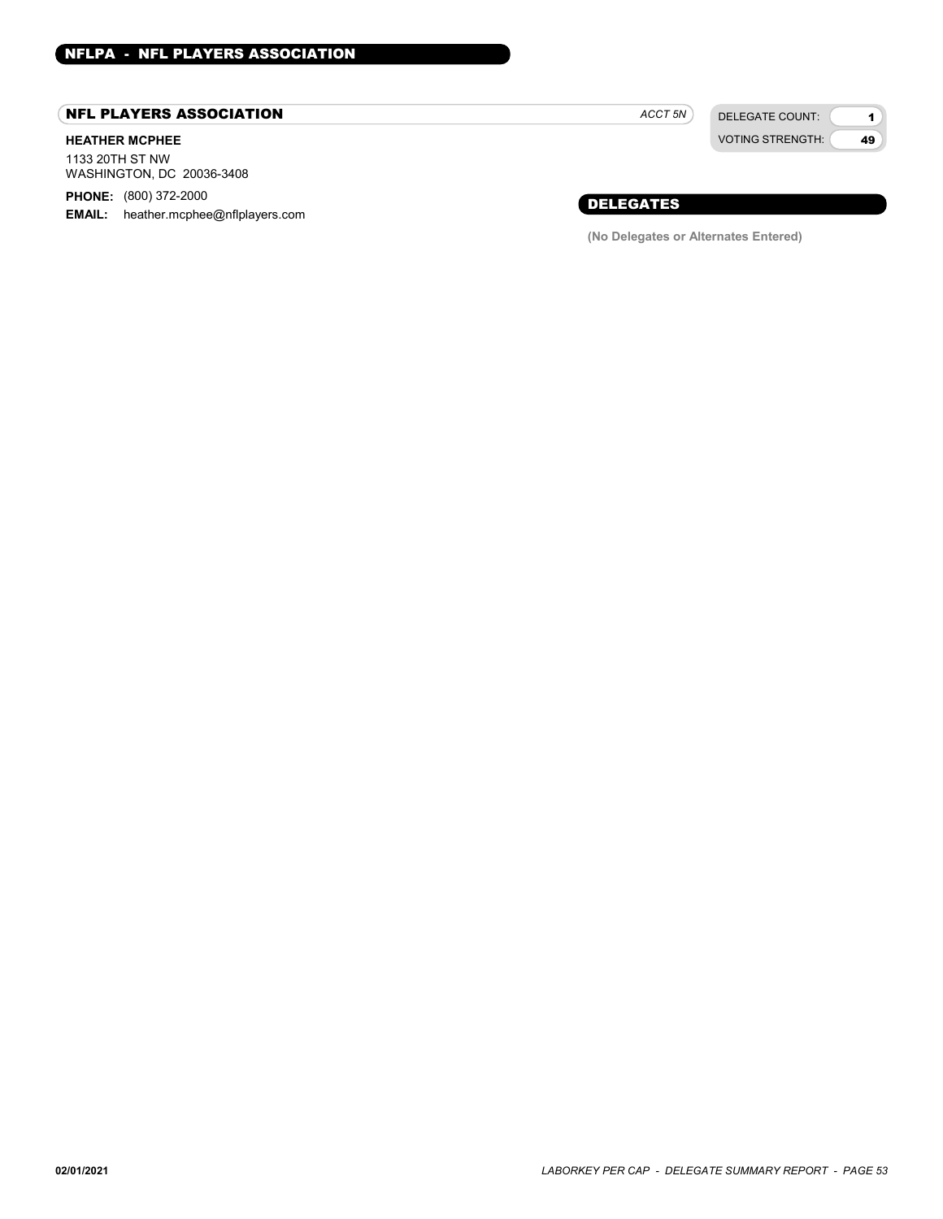## NFLPA - NFL PLAYERS ASSOCIATION

### NFL PLAYERS ASSOCIATION

*ACCT 5N*

DELEGATE COUNT: **1**

VOTING STRENGTH: **49**

**HEATHER MCPHEE**

1133 20TH ST NW
WASHINGTON, DC 20036-3408

**PHONE:** (800) 372-2000

**EMAIL:** heather.mcphee@nflplayers.com

### DELEGATES

**(No Delegates or Alternates Entered)**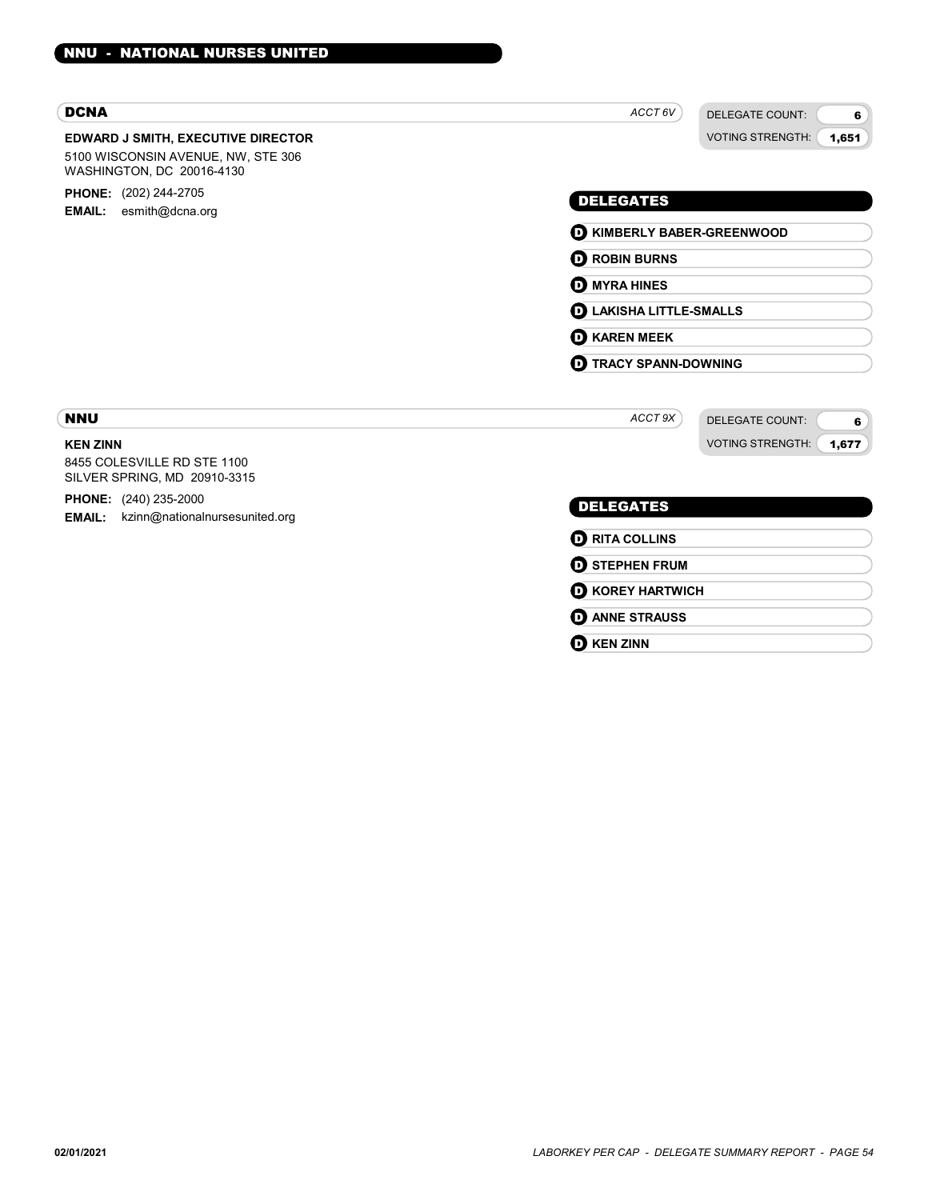# NNU - NATIONAL NURSES UNITED

## DCNA

*ACCT 6V*

DELEGATE COUNT: 6
VOTING STRENGTH: 1,651

**EDWARD J SMITH, EXECUTIVE DIRECTOR**
5100 WISCONSIN AVENUE, NW, STE 306
WASHINGTON, DC 20016-4130

**PHONE:** (202) 244-2705
**EMAIL:** esmith@dcna.org

### DELEGATES

- **D** KIMBERLY BABER-GREENWOOD
- **D** ROBIN BURNS
- **D** MYRA HINES
- **D** LAKISHA LITTLE-SMALLS
- **D** KAREN MEEK
- **D** TRACY SPANN-DOWNING

## NNU

*ACCT 9X*

DELEGATE COUNT: 6
VOTING STRENGTH: 1,677

**KEN ZINN**
8455 COLESVILLE RD STE 1100
SILVER SPRING, MD 20910-3315

**PHONE:** (240) 235-2000
**EMAIL:** kzinn@nationalnursesunited.org

### DELEGATES

- **D** RITA COLLINS
- **D** STEPHEN FRUM
- **D** KOREY HARTWICH
- **D** ANNE STRAUSS
- **D** KEN ZINN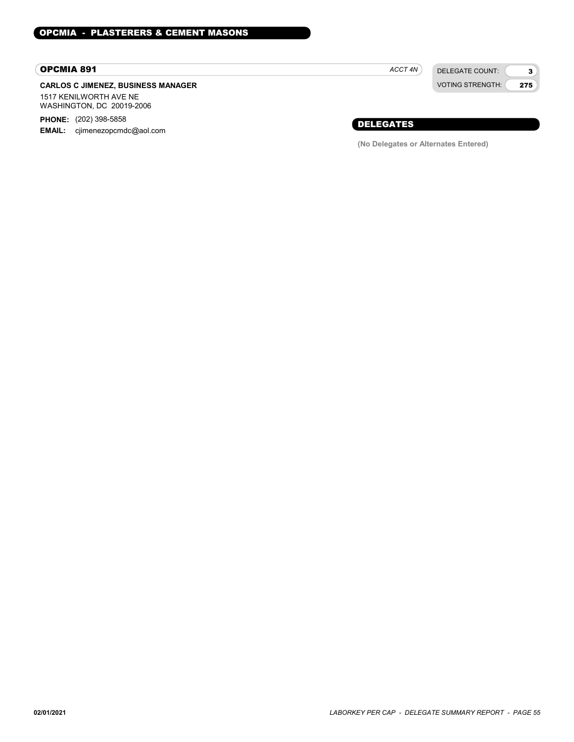## OPCMIA - PLASTERERS & CEMENT MASONS

### OPCMIA 891

*ACCT 4N*

| | |
|---|---|
| DELEGATE COUNT: | 3 |
| VOTING STRENGTH: | 275 |

**CARLOS C JIMENEZ, BUSINESS MANAGER**

1517 KENILWORTH AVE NE
WASHINGTON, DC 20019-2006

**PHONE:** (202) 398-5858
**EMAIL:** cjimenezopcmdc@aol.com

### DELEGATES

**(No Delegates or Alternates Entered)**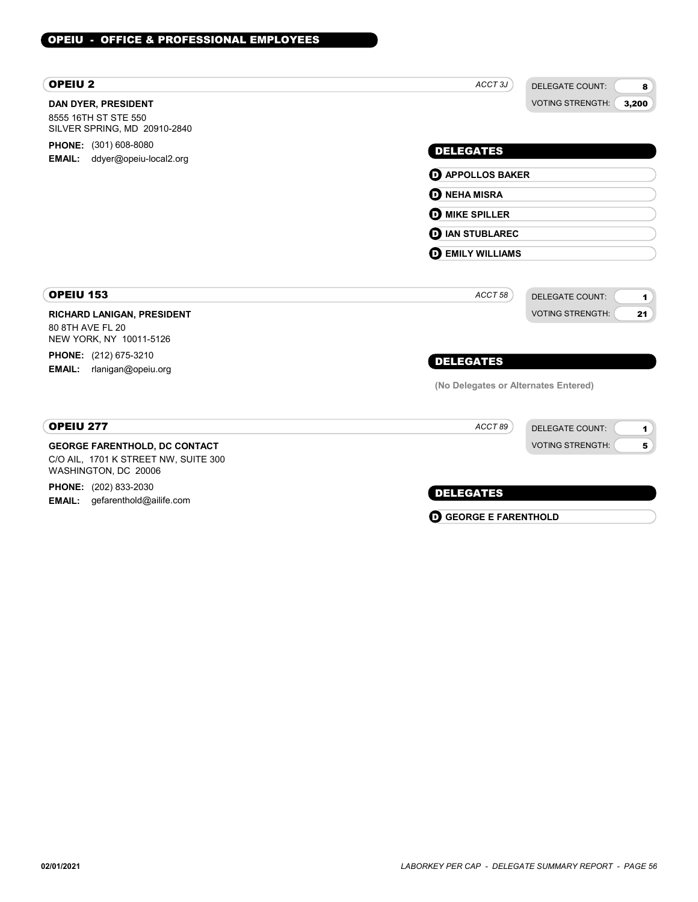## OPEIU - OFFICE & PROFESSIONAL EMPLOYEES

### OPEIU 2

*ACCT 3J*

DELEGATE COUNT: **8**
VOTING STRENGTH: **3,200**

**DAN DYER, PRESIDENT**
8555 16TH ST STE 550
SILVER SPRING, MD 20910-2840

**PHONE:** (301) 608-8080
**EMAIL:** ddyer@opeiu-local2.org

**DELEGATES**

- **D** **APPOLLOS BAKER**
- **D** **NEHA MISRA**
- **D** **MIKE SPILLER**
- **D** **IAN STUBLAREC**
- **D** **EMILY WILLIAMS**

### OPEIU 153

*ACCT 58*

DELEGATE COUNT: **1**
VOTING STRENGTH: **21**

**RICHARD LANIGAN, PRESIDENT**
80 8TH AVE FL 20
NEW YORK, NY 10011-5126

**PHONE:** (212) 675-3210
**EMAIL:** rlanigan@opeiu.org

**DELEGATES**

(No Delegates or Alternates Entered)

### OPEIU 277

*ACCT 89*

DELEGATE COUNT: **1**
VOTING STRENGTH: **5**

**GEORGE FARENTHOLD, DC CONTACT**
C/O AIL, 1701 K STREET NW, SUITE 300
WASHINGTON, DC 20006

**PHONE:** (202) 833-2030
**EMAIL:** gefarenthold@ailife.com

**DELEGATES**

- **D** **GEORGE E FARENTHOLD**

02/01/2021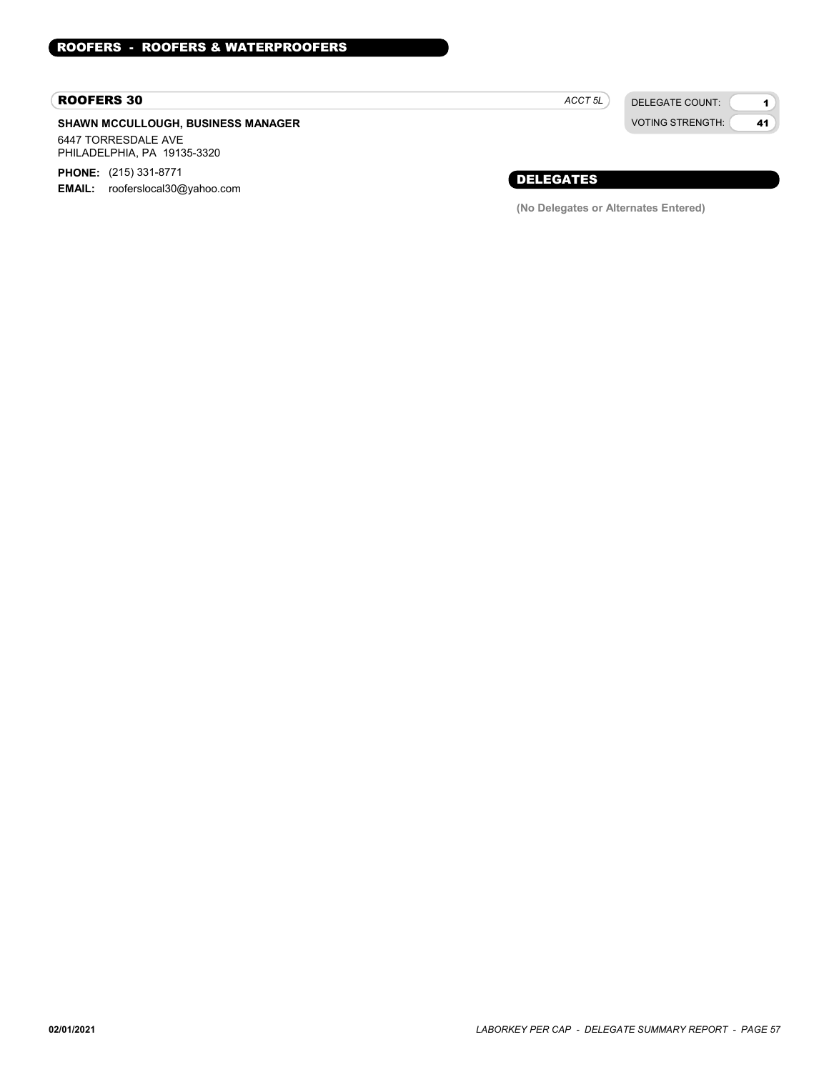## ROOFERS - ROOFERS & WATERPROOFERS

### ROOFERS 30

*ACCT 5L*

DELEGATE COUNT: **1**
VOTING STRENGTH: **41**

**SHAWN MCCULLOUGH, BUSINESS MANAGER**

6447 TORRESDALE AVE
PHILADELPHIA, PA 19135-3320

**PHONE:** (215) 331-8771
**EMAIL:** rooferslocal30@yahoo.com

#### DELEGATES

**(No Delegates or Alternates Entered)**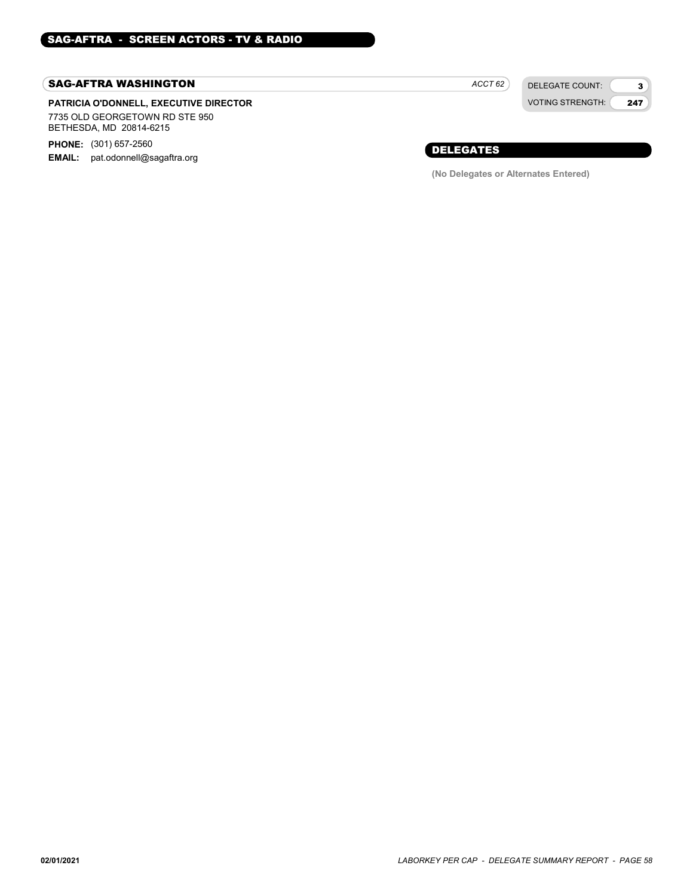## SAG-AFTRA - SCREEN ACTORS - TV & RADIO

### SAG-AFTRA WASHINGTON

*ACCT 62*

| DELEGATE COUNT: | 3 |
|---|---|
| VOTING STRENGTH: | 247 |

**PATRICIA O'DONNELL, EXECUTIVE DIRECTOR**

7735 OLD GEORGETOWN RD STE 950
BETHESDA, MD 20814-6215

**PHONE:** (301) 657-2560
**EMAIL:** pat.odonnell@sagaftra.org

### DELEGATES

**(No Delegates or Alternates Entered)**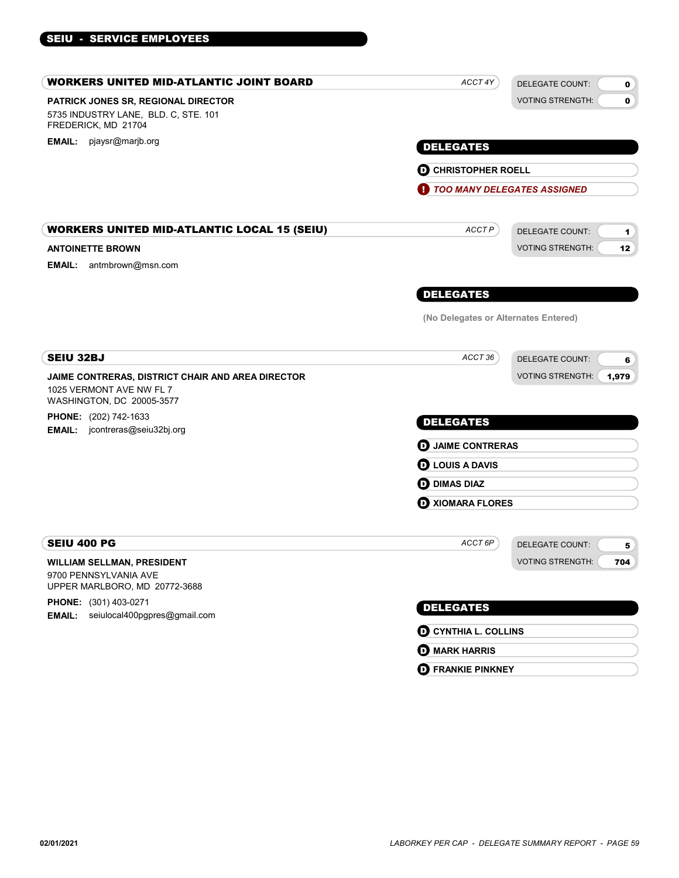## SEIU - SERVICE EMPLOYEES

### WORKERS UNITED MID-ATLANTIC JOINT BOARD

*ACCT 4Y*

| DELEGATE COUNT: | 0 |
| --- | --- |
| VOTING STRENGTH: | 0 |

**PATRICK JONES SR, REGIONAL DIRECTOR**
5735 INDUSTRY LANE, BLD. C, STE. 101
FREDERICK, MD 21704

**EMAIL:** pjaysr@marjb.org

**DELEGATES**

- D CHRISTOPHER ROELL
- ! *TOO MANY DELEGATES ASSIGNED*

### WORKERS UNITED MID-ATLANTIC LOCAL 15 (SEIU)

*ACCT P*

| DELEGATE COUNT: | 1 |
| --- | --- |
| VOTING STRENGTH: | 12 |

**ANTOINETTE BROWN**

**EMAIL:** antmbrown@msn.com

**DELEGATES**

(No Delegates or Alternates Entered)

### SEIU 32BJ

*ACCT 36*

| DELEGATE COUNT: | 6 |
| --- | --- |
| VOTING STRENGTH: | 1,979 |

**JAIME CONTRERAS, DISTRICT CHAIR AND AREA DIRECTOR**
1025 VERMONT AVE NW FL 7
WASHINGTON, DC 20005-3577

**PHONE:** (202) 742-1633
**EMAIL:** jcontreras@seiu32bj.org

**DELEGATES**

- D JAIME CONTRERAS
- D LOUIS A DAVIS
- D DIMAS DIAZ
- D XIOMARA FLORES

### SEIU 400 PG

*ACCT 6P*

| DELEGATE COUNT: | 5 |
| --- | --- |
| VOTING STRENGTH: | 704 |

**WILLIAM SELLMAN, PRESIDENT**
9700 PENNSYLVANIA AVE
UPPER MARLBORO, MD 20772-3688

**PHONE:** (301) 403-0271
**EMAIL:** seiulocal400pgpres@gmail.com

**DELEGATES**

- D CYNTHIA L. COLLINS
- D MARK HARRIS
- D FRANKIE PINKNEY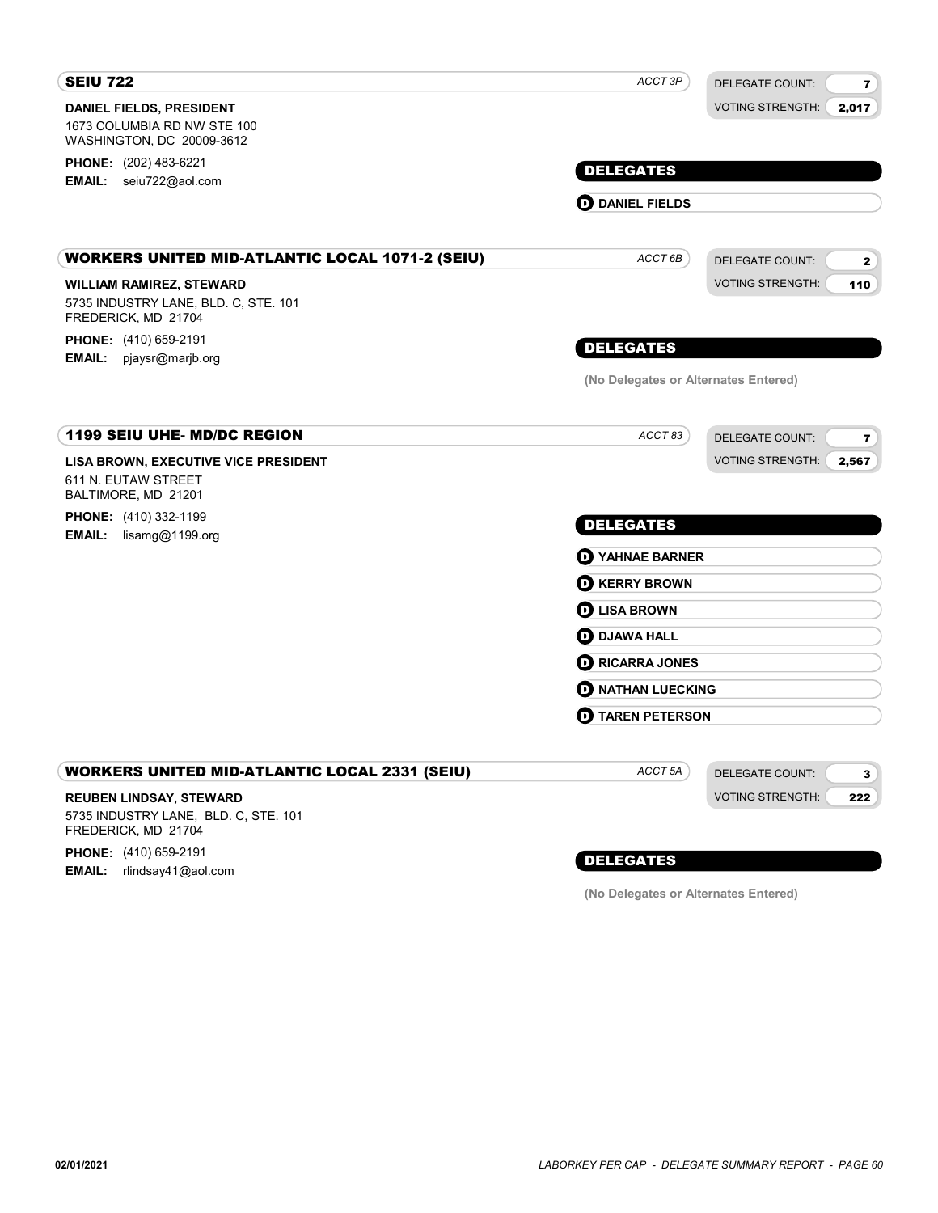## SEIU 722

ACCT 3P

DELEGATE COUNT: 7
VOTING STRENGTH: 2,017

**DANIEL FIELDS, PRESIDENT**
1673 COLUMBIA RD NW STE 100
WASHINGTON, DC 20009-3612

**PHONE:** (202) 483-6221
**EMAIL:** seiu722@aol.com

### DELEGATES

- (D) **DANIEL FIELDS**

## WORKERS UNITED MID-ATLANTIC LOCAL 1071-2 (SEIU)

ACCT 6B

DELEGATE COUNT: 2
VOTING STRENGTH: 110

**WILLIAM RAMIREZ, STEWARD**
5735 INDUSTRY LANE, BLD. C, STE. 101
FREDERICK, MD 21704

**PHONE:** (410) 659-2191
**EMAIL:** pjaysr@marjb.org

### DELEGATES

(No Delegates or Alternates Entered)

## 1199 SEIU UHE- MD/DC REGION

ACCT 83

DELEGATE COUNT: 7
VOTING STRENGTH: 2,567

**LISA BROWN, EXECUTIVE VICE PRESIDENT**
611 N. EUTAW STREET
BALTIMORE, MD 21201

**PHONE:** (410) 332-1199
**EMAIL:** lisamg@1199.org

### DELEGATES

- (D) **YAHNAE BARNER**
- (D) **KERRY BROWN**
- (D) **LISA BROWN**
- (D) **DJAWA HALL**
- (D) **RICARRA JONES**
- (D) **NATHAN LUECKING**
- (D) **TAREN PETERSON**

## WORKERS UNITED MID-ATLANTIC LOCAL 2331 (SEIU)

ACCT 5A

DELEGATE COUNT: 3
VOTING STRENGTH: 222

**REUBEN LINDSAY, STEWARD**
5735 INDUSTRY LANE, BLD. C, STE. 101
FREDERICK, MD 21704

**PHONE:** (410) 659-2191
**EMAIL:** rlindsay41@aol.com

### DELEGATES

(No Delegates or Alternates Entered)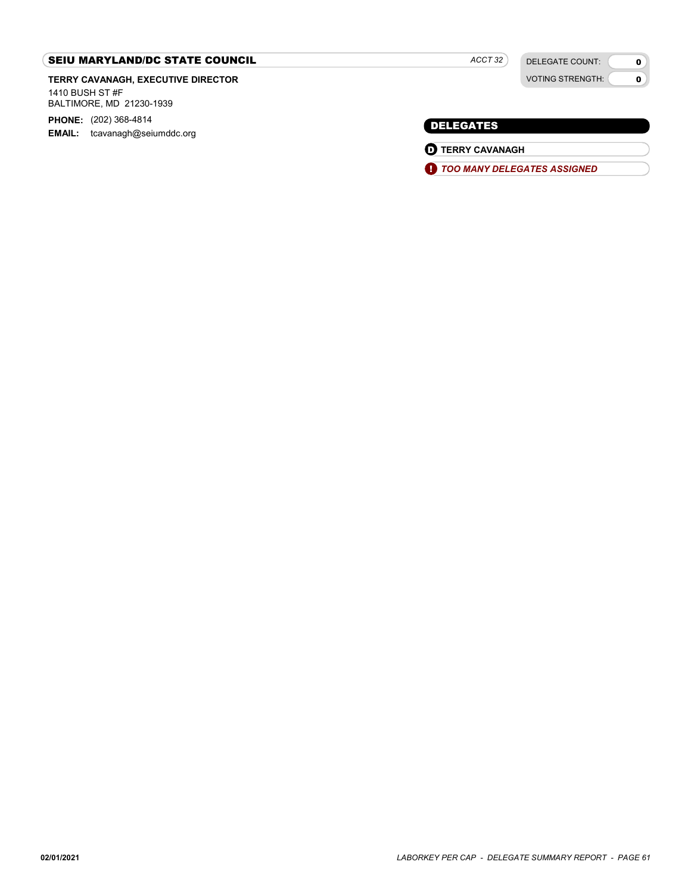## SEIU MARYLAND/DC STATE COUNCIL

*ACCT 32*

| DELEGATE COUNT: | 0 |
| --- | --- |
| VOTING STRENGTH: | 0 |

**TERRY CAVANAGH, EXECUTIVE DIRECTOR**
1410 BUSH ST #F
BALTIMORE, MD 21230-1939

**PHONE:** (202) 368-4814
**EMAIL:** tcavanagh@seiumddc.org

### DELEGATES

- D **TERRY CAVANAGH**
- ! ***TOO MANY DELEGATES ASSIGNED***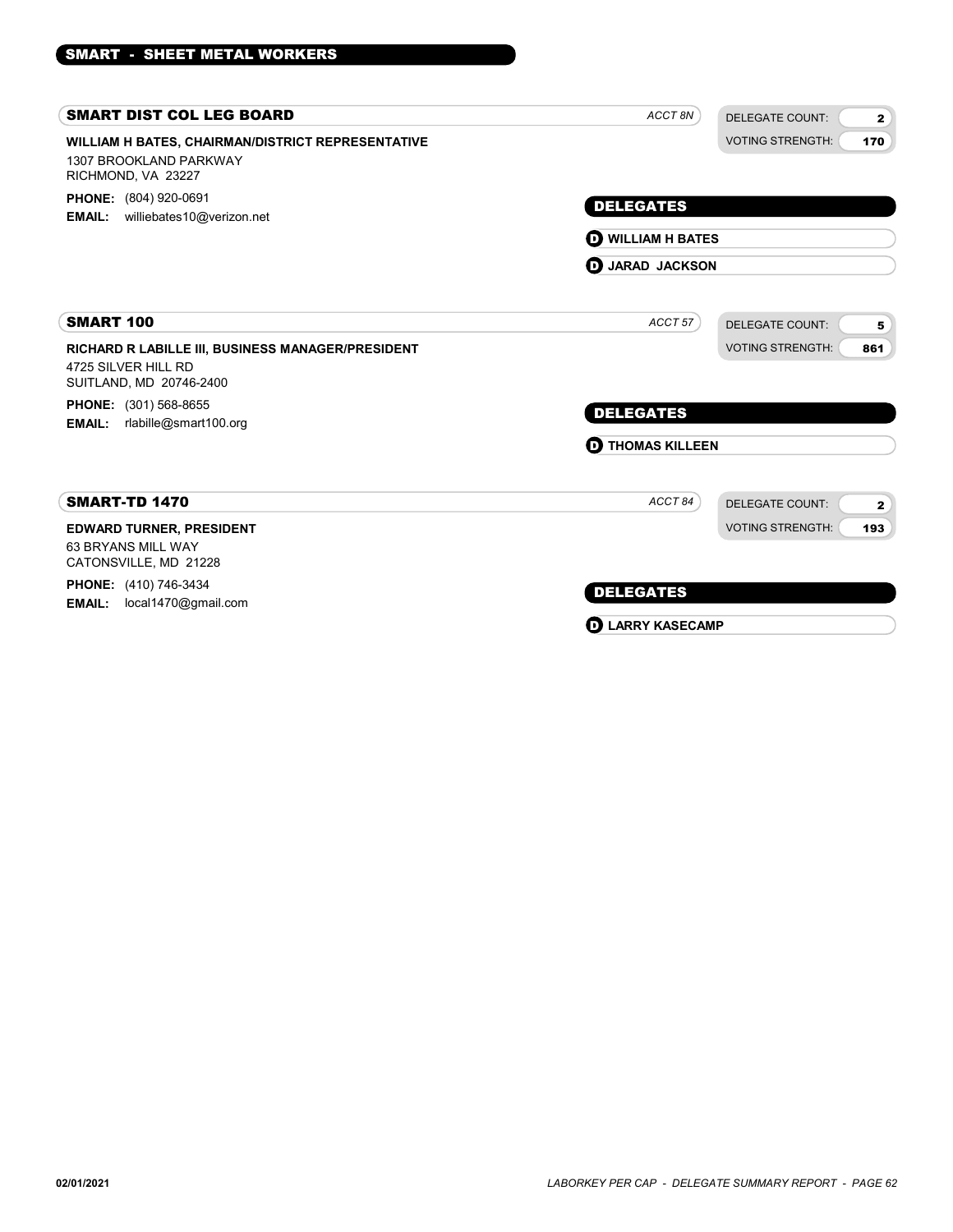## SMART - SHEET METAL WORKERS

### SMART DIST COL LEG BOARD

*ACCT 8N*

DELEGATE COUNT: **2**
VOTING STRENGTH: **170**

**WILLIAM H BATES, CHAIRMAN/DISTRICT REPRESENTATIVE**
1307 BROOKLAND PARKWAY
RICHMOND, VA 23227

**PHONE:** (804) 920-0691
**EMAIL:** williebates10@verizon.net

**DELEGATES**

- **WILLIAM H BATES**
- **JARAD JACKSON**

### SMART 100

*ACCT 57*

DELEGATE COUNT: **5**
VOTING STRENGTH: **861**

**RICHARD R LABILLE III, BUSINESS MANAGER/PRESIDENT**
4725 SILVER HILL RD
SUITLAND, MD 20746-2400

**PHONE:** (301) 568-8655
**EMAIL:** rlabille@smart100.org

**DELEGATES**

- **THOMAS KILLEEN**

### SMART-TD 1470

*ACCT 84*

DELEGATE COUNT: **2**
VOTING STRENGTH: **193**

**EDWARD TURNER, PRESIDENT**
63 BRYANS MILL WAY
CATONSVILLE, MD 21228

**PHONE:** (410) 746-3434
**EMAIL:** local1470@gmail.com

**DELEGATES**

- **LARRY KASECAMP**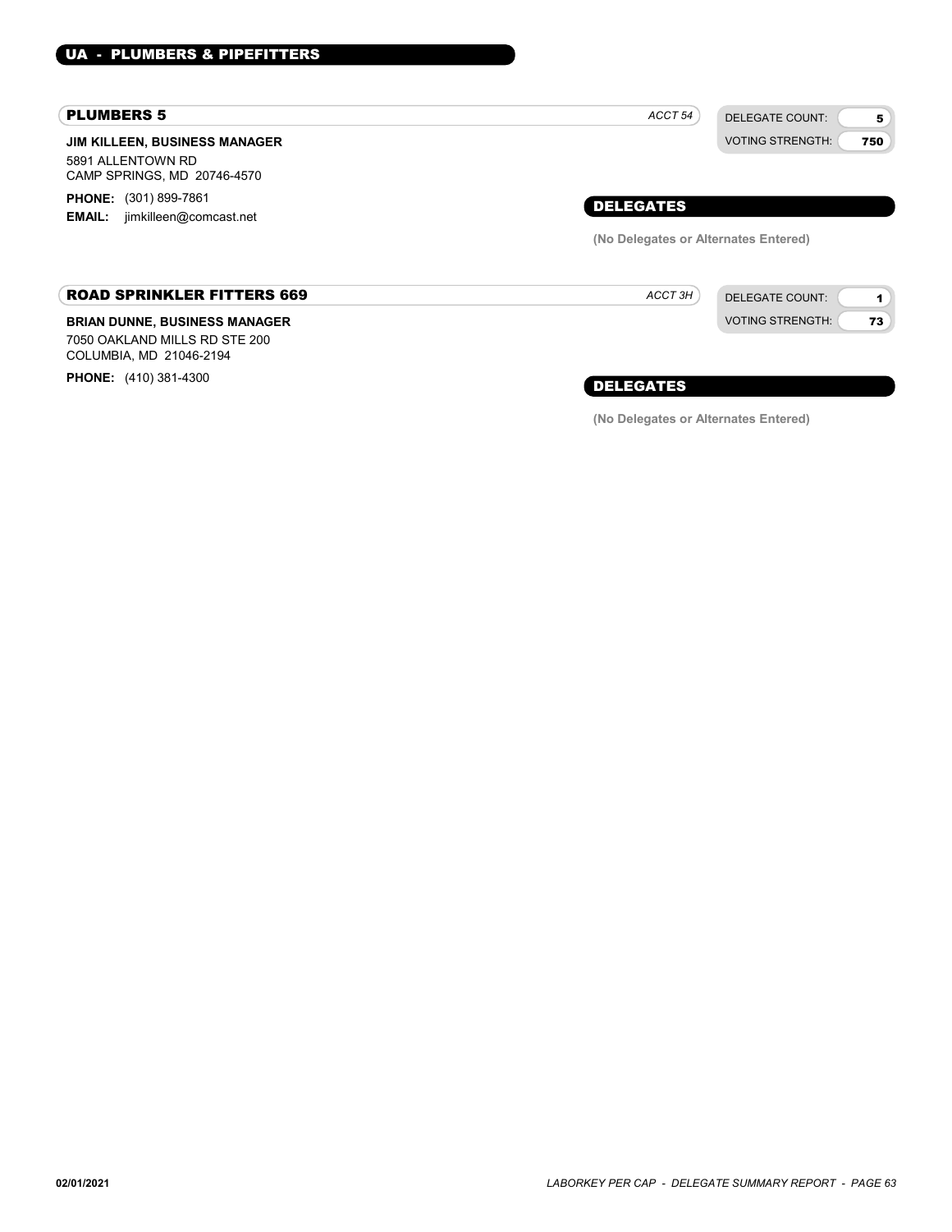## UA - PLUMBERS & PIPEFITTERS

### PLUMBERS 5

*ACCT 54*

DELEGATE COUNT: 5
VOTING STRENGTH: 750

**JIM KILLEEN, BUSINESS MANAGER**
5891 ALLENTOWN RD
CAMP SPRINGS, MD 20746-4570

**PHONE:** (301) 899-7861
**EMAIL:** jimkilleen@comcast.net

#### DELEGATES

**(No Delegates or Alternates Entered)**

### ROAD SPRINKLER FITTERS 669

*ACCT 3H*

DELEGATE COUNT: 1
VOTING STRENGTH: 73

**BRIAN DUNNE, BUSINESS MANAGER**
7050 OAKLAND MILLS RD STE 200
COLUMBIA, MD 21046-2194

**PHONE:** (410) 381-4300

#### DELEGATES

**(No Delegates or Alternates Entered)**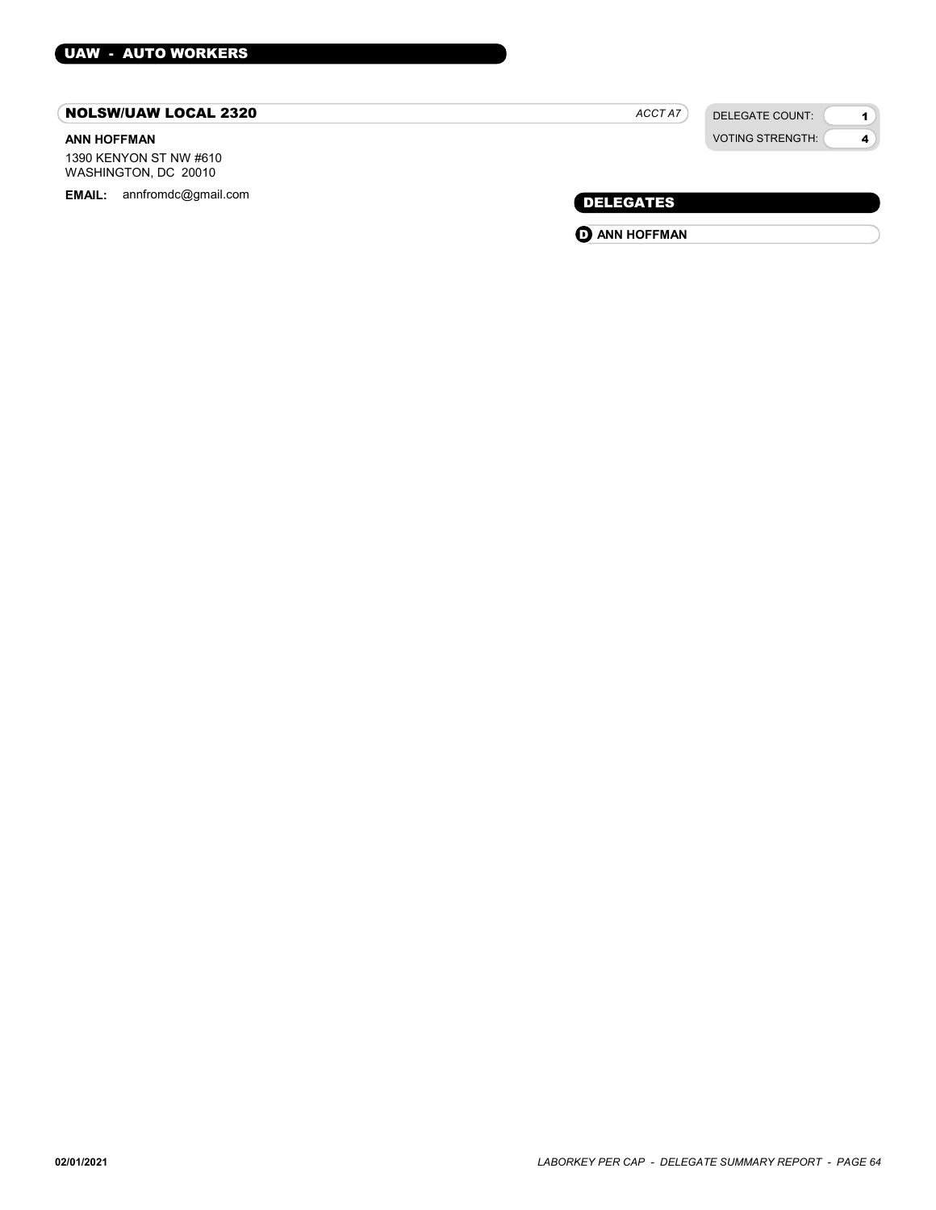## UAW - AUTO WORKERS

### NOLSW/UAW LOCAL 2320

*ACCT A7*

| DELEGATE COUNT: | 1 |
| --- | --- |
| VOTING STRENGTH: | 4 |

**ANN HOFFMAN**
1390 KENYON ST NW #610
WASHINGTON, DC 20010

**EMAIL:** annfromdc@gmail.com

#### DELEGATES

**D** **ANN HOFFMAN**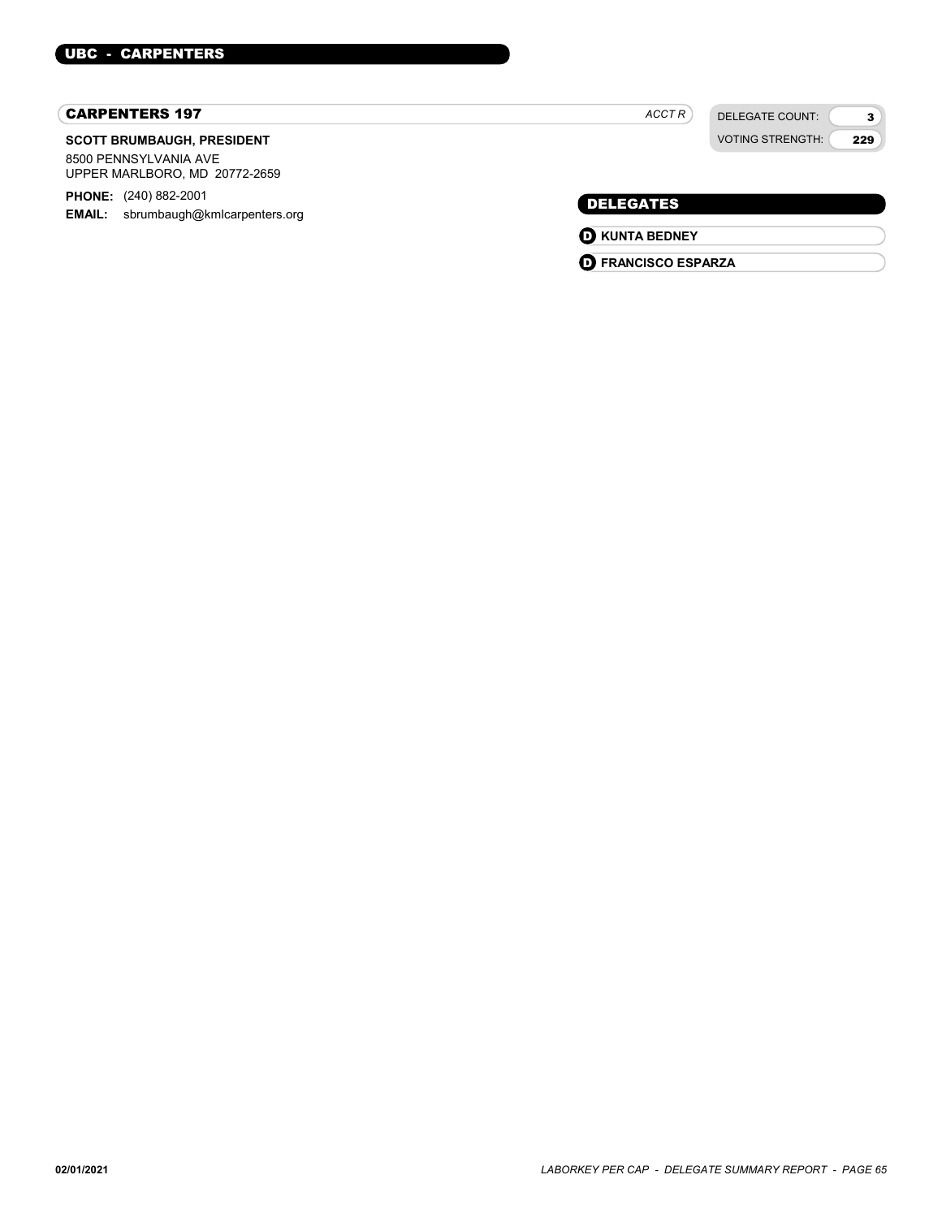## UBC - CARPENTERS

### CARPENTERS 197

*ACCT R*

| DELEGATE COUNT: | 3 |
| --- | --- |
| VOTING STRENGTH: | 229 |

**SCOTT BRUMBAUGH, PRESIDENT**

8500 PENNSYLVANIA AVE
UPPER MARLBORO, MD 20772-2659

**PHONE:** (240) 882-2001
**EMAIL:** sbrumbaugh@kmlcarpenters.org

#### DELEGATES

- **D** **KUNTA BEDNEY**
- **D** **FRANCISCO ESPARZA**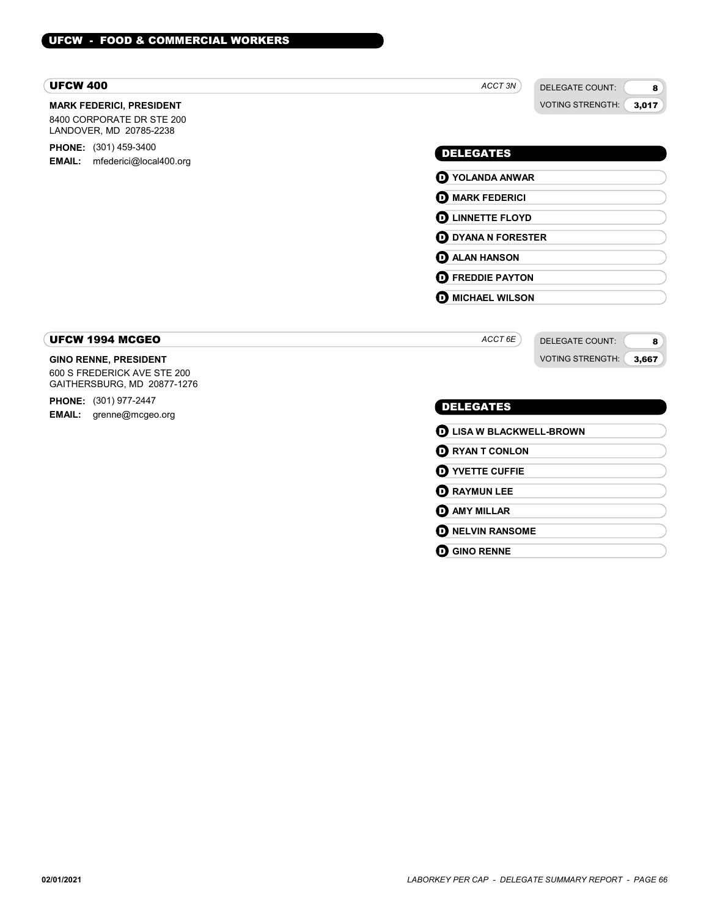## UFCW - FOOD & COMMERCIAL WORKERS

### UFCW 400

*ACCT 3N*

DELEGATE COUNT: **8**
VOTING STRENGTH: **3,017**

**MARK FEDERICI, PRESIDENT**
8400 CORPORATE DR STE 200
LANDOVER, MD 20785-2238

**PHONE:** (301) 459-3400
**EMAIL:** mfederici@local400.org

#### DELEGATES

- **D** YOLANDA ANWAR
- **D** MARK FEDERICI
- **D** LINNETTE FLOYD
- **D** DYANA N FORESTER
- **D** ALAN HANSON
- **D** FREDDIE PAYTON
- **D** MICHAEL WILSON

### UFCW 1994 MCGEO

*ACCT 6E*

DELEGATE COUNT: **8**
VOTING STRENGTH: **3,667**

**GINO RENNE, PRESIDENT**
600 S FREDERICK AVE STE 200
GAITHERSBURG, MD 20877-1276

**PHONE:** (301) 977-2447
**EMAIL:** grenne@mcgeo.org

#### DELEGATES

- **D** LISA W BLACKWELL-BROWN
- **D** RYAN T CONLON
- **D** YVETTE CUFFIE
- **D** RAYMUN LEE
- **D** AMY MILLAR
- **D** NELVIN RANSOME
- **D** GINO RENNE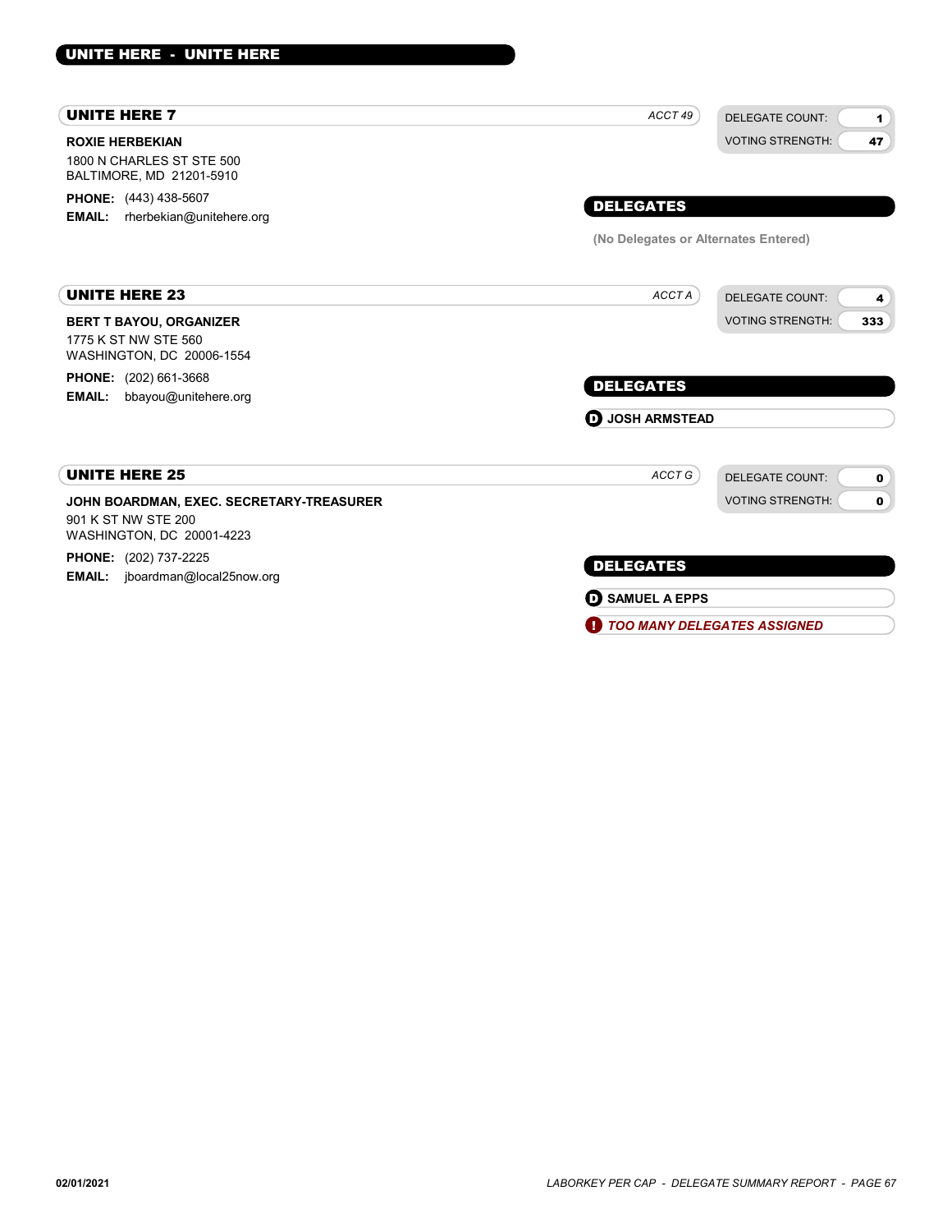# UNITE HERE - UNITE HERE

## UNITE HERE 7

*ACCT 49*

DELEGATE COUNT: **1**
VOTING STRENGTH: **47**

**ROXIE HERBEKIAN**
1800 N CHARLES ST STE 500
BALTIMORE, MD 21201-5910

**PHONE:** (443) 438-5607
**EMAIL:** rherbekian@unitehere.org

### DELEGATES

(No Delegates or Alternates Entered)

## UNITE HERE 23

*ACCT A*

DELEGATE COUNT: **4**
VOTING STRENGTH: **333**

**BERT T BAYOU, ORGANIZER**
1775 K ST NW STE 560
WASHINGTON, DC 20006-1554

**PHONE:** (202) 661-3668
**EMAIL:** bbayou@unitehere.org

### DELEGATES

- D **JOSH ARMSTEAD**

## UNITE HERE 25

*ACCT G*

DELEGATE COUNT: **0**
VOTING STRENGTH: **0**

**JOHN BOARDMAN, EXEC. SECRETARY-TREASURER**
901 K ST NW STE 200
WASHINGTON, DC 20001-4223

**PHONE:** (202) 737-2225
**EMAIL:** jboardman@local25now.org

### DELEGATES

- D **SAMUEL A EPPS**
- ! ***TOO MANY DELEGATES ASSIGNED***

02/01/2021

*LABORKEY PER CAP - DELEGATE SUMMARY REPORT*